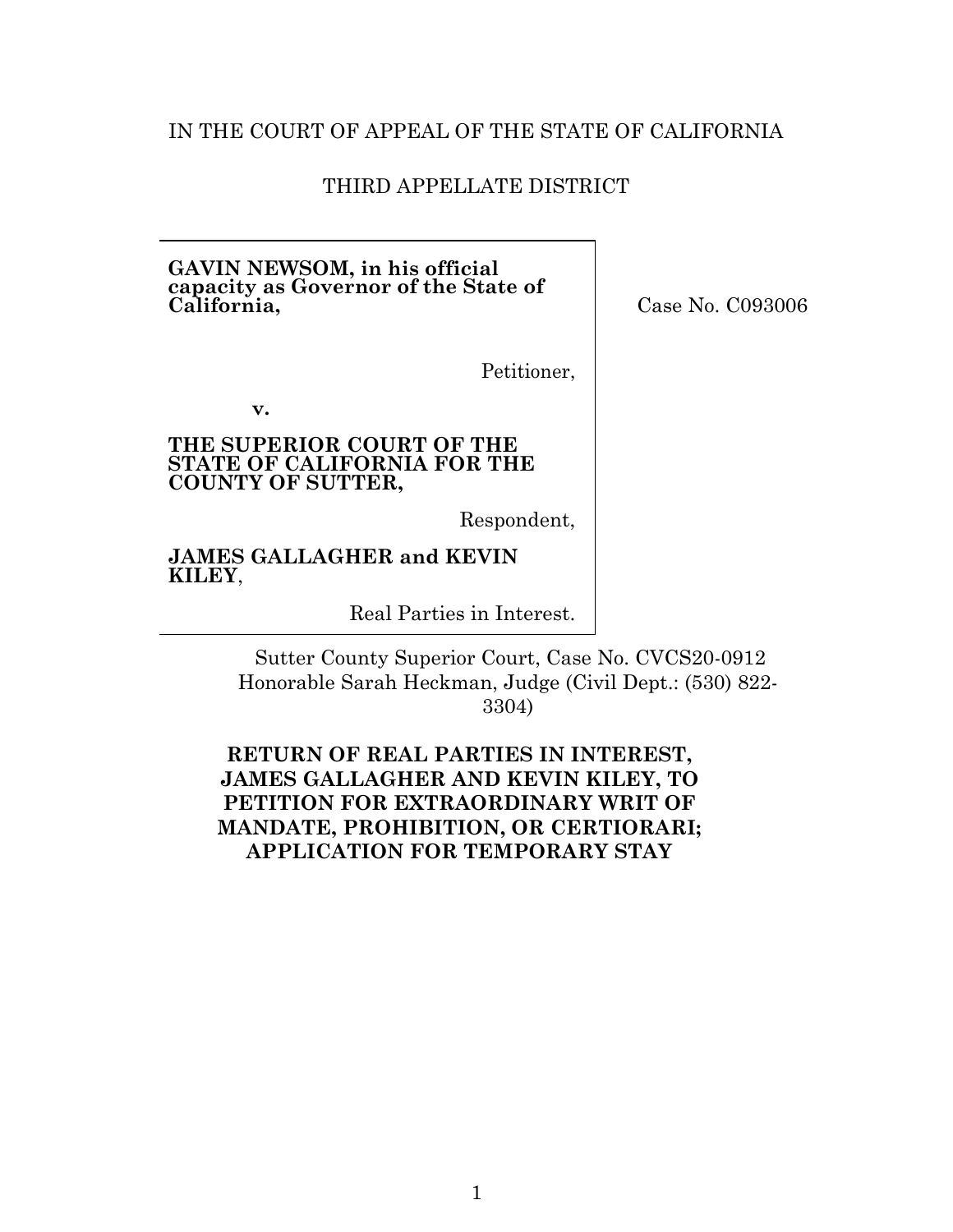IN THE COURT OF APPEAL OF THE STATE OF CALIFORNIA

THIRD APPELLATE DISTRICT

| | |
|---|---|
| **GAVIN NEWSOM, in his official capacity as Governor of the State of California,**<br><br>Petitioner,<br><br>**v.**<br><br>**THE SUPERIOR COURT OF THE STATE OF CALIFORNIA FOR THE COUNTY OF SUTTER,**<br><br>Respondent,<br><br>**JAMES GALLAGHER and KEVIN KILEY**,<br><br>Real Parties in Interest. | Case No. C093006 |

Sutter County Superior Court, Case No. CVCS20-0912
Honorable Sarah Heckman, Judge (Civil Dept.: (530) 822-3304)

**RETURN OF REAL PARTIES IN INTEREST, JAMES GALLAGHER AND KEVIN KILEY, TO PETITION FOR EXTRAORDINARY WRIT OF MANDATE, PROHIBITION, OR CERTIORARI; APPLICATION FOR TEMPORARY STAY**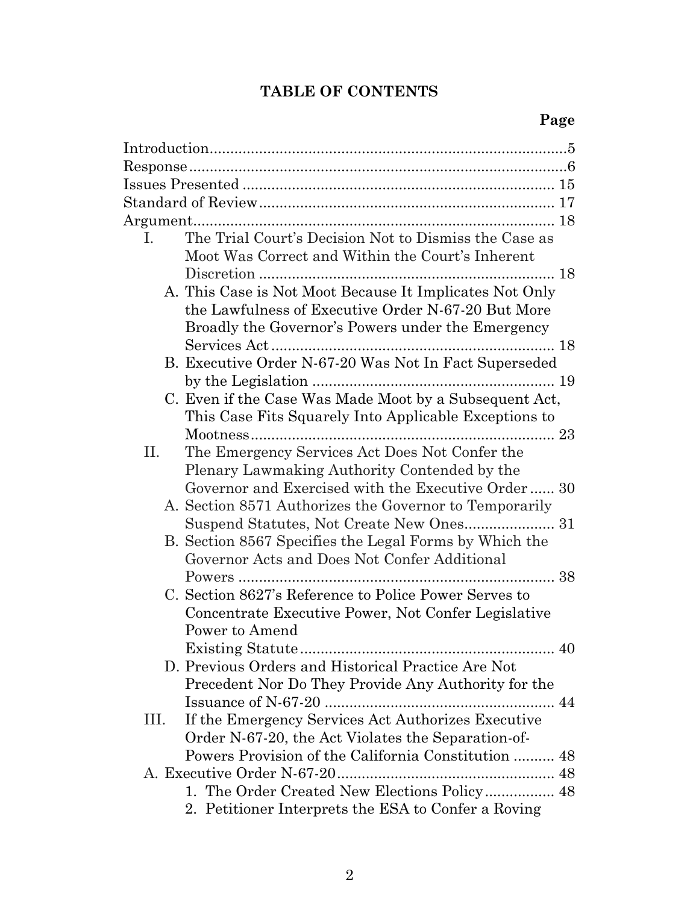# TABLE OF CONTENTS

**Page**

Introduction........................................................................................5
Response............................................................................................6
Issues Presented ............................................................................ 15
Standard of Review........................................................................ 17
Argument........................................................................................ 18

- I. The Trial Court's Decision Not to Dismiss the Case as Moot Was Correct and Within the Court's Inherent Discretion ........................................................................ 18
  - A. This Case is Not Moot Because It Implicates Not Only the Lawfulness of Executive Order N-67-20 But More Broadly the Governor's Powers under the Emergency Services Act ..................................................................... 18
  - B. Executive Order N-67-20 Was Not In Fact Superseded by the Legislation ........................................................... 19
  - C. Even if the Case Was Made Moot by a Subsequent Act, This Case Fits Squarely Into Applicable Exceptions to Mootness.......................................................................... 23
- II. The Emergency Services Act Does Not Confer the Plenary Lawmaking Authority Contended by the Governor and Exercised with the Executive Order ...... 30
  - A. Section 8571 Authorizes the Governor to Temporarily Suspend Statutes, Not Create New Ones...................... 31
  - B. Section 8567 Specifies the Legal Forms by Which the Governor Acts and Does Not Confer Additional Powers ............................................................................. 38
  - C. Section 8627's Reference to Police Power Serves to Concentrate Executive Power, Not Confer Legislative Power to Amend Existing Statute.............................................................. 40
  - D. Previous Orders and Historical Practice Are Not Precedent Nor Do They Provide Any Authority for the Issuance of N-67-20 ........................................................ 44
- III. If the Emergency Services Act Authorizes Executive Order N-67-20, the Act Violates the Separation-of-Powers Provision of the California Constitution .......... 48
  - A. Executive Order N-67-20..................................................... 48
    - 1. The Order Created New Elections Policy................. 48
    - 2. Petitioner Interprets the ESA to Confer a Roving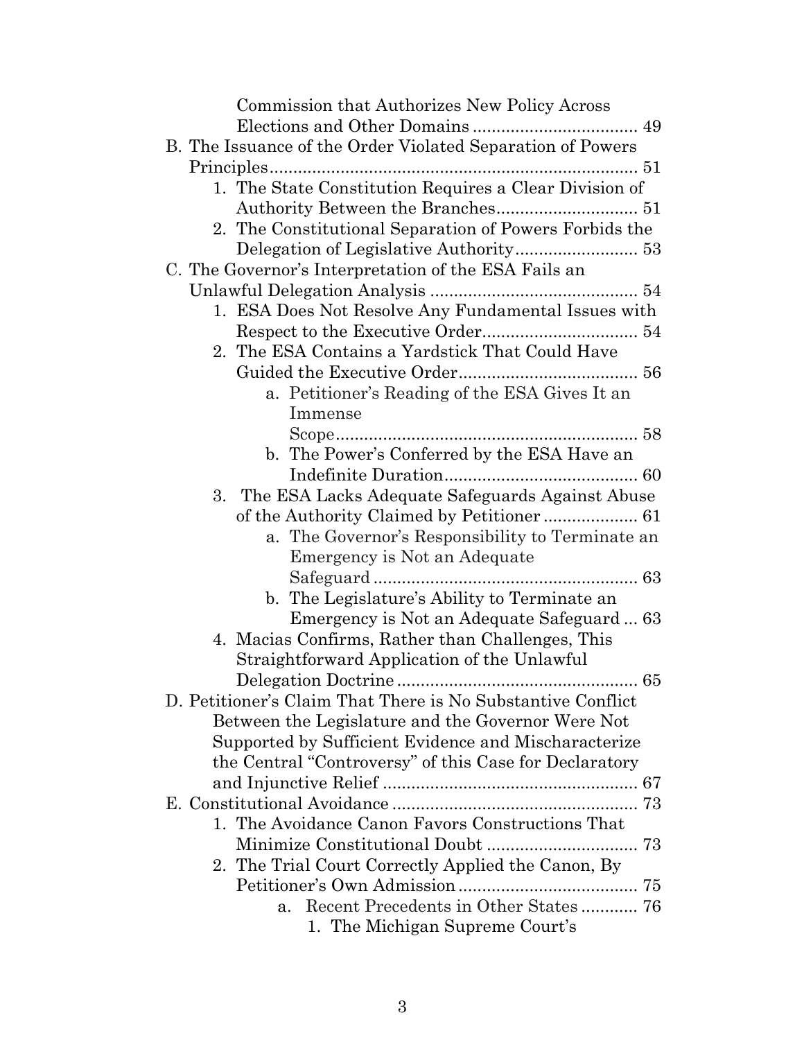Commission that Authorizes New Policy Across Elections and Other Domains .................................. 49

B. The Issuance of the Order Violated Separation of Powers Principles ........................................................................ 51
   1. The State Constitution Requires a Clear Division of Authority Between the Branches ............................. 51
   2. The Constitutional Separation of Powers Forbids the Delegation of Legislative Authority .......................... 53

C. The Governor's Interpretation of the ESA Fails an Unlawful Delegation Analysis ............................................ 54
   1. ESA Does Not Resolve Any Fundamental Issues with Respect to the Executive Order ................................ 54
   2. The ESA Contains a Yardstick That Could Have Guided the Executive Order ..................................... 56
      a. Petitioner's Reading of the ESA Gives It an Immense Scope ................................................................ 58
      b. The Power's Conferred by the ESA Have an Indefinite Duration ......................................... 60
   3. The ESA Lacks Adequate Safeguards Against Abuse of the Authority Claimed by Petitioner .................... 61
      a. The Governor's Responsibility to Terminate an Emergency is Not an Adequate Safeguard ....................................................... 63
      b. The Legislature's Ability to Terminate an Emergency is Not an Adequate Safeguard ... 63
   4. Macias Confirms, Rather than Challenges, This Straightforward Application of the Unlawful Delegation Doctrine ................................................... 65

D. Petitioner's Claim That There is No Substantive Conflict Between the Legislature and the Governor Were Not Supported by Sufficient Evidence and Mischaracterize the Central "Controversy" of this Case for Declaratory and Injunctive Relief ...................................................... 67

E. Constitutional Avoidance .................................................... 73
   1. The Avoidance Canon Favors Constructions That Minimize Constitutional Doubt ................................ 73
   2. The Trial Court Correctly Applied the Canon, By Petitioner's Own Admission ..................................... 75
      a. Recent Precedents in Other States ............ 76
         1. The Michigan Supreme Court's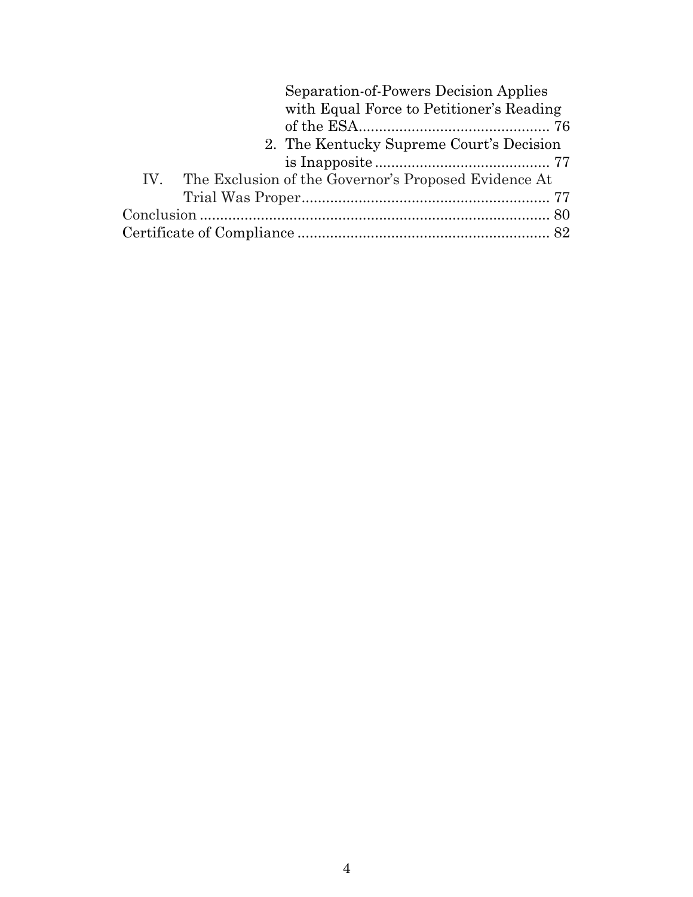Separation-of-Powers Decision Applies with Equal Force to Petitioner's Reading of the ESA ............................................ 76

2. The Kentucky Supreme Court's Decision is Inapposite ........................................ 77

IV. The Exclusion of the Governor's Proposed Evidence At Trial Was Proper .......................................................... 77

Conclusion .................................................................................. 80

Certificate of Compliance .......................................................... 82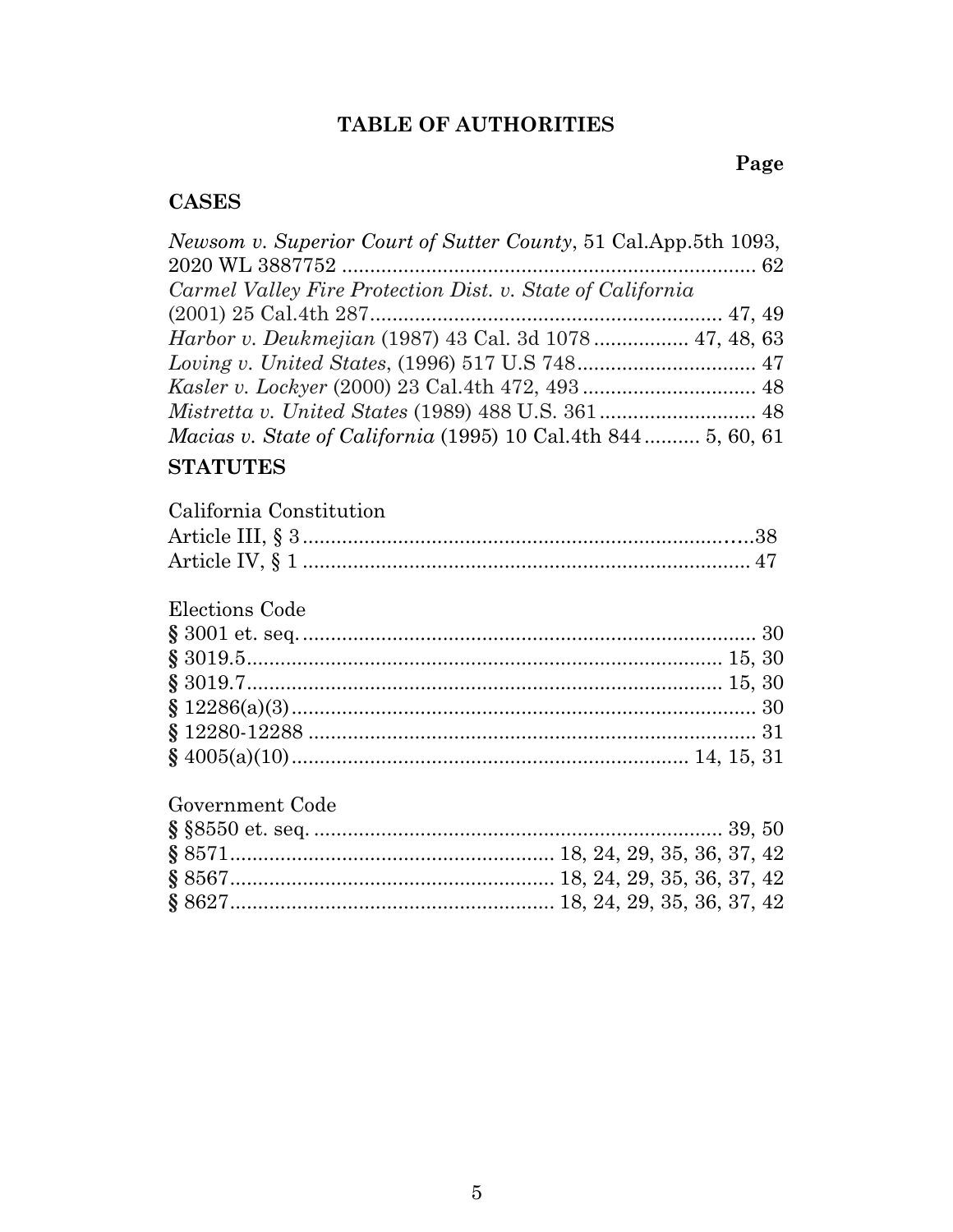# TABLE OF AUTHORITIES

**Page**

## CASES

*Newsom v. Superior Court of Sutter County*, 51 Cal.App.5th 1093, 2020 WL 3887752 ........................................................................... 62

*Carmel Valley Fire Protection Dist. v. State of California* (2001) 25 Cal.4th 287............................................................... 47, 49

*Harbor v. Deukmejian* (1987) 43 Cal. 3d 1078 ................ 47, 48, 63

*Loving v. United States*, (1996) 517 U.S 748................................ 47

*Kasler v. Lockyer* (2000) 23 Cal.4th 472, 493 ............................... 48

*Mistretta v. United States* (1989) 488 U.S. 361 ............................ 48

*Macias v. State of California* (1995) 10 Cal.4th 844 .......... 5, 60, 61

## STATUTES

California Constitution

Article III, § 3 ..............................................................................38

Article IV, § 1 ............................................................................... 47

Elections Code

**§** 3001 et. seq. ................................................................................ 30

**§** 3019.5..................................................................................... 15, 30

**§** 3019.7..................................................................................... 15, 30

**§** 12286(a)(3)................................................................................... 30

**§** 12280-12288 ................................................................................ 31

**§** 4005(a)(10).................................................................... 14, 15, 31

Government Code

**§** §8550 et. seq. ......................................................................... 39, 50

**§** 8571.......................................................... 18, 24, 29, 35, 36, 37, 42

**§** 8567.......................................................... 18, 24, 29, 35, 36, 37, 42

**§** 8627.......................................................... 18, 24, 29, 35, 36, 37, 42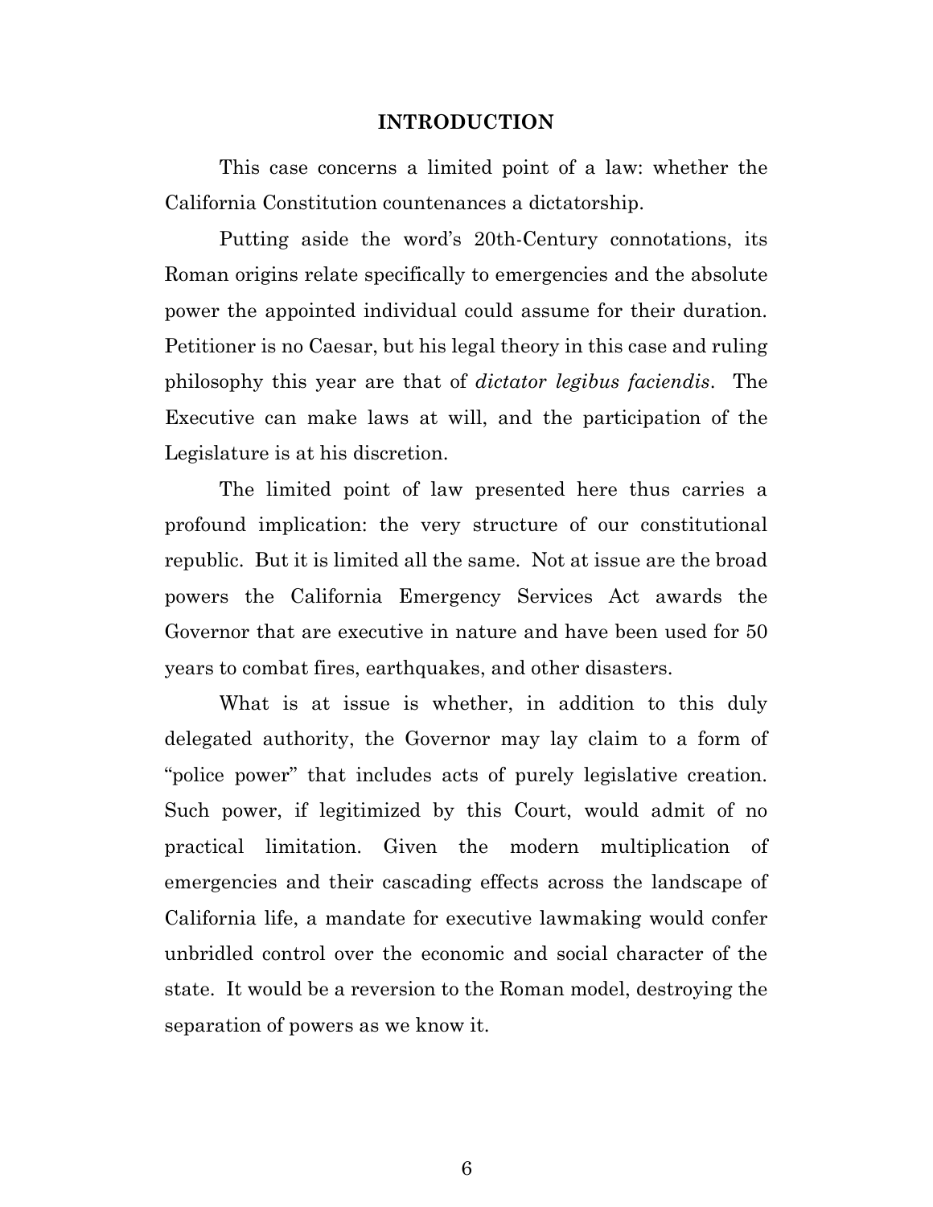## INTRODUCTION

This case concerns a limited point of a law: whether the California Constitution countenances a dictatorship.

Putting aside the word's 20th-Century connotations, its Roman origins relate specifically to emergencies and the absolute power the appointed individual could assume for their duration. Petitioner is no Caesar, but his legal theory in this case and ruling philosophy this year are that of *dictator legibus faciendis*. The Executive can make laws at will, and the participation of the Legislature is at his discretion.

The limited point of law presented here thus carries a profound implication: the very structure of our constitutional republic. But it is limited all the same. Not at issue are the broad powers the California Emergency Services Act awards the Governor that are executive in nature and have been used for 50 years to combat fires, earthquakes, and other disasters.

What is at issue is whether, in addition to this duly delegated authority, the Governor may lay claim to a form of "police power" that includes acts of purely legislative creation. Such power, if legitimized by this Court, would admit of no practical limitation. Given the modern multiplication of emergencies and their cascading effects across the landscape of California life, a mandate for executive lawmaking would confer unbridled control over the economic and social character of the state. It would be a reversion to the Roman model, destroying the separation of powers as we know it.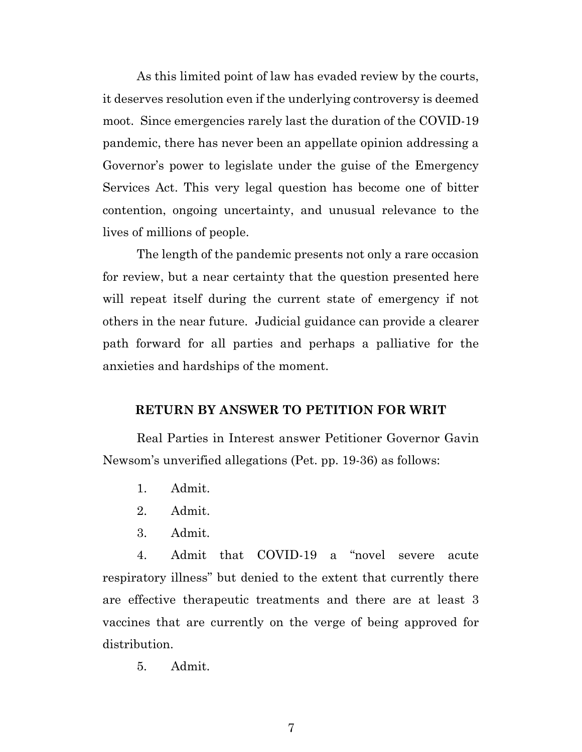As this limited point of law has evaded review by the courts, it deserves resolution even if the underlying controversy is deemed moot. Since emergencies rarely last the duration of the COVID-19 pandemic, there has never been an appellate opinion addressing a Governor's power to legislate under the guise of the Emergency Services Act. This very legal question has become one of bitter contention, ongoing uncertainty, and unusual relevance to the lives of millions of people.

The length of the pandemic presents not only a rare occasion for review, but a near certainty that the question presented here will repeat itself during the current state of emergency if not others in the near future. Judicial guidance can provide a clearer path forward for all parties and perhaps a palliative for the anxieties and hardships of the moment.

**RETURN BY ANSWER TO PETITION FOR WRIT**

Real Parties in Interest answer Petitioner Governor Gavin Newsom's unverified allegations (Pet. pp. 19-36) as follows:

1. Admit.
2. Admit.
3. Admit.
4. Admit that COVID-19 a "novel severe acute respiratory illness" but denied to the extent that currently there are effective therapeutic treatments and there are at least 3 vaccines that are currently on the verge of being approved for distribution.
5. Admit.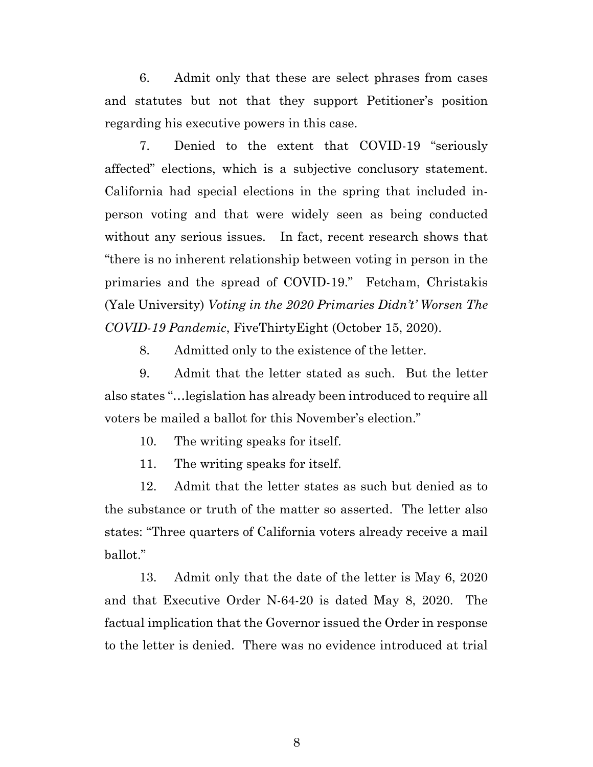6. Admit only that these are select phrases from cases and statutes but not that they support Petitioner's position regarding his executive powers in this case.

7. Denied to the extent that COVID-19 "seriously affected" elections, which is a subjective conclusory statement. California had special elections in the spring that included in-person voting and that were widely seen as being conducted without any serious issues. In fact, recent research shows that "there is no inherent relationship between voting in person in the primaries and the spread of COVID-19." Fetcham, Christakis (Yale University) *Voting in the 2020 Primaries Didn't' Worsen The COVID-19 Pandemic*, FiveThirtyEight (October 15, 2020).

8. Admitted only to the existence of the letter.

9. Admit that the letter stated as such. But the letter also states "…legislation has already been introduced to require all voters be mailed a ballot for this November's election."

10. The writing speaks for itself.

11. The writing speaks for itself.

12. Admit that the letter states as such but denied as to the substance or truth of the matter so asserted. The letter also states: "Three quarters of California voters already receive a mail ballot."

13. Admit only that the date of the letter is May 6, 2020 and that Executive Order N-64-20 is dated May 8, 2020. The factual implication that the Governor issued the Order in response to the letter is denied. There was no evidence introduced at trial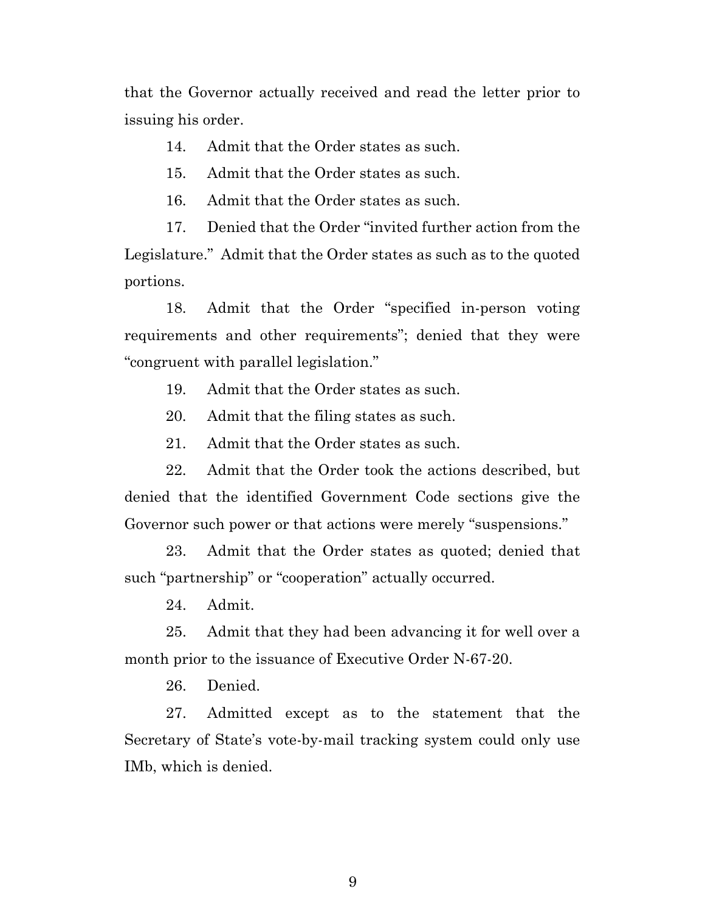that the Governor actually received and read the letter prior to issuing his order.

14. Admit that the Order states as such.

15. Admit that the Order states as such.

16. Admit that the Order states as such.

17. Denied that the Order "invited further action from the Legislature." Admit that the Order states as such as to the quoted portions.

18. Admit that the Order "specified in-person voting requirements and other requirements"; denied that they were "congruent with parallel legislation."

19. Admit that the Order states as such.

20. Admit that the filing states as such.

21. Admit that the Order states as such.

22. Admit that the Order took the actions described, but denied that the identified Government Code sections give the Governor such power or that actions were merely "suspensions."

23. Admit that the Order states as quoted; denied that such "partnership" or "cooperation" actually occurred.

24. Admit.

25. Admit that they had been advancing it for well over a month prior to the issuance of Executive Order N-67-20.

26. Denied.

27. Admitted except as to the statement that the Secretary of State's vote-by-mail tracking system could only use IMb, which is denied.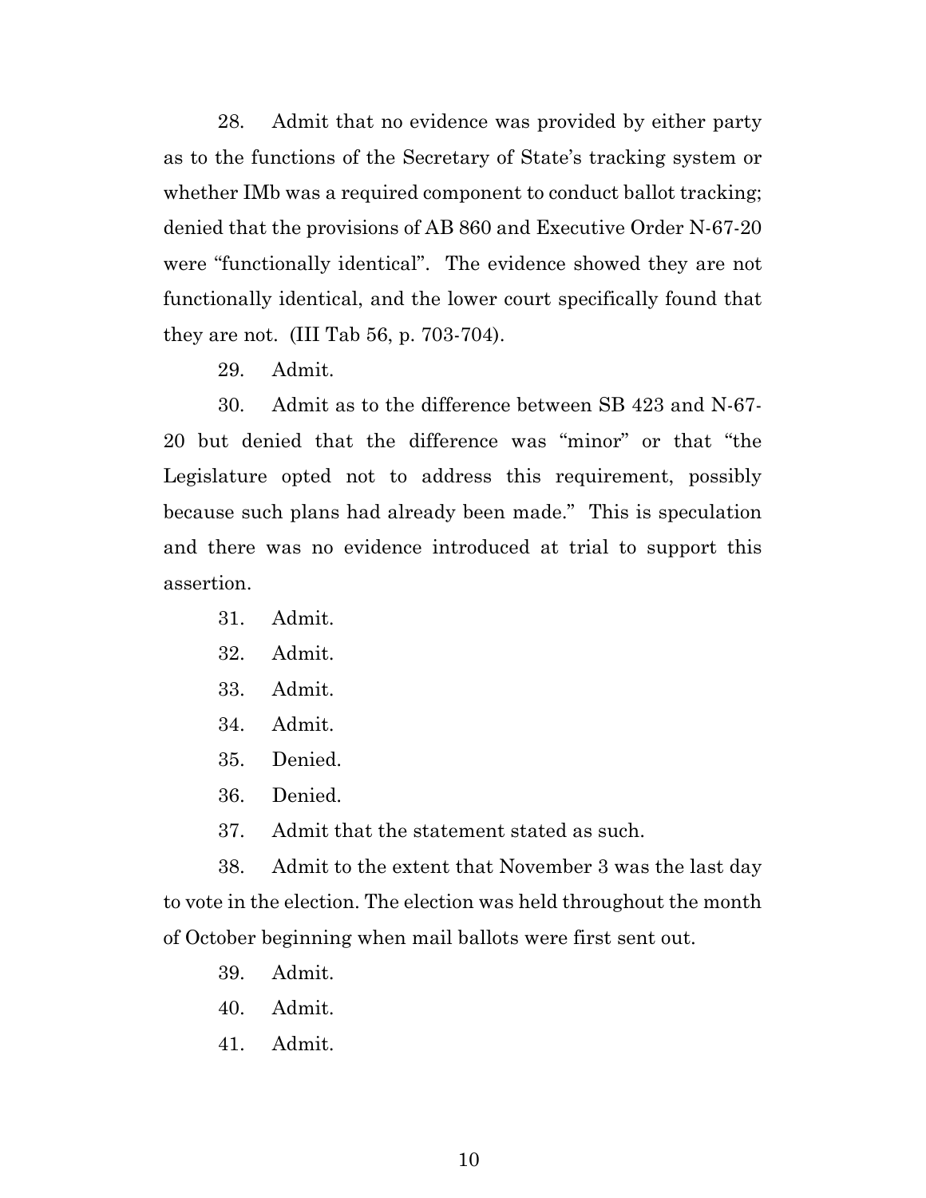28. Admit that no evidence was provided by either party as to the functions of the Secretary of State's tracking system or whether IMb was a required component to conduct ballot tracking; denied that the provisions of AB 860 and Executive Order N-67-20 were "functionally identical". The evidence showed they are not functionally identical, and the lower court specifically found that they are not. (III Tab 56, p. 703-704).

29. Admit.

30. Admit as to the difference between SB 423 and N-67-20 but denied that the difference was "minor" or that "the Legislature opted not to address this requirement, possibly because such plans had already been made." This is speculation and there was no evidence introduced at trial to support this assertion.

31. Admit.

32. Admit.

33. Admit.

34. Admit.

35. Denied.

36. Denied.

37. Admit that the statement stated as such.

38. Admit to the extent that November 3 was the last day to vote in the election. The election was held throughout the month of October beginning when mail ballots were first sent out.

39. Admit.

40. Admit.

41. Admit.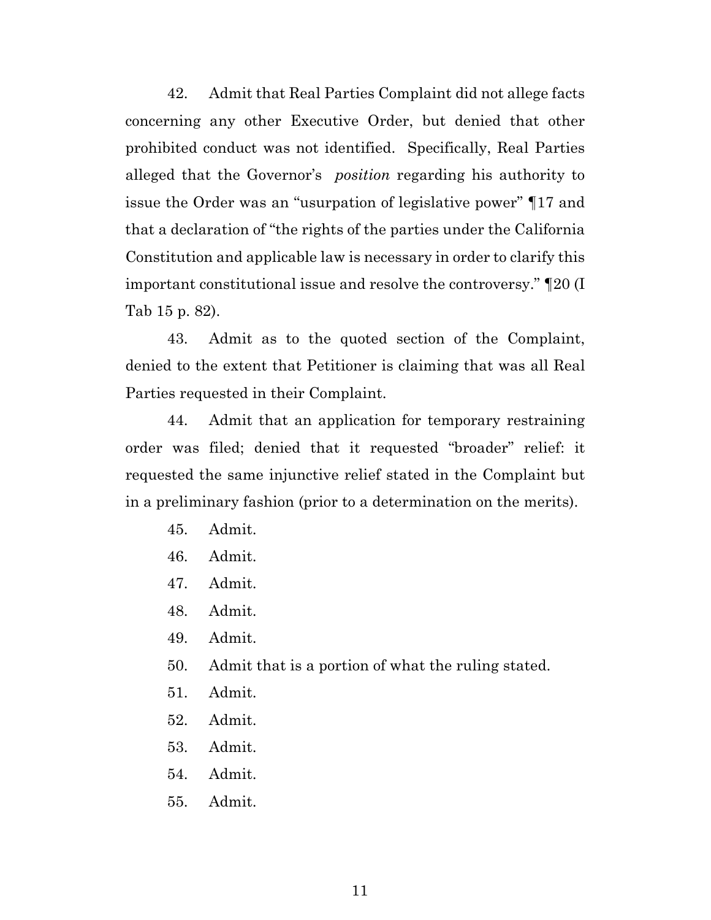42. Admit that Real Parties Complaint did not allege facts concerning any other Executive Order, but denied that other prohibited conduct was not identified. Specifically, Real Parties alleged that the Governor's *position* regarding his authority to issue the Order was an "usurpation of legislative power" ¶17 and that a declaration of "the rights of the parties under the California Constitution and applicable law is necessary in order to clarify this important constitutional issue and resolve the controversy." ¶20 (I Tab 15 p. 82).

43. Admit as to the quoted section of the Complaint, denied to the extent that Petitioner is claiming that was all Real Parties requested in their Complaint.

44. Admit that an application for temporary restraining order was filed; denied that it requested "broader" relief: it requested the same injunctive relief stated in the Complaint but in a preliminary fashion (prior to a determination on the merits).

45. Admit.

46. Admit.

47. Admit.

48. Admit.

49. Admit.

50. Admit that is a portion of what the ruling stated.

51. Admit.

52. Admit.

53. Admit.

54. Admit.

55. Admit.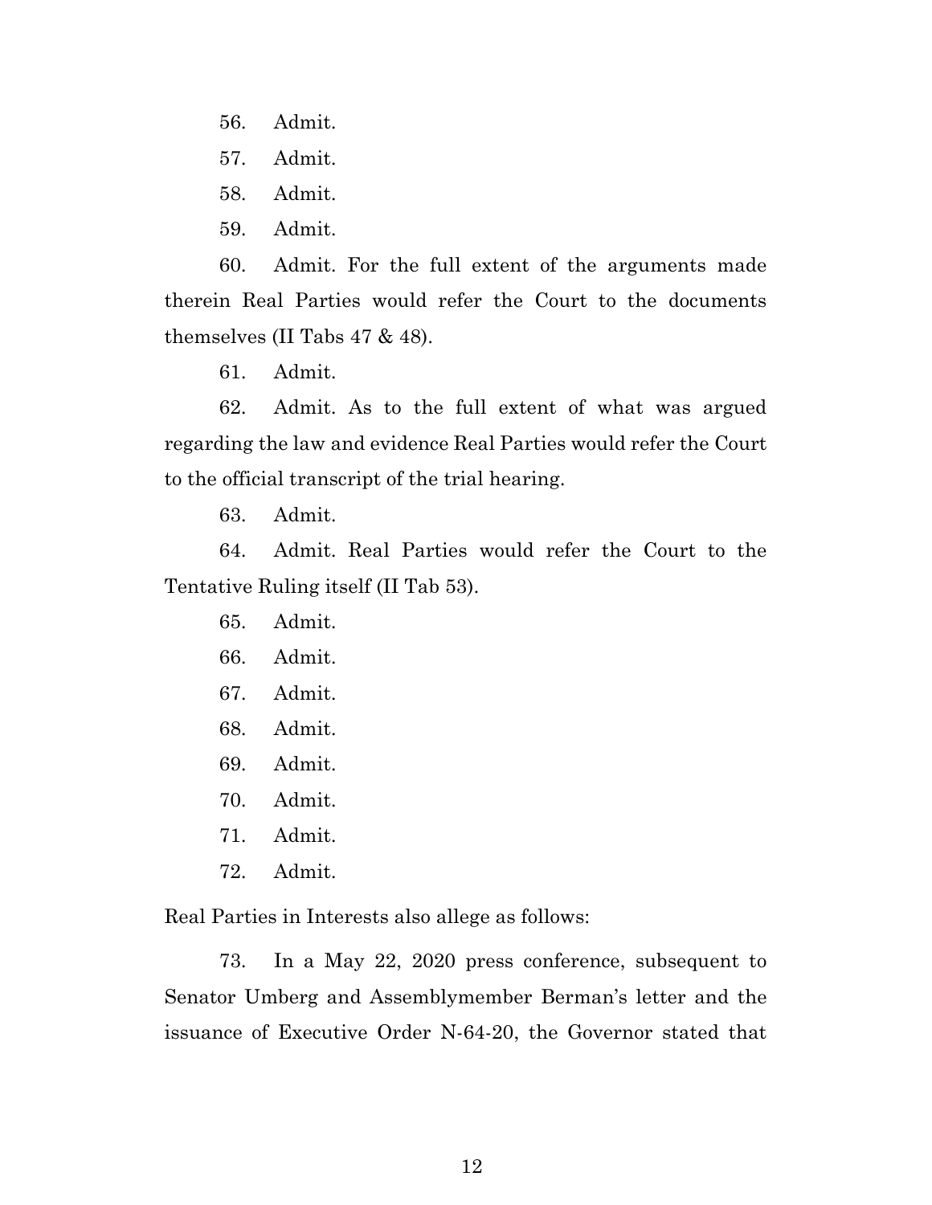56. Admit.

57. Admit.

58. Admit.

59. Admit.

60. Admit. For the full extent of the arguments made therein Real Parties would refer the Court to the documents themselves (II Tabs 47 & 48).

61. Admit.

62. Admit. As to the full extent of what was argued regarding the law and evidence Real Parties would refer the Court to the official transcript of the trial hearing.

63. Admit.

64. Admit. Real Parties would refer the Court to the Tentative Ruling itself (II Tab 53).

65. Admit.

66. Admit.

67. Admit.

68. Admit.

69. Admit.

70. Admit.

71. Admit.

72. Admit.

Real Parties in Interests also allege as follows:

73. In a May 22, 2020 press conference, subsequent to Senator Umberg and Assemblymember Berman's letter and the issuance of Executive Order N-64-20, the Governor stated that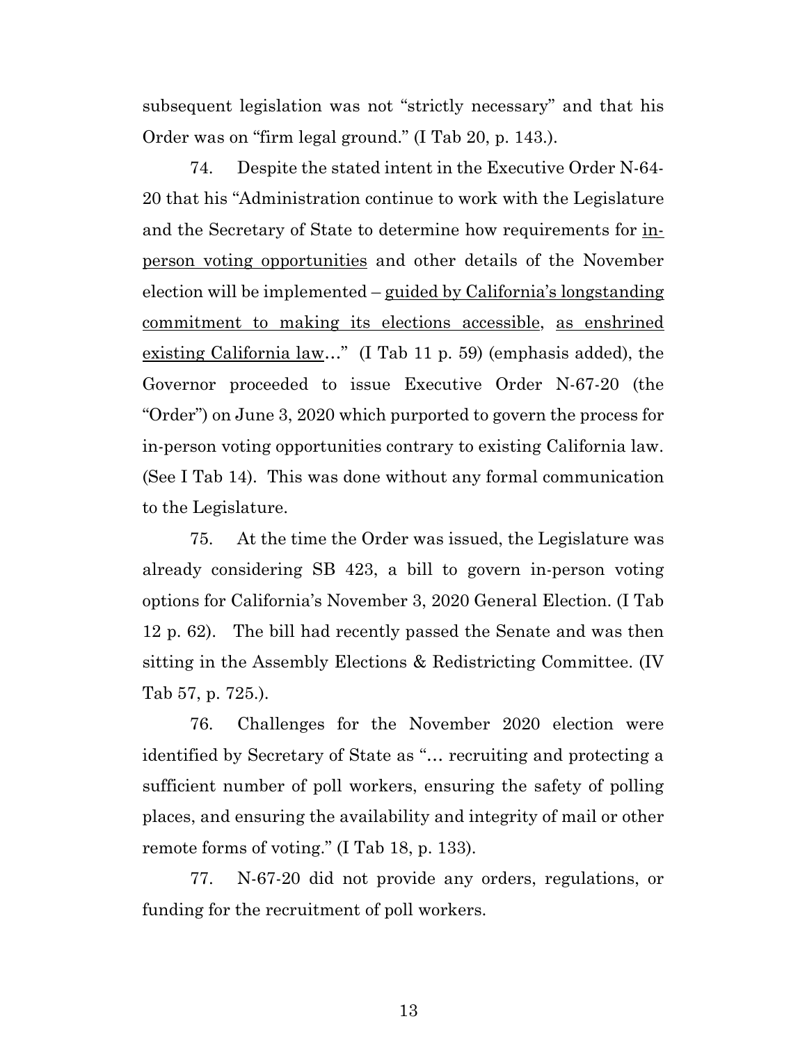subsequent legislation was not "strictly necessary" and that his Order was on "firm legal ground." (I Tab 20, p. 143.).

74. Despite the stated intent in the Executive Order N-64-20 that his "Administration continue to work with the Legislature and the Secretary of State to determine how requirements for <u>in-person voting opportunities</u> and other details of the November election will be implemented – <u>guided by California's longstanding commitment to making its elections accessible</u>, <u>as enshrined existing California law</u>…" (I Tab 11 p. 59) (emphasis added), the Governor proceeded to issue Executive Order N-67-20 (the "Order") on June 3, 2020 which purported to govern the process for in-person voting opportunities contrary to existing California law. (See I Tab 14). This was done without any formal communication to the Legislature.

75. At the time the Order was issued, the Legislature was already considering SB 423, a bill to govern in-person voting options for California's November 3, 2020 General Election. (I Tab 12 p. 62). The bill had recently passed the Senate and was then sitting in the Assembly Elections & Redistricting Committee. (IV Tab 57, p. 725.).

76. Challenges for the November 2020 election were identified by Secretary of State as "… recruiting and protecting a sufficient number of poll workers, ensuring the safety of polling places, and ensuring the availability and integrity of mail or other remote forms of voting." (I Tab 18, p. 133).

77. N-67-20 did not provide any orders, regulations, or funding for the recruitment of poll workers.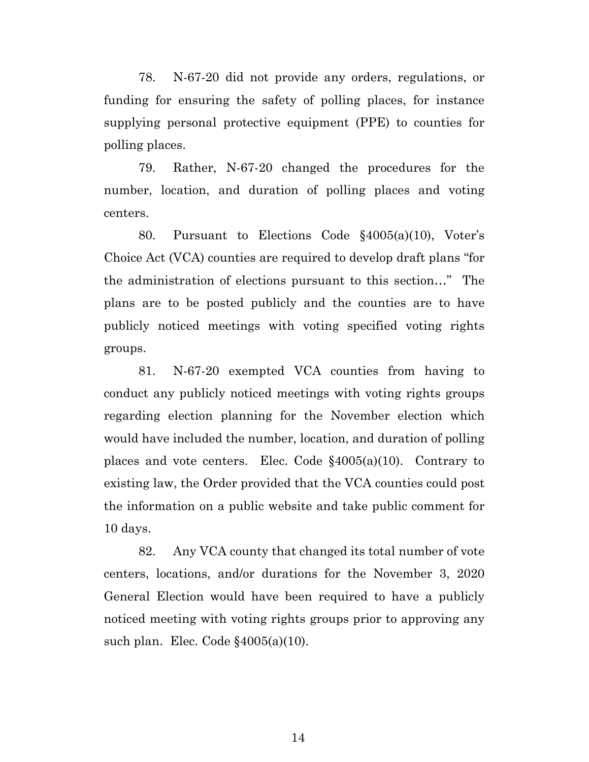78. N-67-20 did not provide any orders, regulations, or funding for ensuring the safety of polling places, for instance supplying personal protective equipment (PPE) to counties for polling places.

79. Rather, N-67-20 changed the procedures for the number, location, and duration of polling places and voting centers.

80. Pursuant to Elections Code §4005(a)(10), Voter's Choice Act (VCA) counties are required to develop draft plans "for the administration of elections pursuant to this section…" The plans are to be posted publicly and the counties are to have publicly noticed meetings with voting specified voting rights groups.

81. N-67-20 exempted VCA counties from having to conduct any publicly noticed meetings with voting rights groups regarding election planning for the November election which would have included the number, location, and duration of polling places and vote centers. Elec. Code §4005(a)(10). Contrary to existing law, the Order provided that the VCA counties could post the information on a public website and take public comment for 10 days.

82. Any VCA county that changed its total number of vote centers, locations, and/or durations for the November 3, 2020 General Election would have been required to have a publicly noticed meeting with voting rights groups prior to approving any such plan. Elec. Code §4005(a)(10).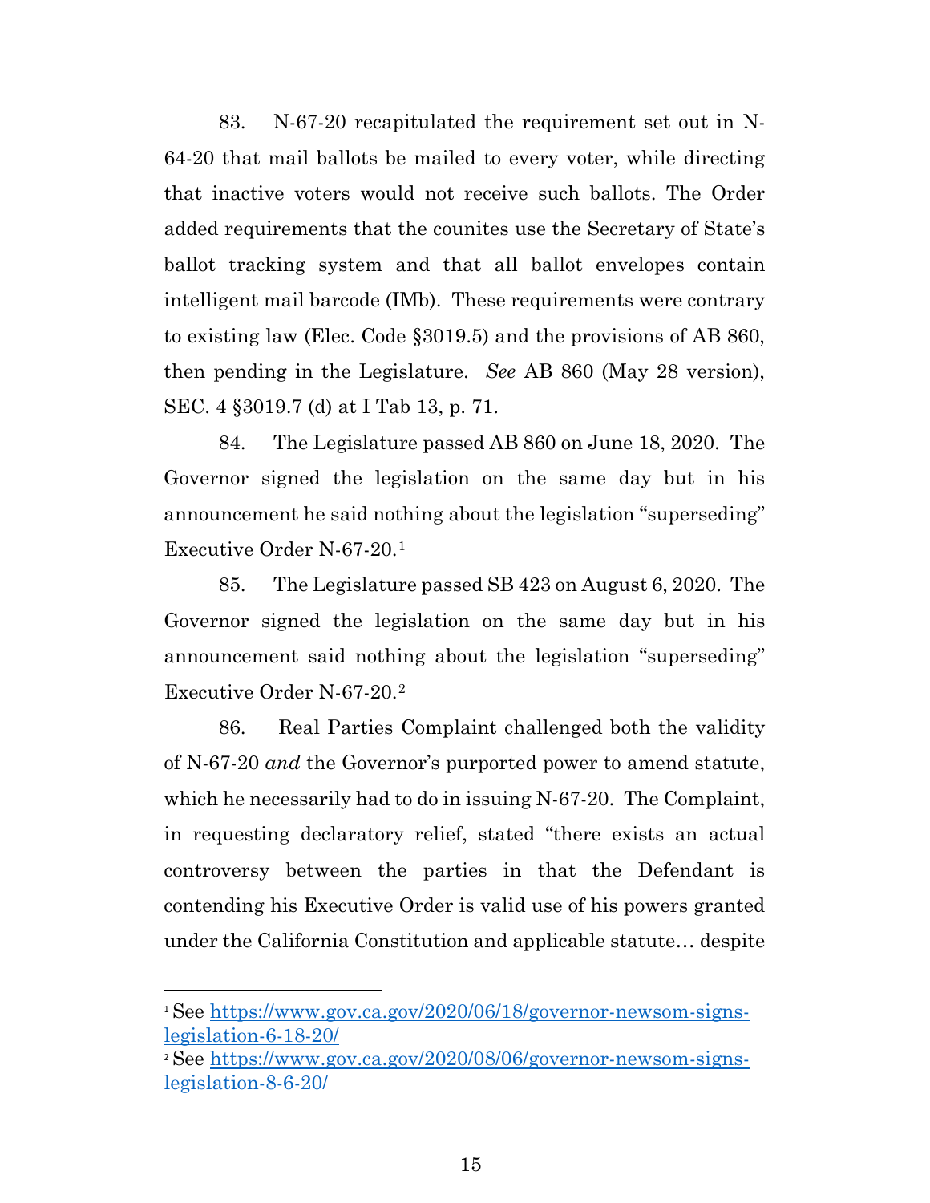83. N-67-20 recapitulated the requirement set out in N-64-20 that mail ballots be mailed to every voter, while directing that inactive voters would not receive such ballots. The Order added requirements that the counites use the Secretary of State's ballot tracking system and that all ballot envelopes contain intelligent mail barcode (IMb). These requirements were contrary to existing law (Elec. Code §3019.5) and the provisions of AB 860, then pending in the Legislature. *See* AB 860 (May 28 version), SEC. 4 §3019.7 (d) at I Tab 13, p. 71.

84. The Legislature passed AB 860 on June 18, 2020. The Governor signed the legislation on the same day but in his announcement he said nothing about the legislation "superseding" Executive Order N-67-20.[1]

85. The Legislature passed SB 423 on August 6, 2020. The Governor signed the legislation on the same day but in his announcement said nothing about the legislation "superseding" Executive Order N-67-20.[2]

86. Real Parties Complaint challenged both the validity of N-67-20 *and* the Governor's purported power to amend statute, which he necessarily had to do in issuing N-67-20. The Complaint, in requesting declaratory relief, stated "there exists an actual controversy between the parties in that the Defendant is contending his Executive Order is valid use of his powers granted under the California Constitution and applicable statute… despite

---

[1] See https://www.gov.ca.gov/2020/06/18/governor-newsom-signs-legislation-6-18-20/

[2] See https://www.gov.ca.gov/2020/08/06/governor-newsom-signs-legislation-8-6-20/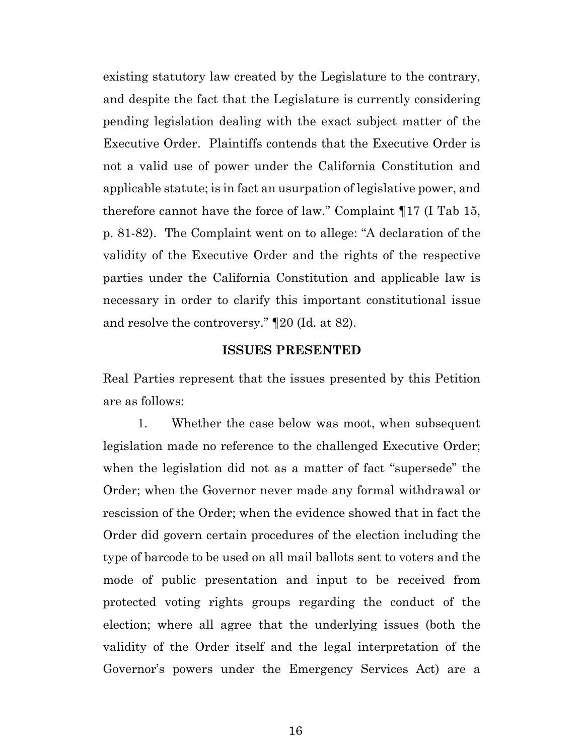existing statutory law created by the Legislature to the contrary, and despite the fact that the Legislature is currently considering pending legislation dealing with the exact subject matter of the Executive Order. Plaintiffs contends that the Executive Order is not a valid use of power under the California Constitution and applicable statute; is in fact an usurpation of legislative power, and therefore cannot have the force of law." Complaint ¶17 (I Tab 15, p. 81-82). The Complaint went on to allege: "A declaration of the validity of the Executive Order and the rights of the respective parties under the California Constitution and applicable law is necessary in order to clarify this important constitutional issue and resolve the controversy." ¶20 (Id. at 82).

## ISSUES PRESENTED

Real Parties represent that the issues presented by this Petition are as follows:

1. Whether the case below was moot, when subsequent legislation made no reference to the challenged Executive Order; when the legislation did not as a matter of fact "supersede" the Order; when the Governor never made any formal withdrawal or rescission of the Order; when the evidence showed that in fact the Order did govern certain procedures of the election including the type of barcode to be used on all mail ballots sent to voters and the mode of public presentation and input to be received from protected voting rights groups regarding the conduct of the election; where all agree that the underlying issues (both the validity of the Order itself and the legal interpretation of the Governor's powers under the Emergency Services Act) are a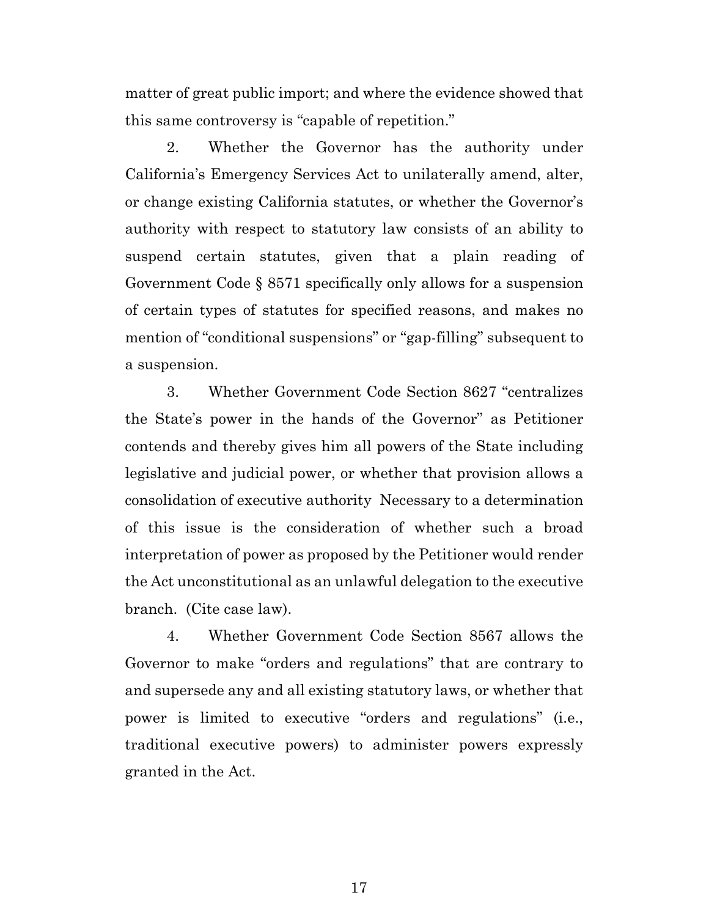matter of great public import; and where the evidence showed that this same controversy is "capable of repetition."

2. Whether the Governor has the authority under California's Emergency Services Act to unilaterally amend, alter, or change existing California statutes, or whether the Governor's authority with respect to statutory law consists of an ability to suspend certain statutes, given that a plain reading of Government Code § 8571 specifically only allows for a suspension of certain types of statutes for specified reasons, and makes no mention of "conditional suspensions" or "gap-filling" subsequent to a suspension.

3. Whether Government Code Section 8627 "centralizes the State's power in the hands of the Governor" as Petitioner contends and thereby gives him all powers of the State including legislative and judicial power, or whether that provision allows a consolidation of executive authority Necessary to a determination of this issue is the consideration of whether such a broad interpretation of power as proposed by the Petitioner would render the Act unconstitutional as an unlawful delegation to the executive branch. (Cite case law).

4. Whether Government Code Section 8567 allows the Governor to make "orders and regulations" that are contrary to and supersede any and all existing statutory laws, or whether that power is limited to executive "orders and regulations" (i.e., traditional executive powers) to administer powers expressly granted in the Act.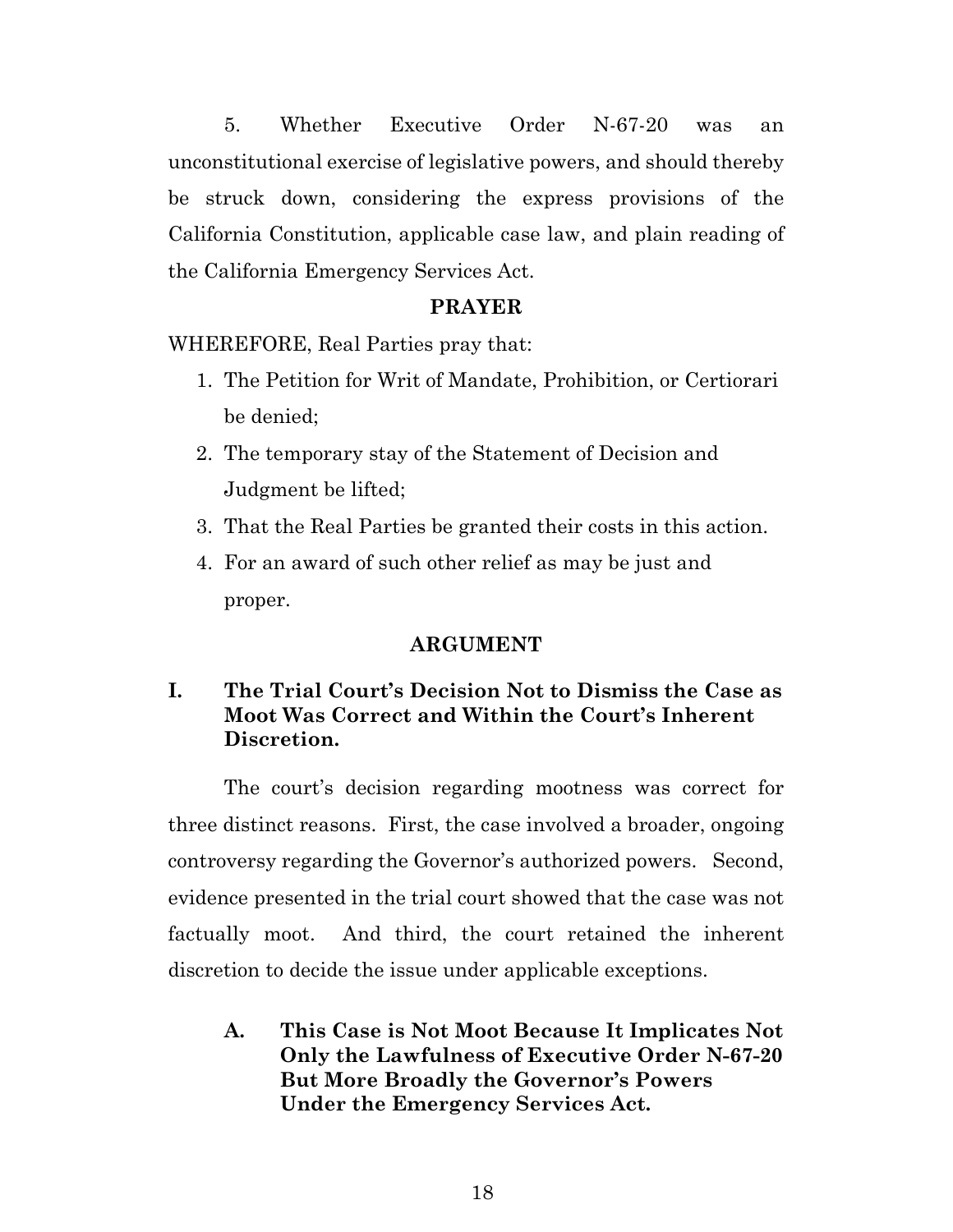5. Whether Executive Order N-67-20 was an unconstitutional exercise of legislative powers, and should thereby be struck down, considering the express provisions of the California Constitution, applicable case law, and plain reading of the California Emergency Services Act.

## PRAYER

WHEREFORE, Real Parties pray that:

1. The Petition for Writ of Mandate, Prohibition, or Certiorari be denied;
2. The temporary stay of the Statement of Decision and Judgment be lifted;
3. That the Real Parties be granted their costs in this action.
4. For an award of such other relief as may be just and proper.

## ARGUMENT

### I. The Trial Court's Decision Not to Dismiss the Case as Moot Was Correct and Within the Court's Inherent Discretion.

The court's decision regarding mootness was correct for three distinct reasons. First, the case involved a broader, ongoing controversy regarding the Governor's authorized powers. Second, evidence presented in the trial court showed that the case was not factually moot. And third, the court retained the inherent discretion to decide the issue under applicable exceptions.

#### A. This Case is Not Moot Because It Implicates Not Only the Lawfulness of Executive Order N-67-20 But More Broadly the Governor's Powers Under the Emergency Services Act.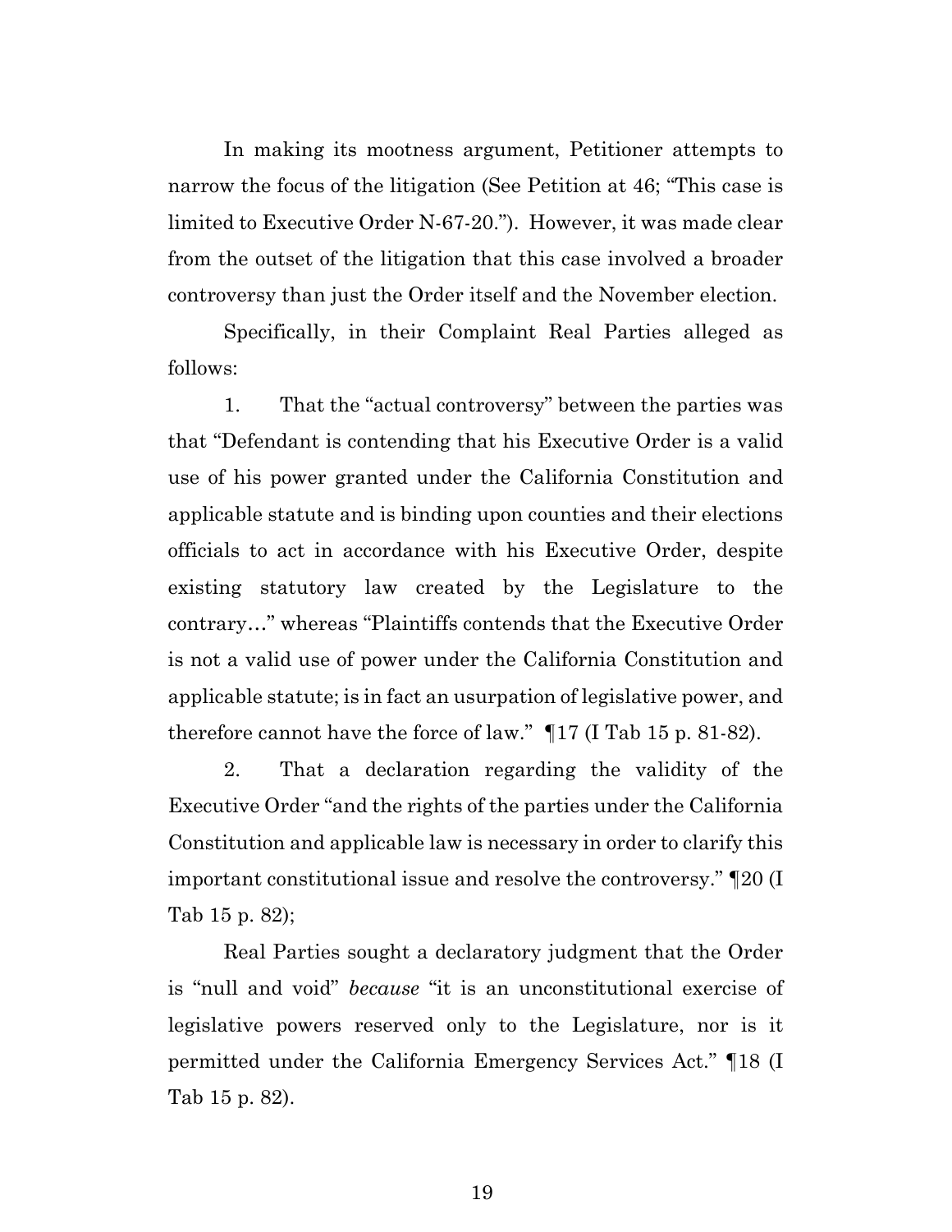In making its mootness argument, Petitioner attempts to narrow the focus of the litigation (See Petition at 46; "This case is limited to Executive Order N-67-20."). However, it was made clear from the outset of the litigation that this case involved a broader controversy than just the Order itself and the November election.

Specifically, in their Complaint Real Parties alleged as follows:

1. That the "actual controversy" between the parties was that "Defendant is contending that his Executive Order is a valid use of his power granted under the California Constitution and applicable statute and is binding upon counties and their elections officials to act in accordance with his Executive Order, despite existing statutory law created by the Legislature to the contrary…" whereas "Plaintiffs contends that the Executive Order is not a valid use of power under the California Constitution and applicable statute; is in fact an usurpation of legislative power, and therefore cannot have the force of law." ¶17 (I Tab 15 p. 81-82).

2. That a declaration regarding the validity of the Executive Order "and the rights of the parties under the California Constitution and applicable law is necessary in order to clarify this important constitutional issue and resolve the controversy." ¶20 (I Tab 15 p. 82);

Real Parties sought a declaratory judgment that the Order is "null and void" *because* "it is an unconstitutional exercise of legislative powers reserved only to the Legislature, nor is it permitted under the California Emergency Services Act." ¶18 (I Tab 15 p. 82).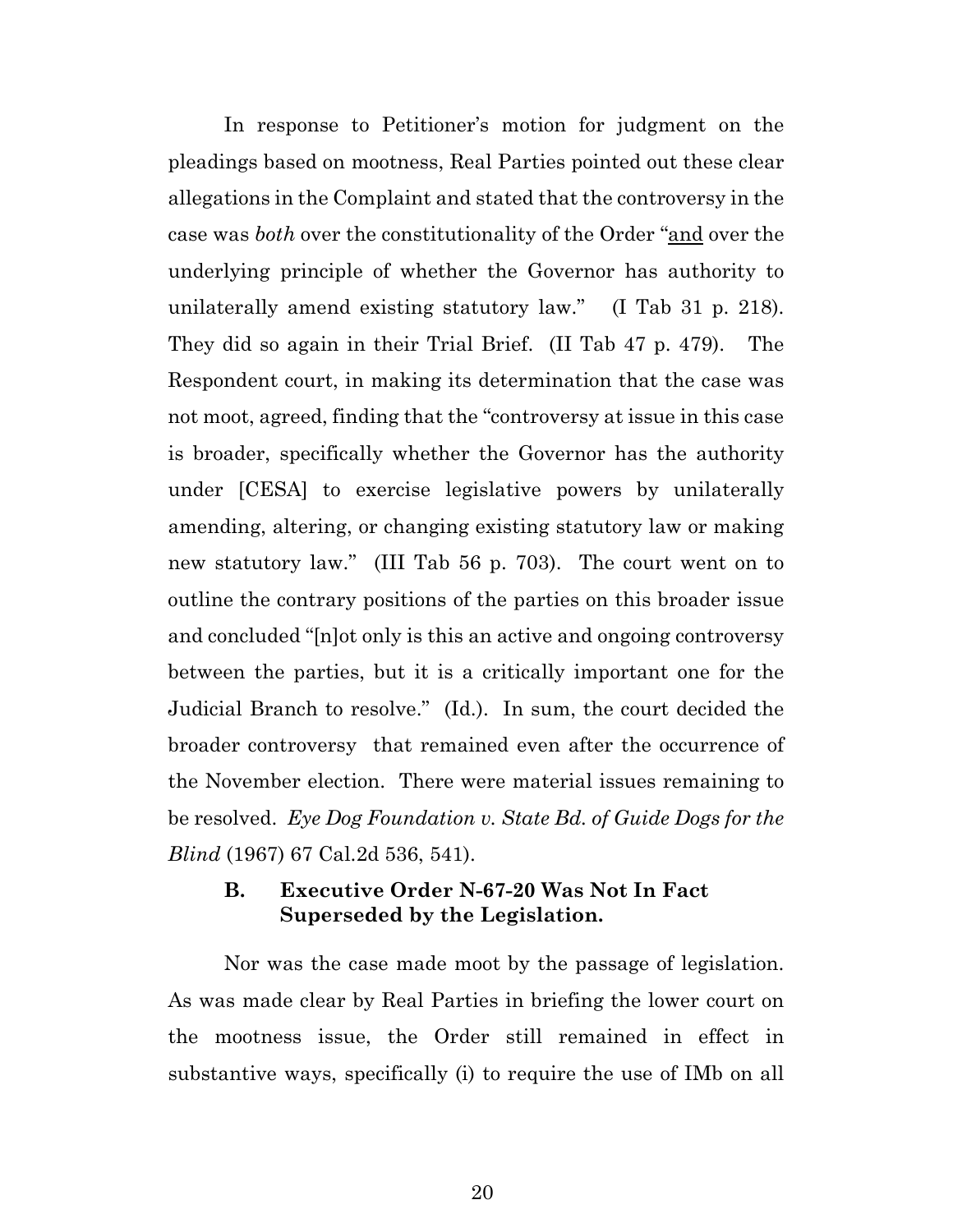In response to Petitioner's motion for judgment on the pleadings based on mootness, Real Parties pointed out these clear allegations in the Complaint and stated that the controversy in the case was *both* over the constitutionality of the Order "<u>and</u> over the underlying principle of whether the Governor has authority to unilaterally amend existing statutory law." (I Tab 31 p. 218). They did so again in their Trial Brief. (II Tab 47 p. 479). The Respondent court, in making its determination that the case was not moot, agreed, finding that the "controversy at issue in this case is broader, specifically whether the Governor has the authority under [CESA] to exercise legislative powers by unilaterally amending, altering, or changing existing statutory law or making new statutory law." (III Tab 56 p. 703). The court went on to outline the contrary positions of the parties on this broader issue and concluded "[n]ot only is this an active and ongoing controversy between the parties, but it is a critically important one for the Judicial Branch to resolve." (Id.). In sum, the court decided the broader controversy that remained even after the occurrence of the November election. There were material issues remaining to be resolved. *Eye Dog Foundation v. State Bd. of Guide Dogs for the Blind* (1967) 67 Cal.2d 536, 541).

### B. Executive Order N-67-20 Was Not In Fact Superseded by the Legislation.

Nor was the case made moot by the passage of legislation. As was made clear by Real Parties in briefing the lower court on the mootness issue, the Order still remained in effect in substantive ways, specifically (i) to require the use of IMb on all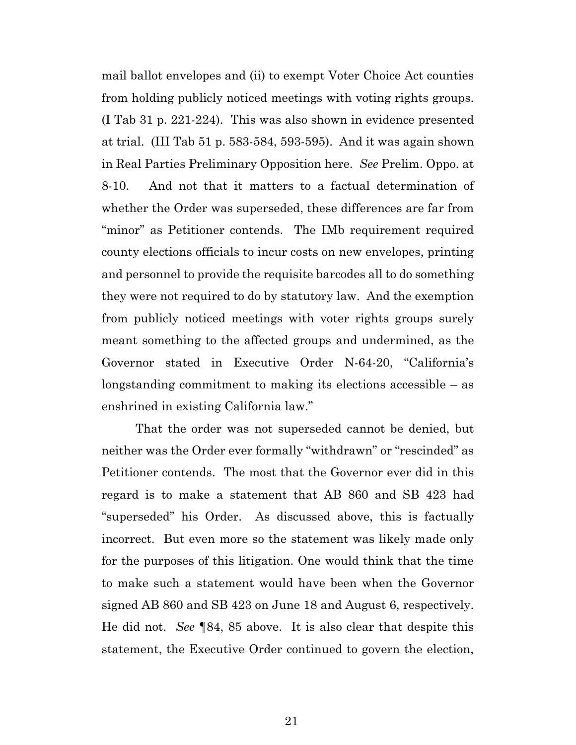mail ballot envelopes and (ii) to exempt Voter Choice Act counties from holding publicly noticed meetings with voting rights groups. (I Tab 31 p. 221-224). This was also shown in evidence presented at trial. (III Tab 51 p. 583-584, 593-595). And it was again shown in Real Parties Preliminary Opposition here. *See* Prelim. Oppo. at 8-10. And not that it matters to a factual determination of whether the Order was superseded, these differences are far from "minor" as Petitioner contends. The IMb requirement required county elections officials to incur costs on new envelopes, printing and personnel to provide the requisite barcodes all to do something they were not required to do by statutory law. And the exemption from publicly noticed meetings with voter rights groups surely meant something to the affected groups and undermined, as the Governor stated in Executive Order N-64-20, "California's longstanding commitment to making its elections accessible – as enshrined in existing California law."

That the order was not superseded cannot be denied, but neither was the Order ever formally "withdrawn" or "rescinded" as Petitioner contends. The most that the Governor ever did in this regard is to make a statement that AB 860 and SB 423 had "superseded" his Order. As discussed above, this is factually incorrect. But even more so the statement was likely made only for the purposes of this litigation. One would think that the time to make such a statement would have been when the Governor signed AB 860 and SB 423 on June 18 and August 6, respectively. He did not. *See* ¶84, 85 above. It is also clear that despite this statement, the Executive Order continued to govern the election,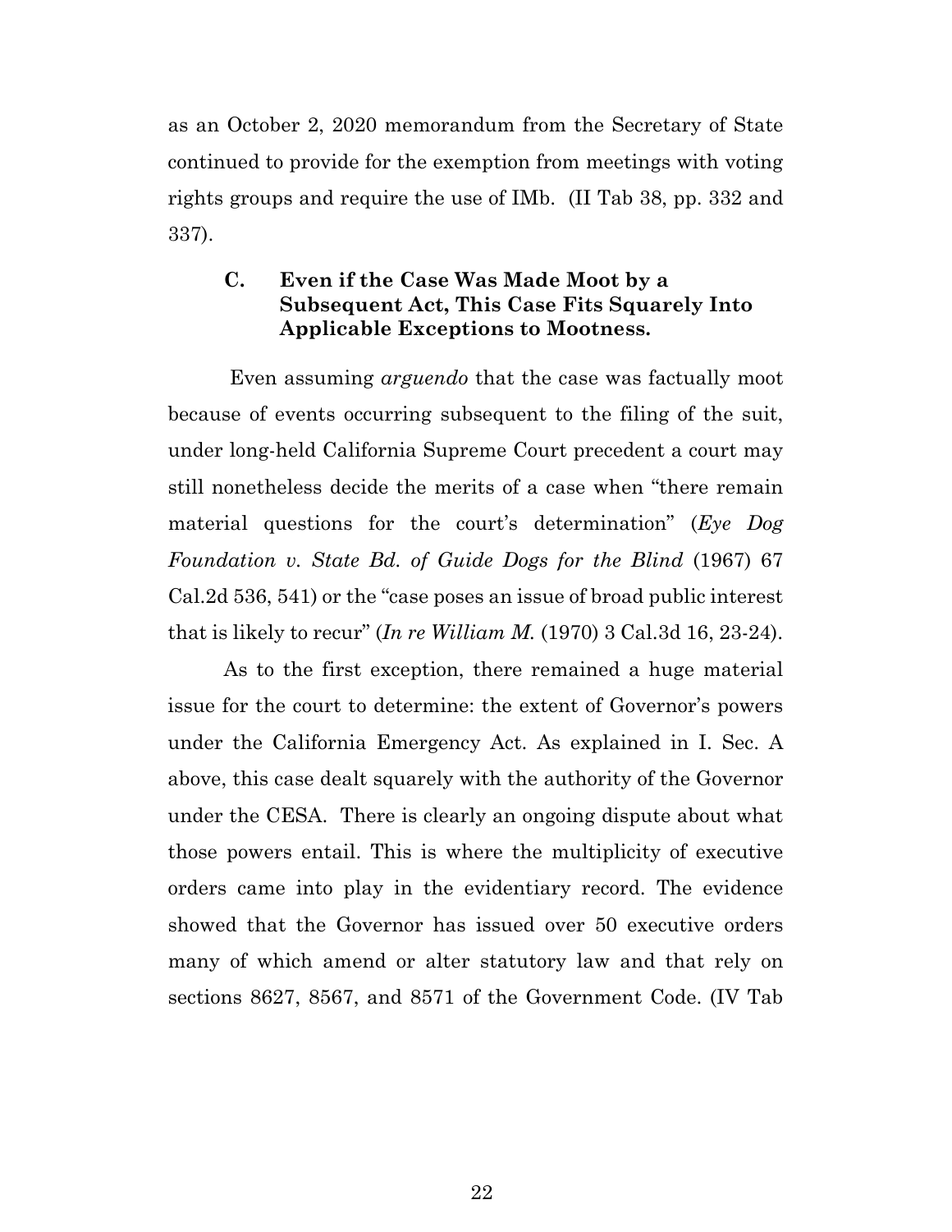as an October 2, 2020 memorandum from the Secretary of State continued to provide for the exemption from meetings with voting rights groups and require the use of IMb. (II Tab 38, pp. 332 and 337).

### C. Even if the Case Was Made Moot by a Subsequent Act, This Case Fits Squarely Into Applicable Exceptions to Mootness.

Even assuming *arguendo* that the case was factually moot because of events occurring subsequent to the filing of the suit, under long-held California Supreme Court precedent a court may still nonetheless decide the merits of a case when "there remain material questions for the court's determination" (*Eye Dog Foundation v. State Bd. of Guide Dogs for the Blind* (1967) 67 Cal.2d 536, 541) or the "case poses an issue of broad public interest that is likely to recur" (*In re William M.* (1970) 3 Cal.3d 16, 23-24).

As to the first exception, there remained a huge material issue for the court to determine: the extent of Governor's powers under the California Emergency Act. As explained in I. Sec. A above, this case dealt squarely with the authority of the Governor under the CESA. There is clearly an ongoing dispute about what those powers entail. This is where the multiplicity of executive orders came into play in the evidentiary record. The evidence showed that the Governor has issued over 50 executive orders many of which amend or alter statutory law and that rely on sections 8627, 8567, and 8571 of the Government Code. (IV Tab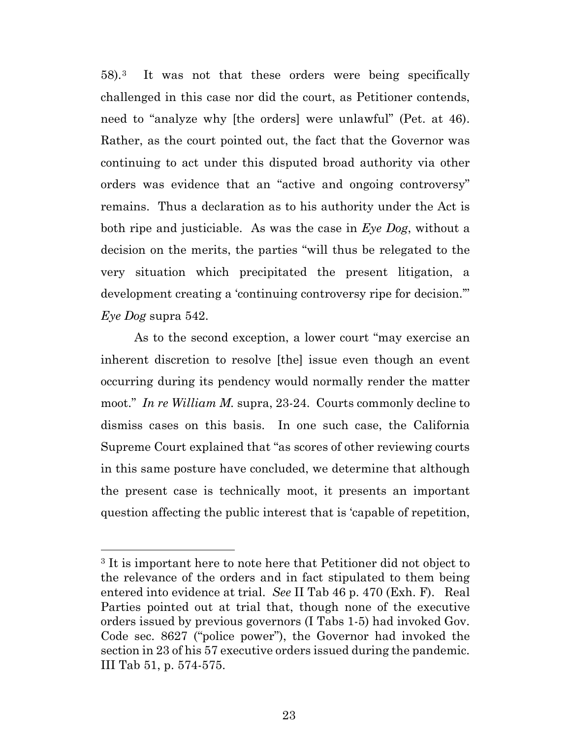58).[3] It was not that these orders were being specifically challenged in this case nor did the court, as Petitioner contends, need to "analyze why [the orders] were unlawful" (Pet. at 46). Rather, as the court pointed out, the fact that the Governor was continuing to act under this disputed broad authority via other orders was evidence that an "active and ongoing controversy" remains. Thus a declaration as to his authority under the Act is both ripe and justiciable. As was the case in *Eye Dog*, without a decision on the merits, the parties "will thus be relegated to the very situation which precipitated the present litigation, a development creating a 'continuing controversy ripe for decision.'" *Eye Dog* supra 542.

As to the second exception, a lower court "may exercise an inherent discretion to resolve [the] issue even though an event occurring during its pendency would normally render the matter moot." *In re William M.* supra, 23-24. Courts commonly decline to dismiss cases on this basis. In one such case, the California Supreme Court explained that "as scores of other reviewing courts in this same posture have concluded, we determine that although the present case is technically moot, it presents an important question affecting the public interest that is 'capable of repetition,

---

[3] It is important here to note here that Petitioner did not object to the relevance of the orders and in fact stipulated to them being entered into evidence at trial. *See* II Tab 46 p. 470 (Exh. F). Real Parties pointed out at trial that, though none of the executive orders issued by previous governors (I Tabs 1-5) had invoked Gov. Code sec. 8627 ("police power"), the Governor had invoked the section in 23 of his 57 executive orders issued during the pandemic. III Tab 51, p. 574-575.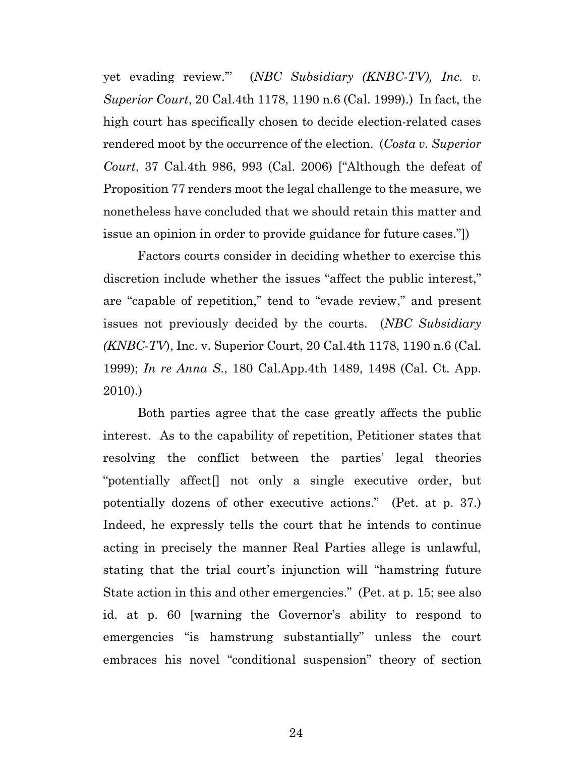yet evading review.'" (*NBC Subsidiary (KNBC-TV), Inc. v. Superior Court*, 20 Cal.4th 1178, 1190 n.6 (Cal. 1999).) In fact, the high court has specifically chosen to decide election-related cases rendered moot by the occurrence of the election. (*Costa v. Superior Court*, 37 Cal.4th 986, 993 (Cal. 2006) ["Although the defeat of Proposition 77 renders moot the legal challenge to the measure, we nonetheless have concluded that we should retain this matter and issue an opinion in order to provide guidance for future cases."])

Factors courts consider in deciding whether to exercise this discretion include whether the issues "affect the public interest," are "capable of repetition," tend to "evade review," and present issues not previously decided by the courts. (*NBC Subsidiary (KNBC-TV*), Inc. v. Superior Court, 20 Cal.4th 1178, 1190 n.6 (Cal. 1999); *In re Anna S.*, 180 Cal.App.4th 1489, 1498 (Cal. Ct. App. 2010).)

Both parties agree that the case greatly affects the public interest. As to the capability of repetition, Petitioner states that resolving the conflict between the parties' legal theories "potentially affect[] not only a single executive order, but potentially dozens of other executive actions." (Pet. at p. 37.) Indeed, he expressly tells the court that he intends to continue acting in precisely the manner Real Parties allege is unlawful, stating that the trial court's injunction will "hamstring future State action in this and other emergencies." (Pet. at p. 15; see also id. at p. 60 [warning the Governor's ability to respond to emergencies "is hamstrung substantially" unless the court embraces his novel "conditional suspension" theory of section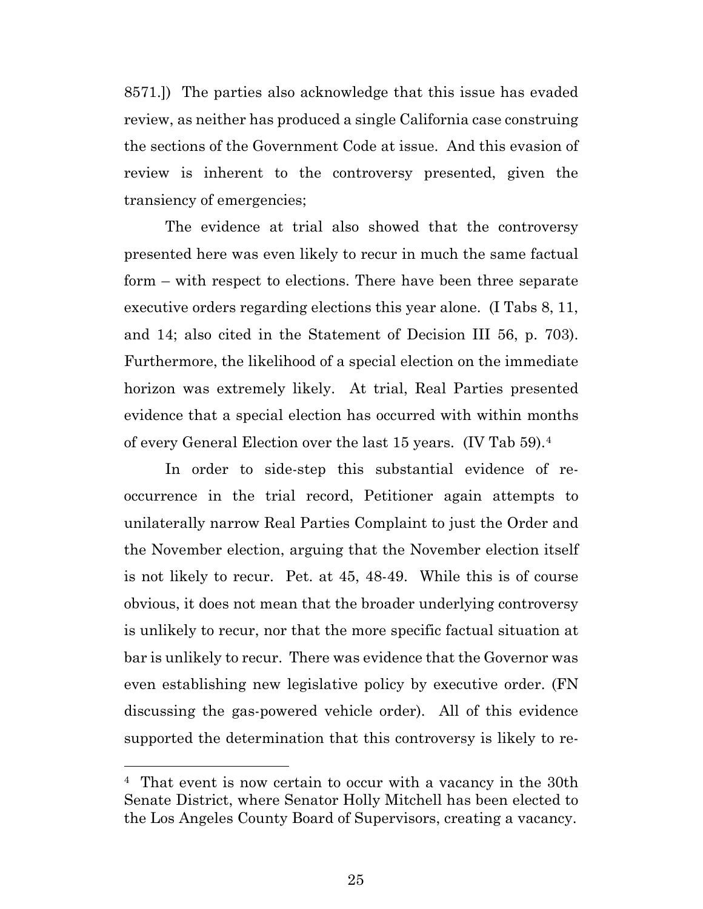8571.]) The parties also acknowledge that this issue has evaded review, as neither has produced a single California case construing the sections of the Government Code at issue. And this evasion of review is inherent to the controversy presented, given the transiency of emergencies;

The evidence at trial also showed that the controversy presented here was even likely to recur in much the same factual form – with respect to elections. There have been three separate executive orders regarding elections this year alone. (I Tabs 8, 11, and 14; also cited in the Statement of Decision III 56, p. 703). Furthermore, the likelihood of a special election on the immediate horizon was extremely likely. At trial, Real Parties presented evidence that a special election has occurred with within months of every General Election over the last 15 years. (IV Tab 59).[4]

In order to side-step this substantial evidence of re-occurrence in the trial record, Petitioner again attempts to unilaterally narrow Real Parties Complaint to just the Order and the November election, arguing that the November election itself is not likely to recur. Pet. at 45, 48-49. While this is of course obvious, it does not mean that the broader underlying controversy is unlikely to recur, nor that the more specific factual situation at bar is unlikely to recur. There was evidence that the Governor was even establishing new legislative policy by executive order. (FN discussing the gas-powered vehicle order). All of this evidence supported the determination that this controversy is likely to re-

---

[4] That event is now certain to occur with a vacancy in the 30th Senate District, where Senator Holly Mitchell has been elected to the Los Angeles County Board of Supervisors, creating a vacancy.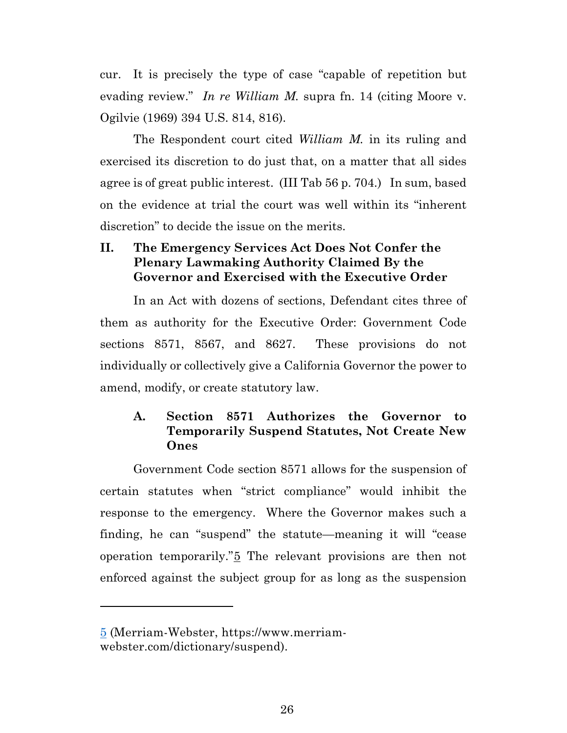cur. It is precisely the type of case "capable of repetition but evading review." *In re William M.* supra fn. 14 (citing Moore v. Ogilvie (1969) 394 U.S. 814, 816).

The Respondent court cited *William M.* in its ruling and exercised its discretion to do just that, on a matter that all sides agree is of great public interest. (III Tab 56 p. 704.) In sum, based on the evidence at trial the court was well within its "inherent discretion" to decide the issue on the merits.

## II. The Emergency Services Act Does Not Confer the Plenary Lawmaking Authority Claimed By the Governor and Exercised with the Executive Order

In an Act with dozens of sections, Defendant cites three of them as authority for the Executive Order: Government Code sections 8571, 8567, and 8627. These provisions do not individually or collectively give a California Governor the power to amend, modify, or create statutory law.

### A. Section 8571 Authorizes the Governor to Temporarily Suspend Statutes, Not Create New Ones

Government Code section 8571 allows for the suspension of certain statutes when "strict compliance" would inhibit the response to the emergency. Where the Governor makes such a finding, he can "suspend" the statute—meaning it will "cease operation temporarily."[5] The relevant provisions are then not enforced against the subject group for as long as the suspension

---

[5] (Merriam-Webster, https://www.merriam-webster.com/dictionary/suspend).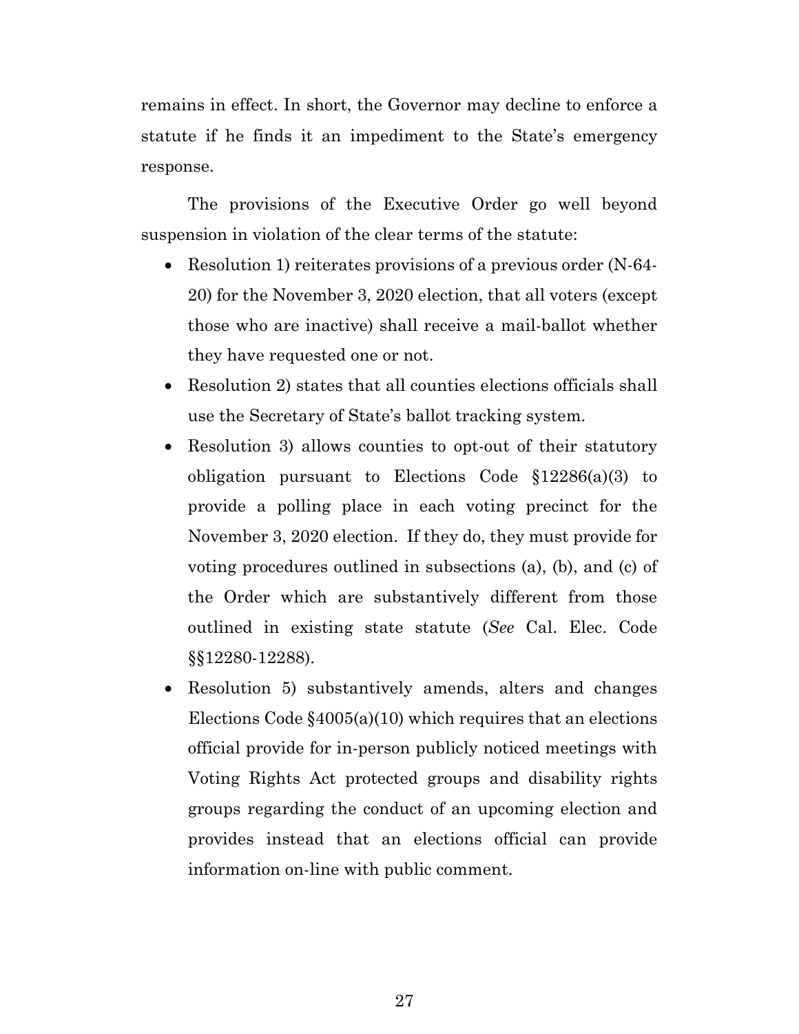remains in effect. In short, the Governor may decline to enforce a statute if he finds it an impediment to the State's emergency response.

The provisions of the Executive Order go well beyond suspension in violation of the clear terms of the statute:

- Resolution 1) reiterates provisions of a previous order (N-64-20) for the November 3, 2020 election, that all voters (except those who are inactive) shall receive a mail-ballot whether they have requested one or not.
- Resolution 2) states that all counties elections officials shall use the Secretary of State's ballot tracking system.
- Resolution 3) allows counties to opt-out of their statutory obligation pursuant to Elections Code §12286(a)(3) to provide a polling place in each voting precinct for the November 3, 2020 election. If they do, they must provide for voting procedures outlined in subsections (a), (b), and (c) of the Order which are substantively different from those outlined in existing state statute (*See* Cal. Elec. Code §§12280-12288).
- Resolution 5) substantively amends, alters and changes Elections Code §4005(a)(10) which requires that an elections official provide for in-person publicly noticed meetings with Voting Rights Act protected groups and disability rights groups regarding the conduct of an upcoming election and provides instead that an elections official can provide information on-line with public comment.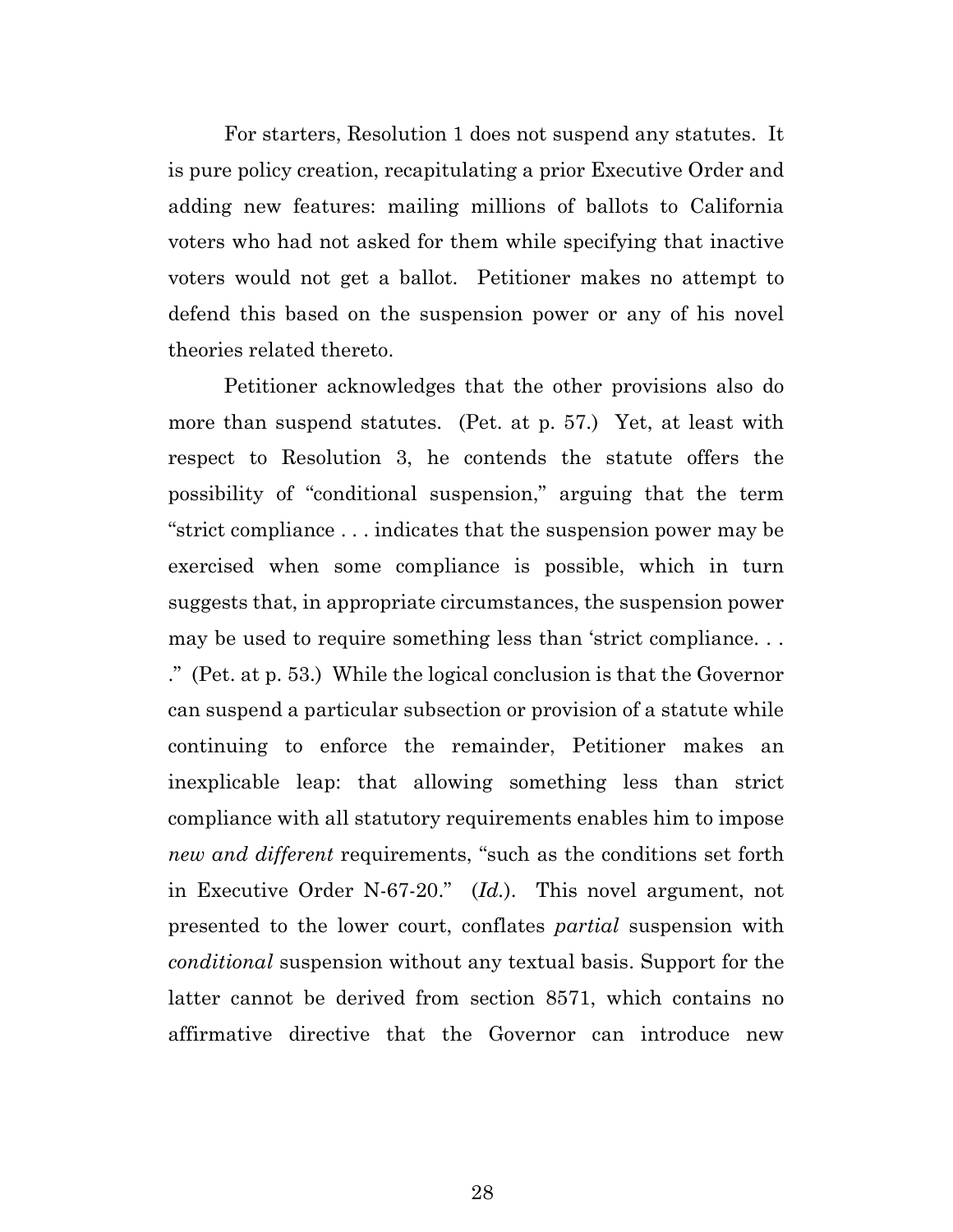For starters, Resolution 1 does not suspend any statutes. It is pure policy creation, recapitulating a prior Executive Order and adding new features: mailing millions of ballots to California voters who had not asked for them while specifying that inactive voters would not get a ballot. Petitioner makes no attempt to defend this based on the suspension power or any of his novel theories related thereto.

Petitioner acknowledges that the other provisions also do more than suspend statutes. (Pet. at p. 57.) Yet, at least with respect to Resolution 3, he contends the statute offers the possibility of "conditional suspension," arguing that the term "strict compliance . . . indicates that the suspension power may be exercised when some compliance is possible, which in turn suggests that, in appropriate circumstances, the suspension power may be used to require something less than 'strict compliance. . . ." (Pet. at p. 53.) While the logical conclusion is that the Governor can suspend a particular subsection or provision of a statute while continuing to enforce the remainder, Petitioner makes an inexplicable leap: that allowing something less than strict compliance with all statutory requirements enables him to impose *new and different* requirements, "such as the conditions set forth in Executive Order N-67-20." (*Id.*). This novel argument, not presented to the lower court, conflates *partial* suspension with *conditional* suspension without any textual basis. Support for the latter cannot be derived from section 8571, which contains no affirmative directive that the Governor can introduce new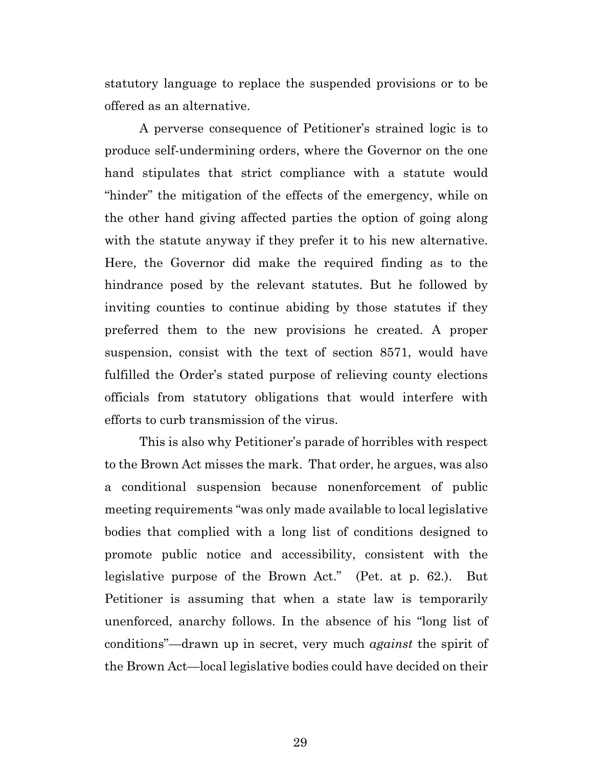statutory language to replace the suspended provisions or to be offered as an alternative.

A perverse consequence of Petitioner's strained logic is to produce self-undermining orders, where the Governor on the one hand stipulates that strict compliance with a statute would "hinder" the mitigation of the effects of the emergency, while on the other hand giving affected parties the option of going along with the statute anyway if they prefer it to his new alternative. Here, the Governor did make the required finding as to the hindrance posed by the relevant statutes. But he followed by inviting counties to continue abiding by those statutes if they preferred them to the new provisions he created. A proper suspension, consist with the text of section 8571, would have fulfilled the Order's stated purpose of relieving county elections officials from statutory obligations that would interfere with efforts to curb transmission of the virus.

This is also why Petitioner's parade of horribles with respect to the Brown Act misses the mark. That order, he argues, was also a conditional suspension because nonenforcement of public meeting requirements "was only made available to local legislative bodies that complied with a long list of conditions designed to promote public notice and accessibility, consistent with the legislative purpose of the Brown Act." (Pet. at p. 62.). But Petitioner is assuming that when a state law is temporarily unenforced, anarchy follows. In the absence of his "long list of conditions"—drawn up in secret, very much *against* the spirit of the Brown Act—local legislative bodies could have decided on their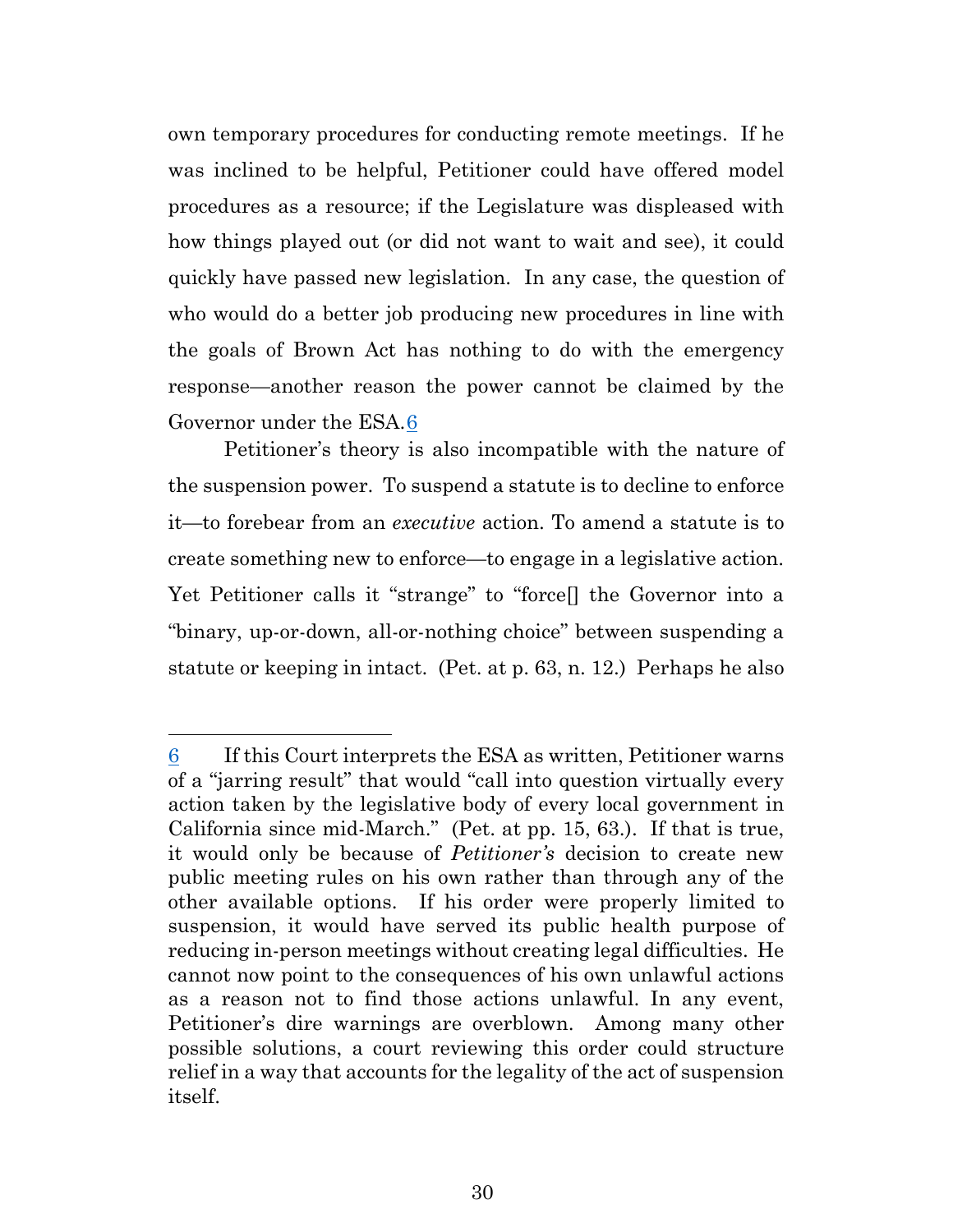own temporary procedures for conducting remote meetings. If he was inclined to be helpful, Petitioner could have offered model procedures as a resource; if the Legislature was displeased with how things played out (or did not want to wait and see), it could quickly have passed new legislation. In any case, the question of who would do a better job producing new procedures in line with the goals of Brown Act has nothing to do with the emergency response—another reason the power cannot be claimed by the Governor under the ESA.[6]

Petitioner's theory is also incompatible with the nature of the suspension power. To suspend a statute is to decline to enforce it—to forebear from an *executive* action. To amend a statute is to create something new to enforce—to engage in a legislative action. Yet Petitioner calls it "strange" to "force[] the Governor into a "binary, up-or-down, all-or-nothing choice" between suspending a statute or keeping in intact. (Pet. at p. 63, n. 12.) Perhaps he also

---

[6] If this Court interprets the ESA as written, Petitioner warns of a "jarring result" that would "call into question virtually every action taken by the legislative body of every local government in California since mid-March." (Pet. at pp. 15, 63.). If that is true, it would only be because of *Petitioner's* decision to create new public meeting rules on his own rather than through any of the other available options. If his order were properly limited to suspension, it would have served its public health purpose of reducing in-person meetings without creating legal difficulties. He cannot now point to the consequences of his own unlawful actions as a reason not to find those actions unlawful. In any event, Petitioner's dire warnings are overblown. Among many other possible solutions, a court reviewing this order could structure relief in a way that accounts for the legality of the act of suspension itself.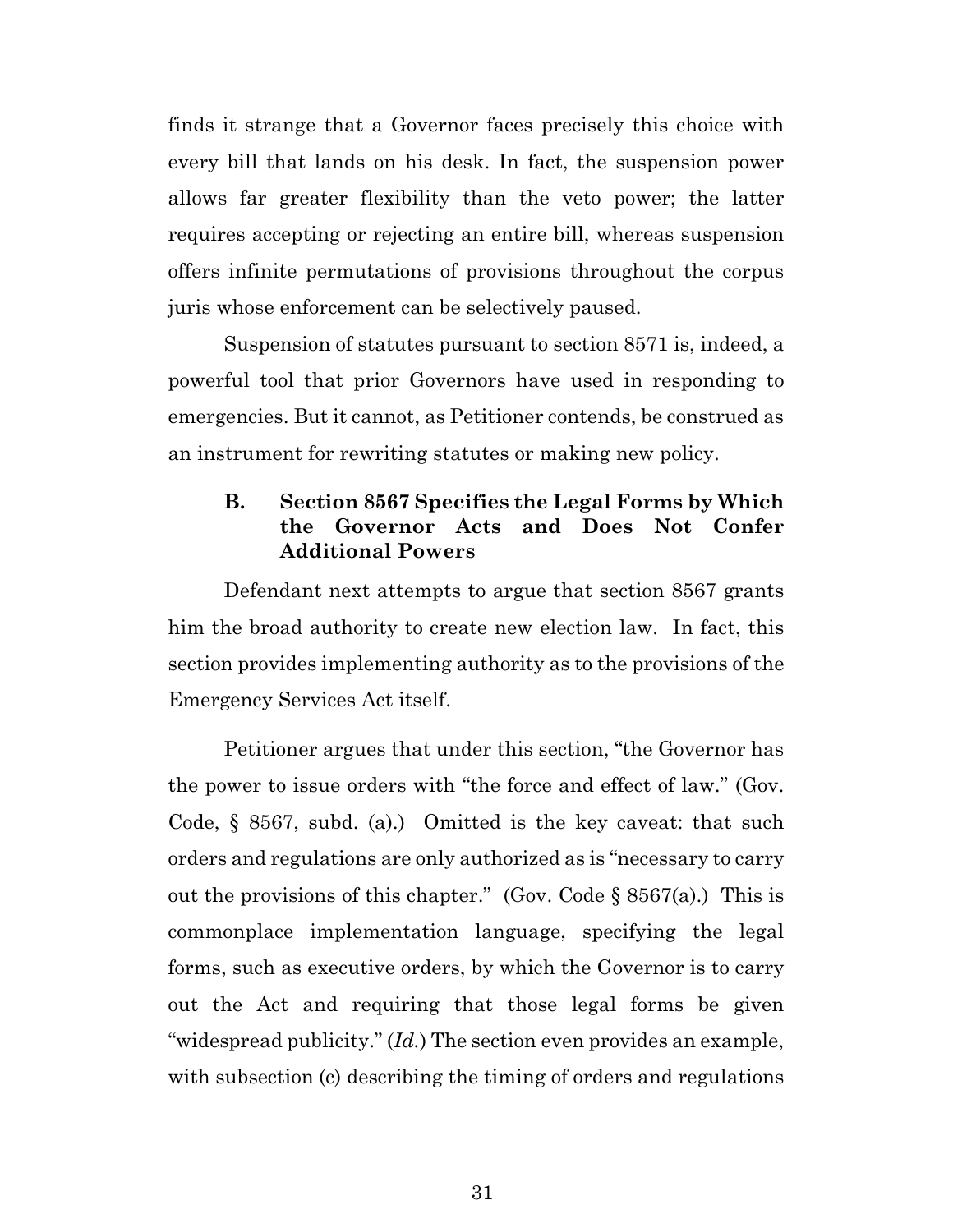finds it strange that a Governor faces precisely this choice with every bill that lands on his desk. In fact, the suspension power allows far greater flexibility than the veto power; the latter requires accepting or rejecting an entire bill, whereas suspension offers infinite permutations of provisions throughout the corpus juris whose enforcement can be selectively paused.

Suspension of statutes pursuant to section 8571 is, indeed, a powerful tool that prior Governors have used in responding to emergencies. But it cannot, as Petitioner contends, be construed as an instrument for rewriting statutes or making new policy.

### B. Section 8567 Specifies the Legal Forms by Which the Governor Acts and Does Not Confer Additional Powers

Defendant next attempts to argue that section 8567 grants him the broad authority to create new election law. In fact, this section provides implementing authority as to the provisions of the Emergency Services Act itself.

Petitioner argues that under this section, "the Governor has the power to issue orders with "the force and effect of law." (Gov. Code, § 8567, subd. (a).) Omitted is the key caveat: that such orders and regulations are only authorized as is "necessary to carry out the provisions of this chapter." (Gov. Code § 8567(a).) This is commonplace implementation language, specifying the legal forms, such as executive orders, by which the Governor is to carry out the Act and requiring that those legal forms be given "widespread publicity." (*Id.*) The section even provides an example, with subsection (c) describing the timing of orders and regulations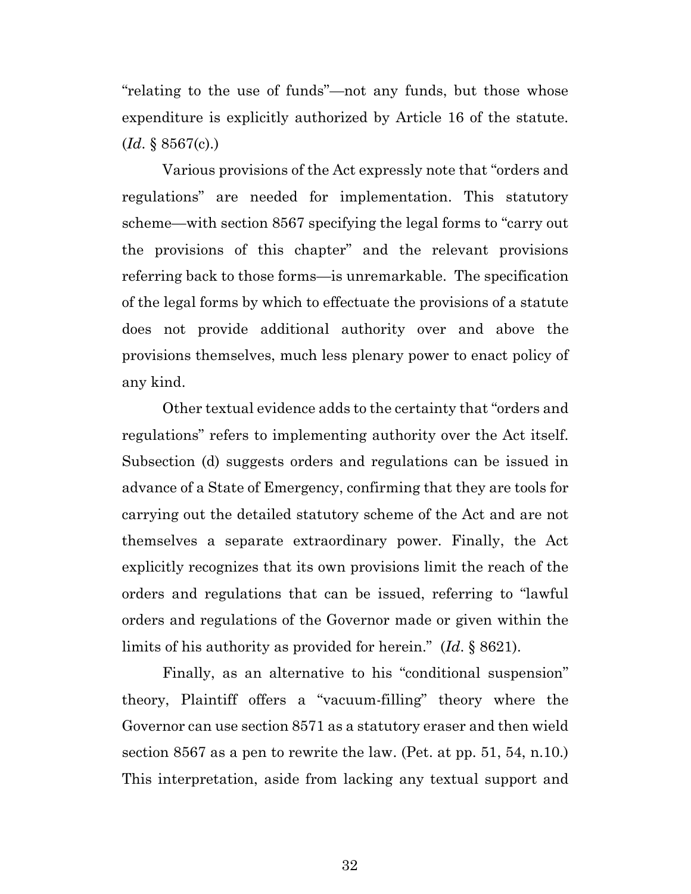"relating to the use of funds"—not any funds, but those whose expenditure is explicitly authorized by Article 16 of the statute. (*Id*. § 8567(c).)

Various provisions of the Act expressly note that "orders and regulations" are needed for implementation. This statutory scheme—with section 8567 specifying the legal forms to "carry out the provisions of this chapter" and the relevant provisions referring back to those forms—is unremarkable. The specification of the legal forms by which to effectuate the provisions of a statute does not provide additional authority over and above the provisions themselves, much less plenary power to enact policy of any kind.

Other textual evidence adds to the certainty that "orders and regulations" refers to implementing authority over the Act itself. Subsection (d) suggests orders and regulations can be issued in advance of a State of Emergency, confirming that they are tools for carrying out the detailed statutory scheme of the Act and are not themselves a separate extraordinary power. Finally, the Act explicitly recognizes that its own provisions limit the reach of the orders and regulations that can be issued, referring to "lawful orders and regulations of the Governor made or given within the limits of his authority as provided for herein." (*Id*. § 8621).

Finally, as an alternative to his "conditional suspension" theory, Plaintiff offers a "vacuum-filling" theory where the Governor can use section 8571 as a statutory eraser and then wield section 8567 as a pen to rewrite the law. (Pet. at pp. 51, 54, n.10.) This interpretation, aside from lacking any textual support and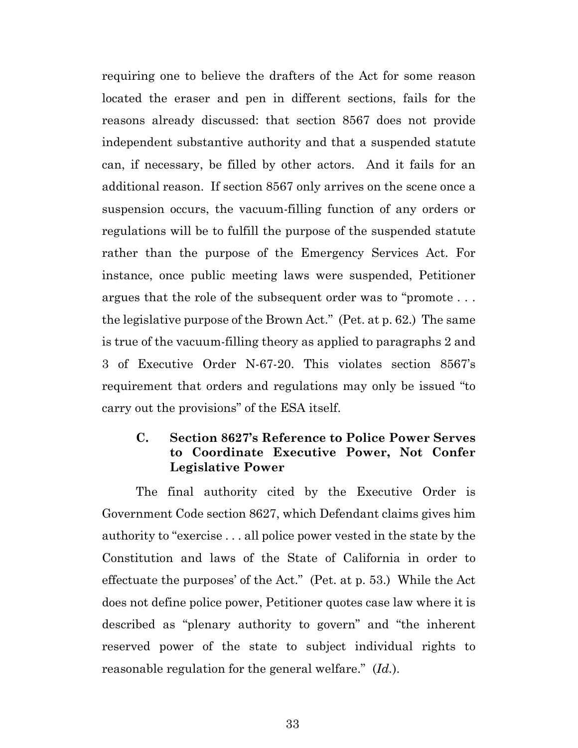requiring one to believe the drafters of the Act for some reason located the eraser and pen in different sections, fails for the reasons already discussed: that section 8567 does not provide independent substantive authority and that a suspended statute can, if necessary, be filled by other actors. And it fails for an additional reason. If section 8567 only arrives on the scene once a suspension occurs, the vacuum-filling function of any orders or regulations will be to fulfill the purpose of the suspended statute rather than the purpose of the Emergency Services Act. For instance, once public meeting laws were suspended, Petitioner argues that the role of the subsequent order was to "promote . . . the legislative purpose of the Brown Act." (Pet. at p. 62.) The same is true of the vacuum-filling theory as applied to paragraphs 2 and 3 of Executive Order N-67-20. This violates section 8567's requirement that orders and regulations may only be issued "to carry out the provisions" of the ESA itself.

### C. Section 8627's Reference to Police Power Serves to Coordinate Executive Power, Not Confer Legislative Power

The final authority cited by the Executive Order is Government Code section 8627, which Defendant claims gives him authority to "exercise . . . all police power vested in the state by the Constitution and laws of the State of California in order to effectuate the purposes' of the Act." (Pet. at p. 53.) While the Act does not define police power, Petitioner quotes case law where it is described as "plenary authority to govern" and "the inherent reserved power of the state to subject individual rights to reasonable regulation for the general welfare." (*Id.*).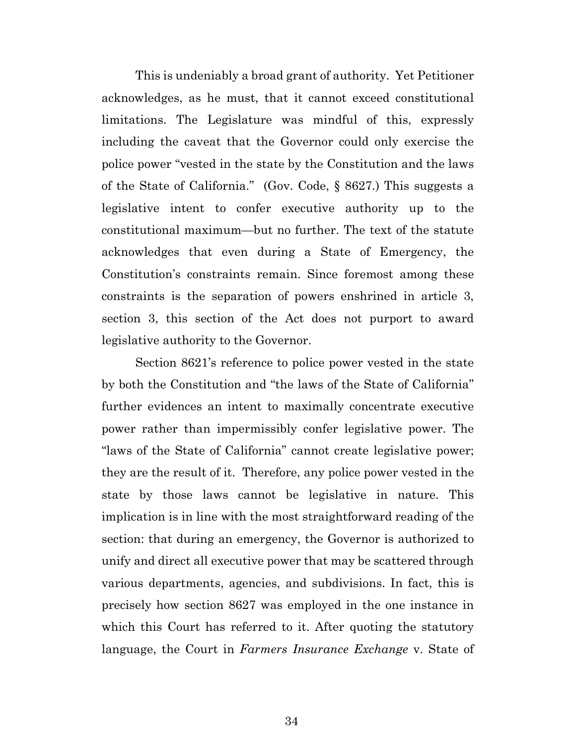This is undeniably a broad grant of authority. Yet Petitioner acknowledges, as he must, that it cannot exceed constitutional limitations. The Legislature was mindful of this, expressly including the caveat that the Governor could only exercise the police power "vested in the state by the Constitution and the laws of the State of California." (Gov. Code, § 8627.) This suggests a legislative intent to confer executive authority up to the constitutional maximum—but no further. The text of the statute acknowledges that even during a State of Emergency, the Constitution's constraints remain. Since foremost among these constraints is the separation of powers enshrined in article 3, section 3, this section of the Act does not purport to award legislative authority to the Governor.

Section 8621's reference to police power vested in the state by both the Constitution and "the laws of the State of California" further evidences an intent to maximally concentrate executive power rather than impermissibly confer legislative power. The "laws of the State of California" cannot create legislative power; they are the result of it. Therefore, any police power vested in the state by those laws cannot be legislative in nature. This implication is in line with the most straightforward reading of the section: that during an emergency, the Governor is authorized to unify and direct all executive power that may be scattered through various departments, agencies, and subdivisions. In fact, this is precisely how section 8627 was employed in the one instance in which this Court has referred to it. After quoting the statutory language, the Court in *Farmers Insurance Exchange* v. State of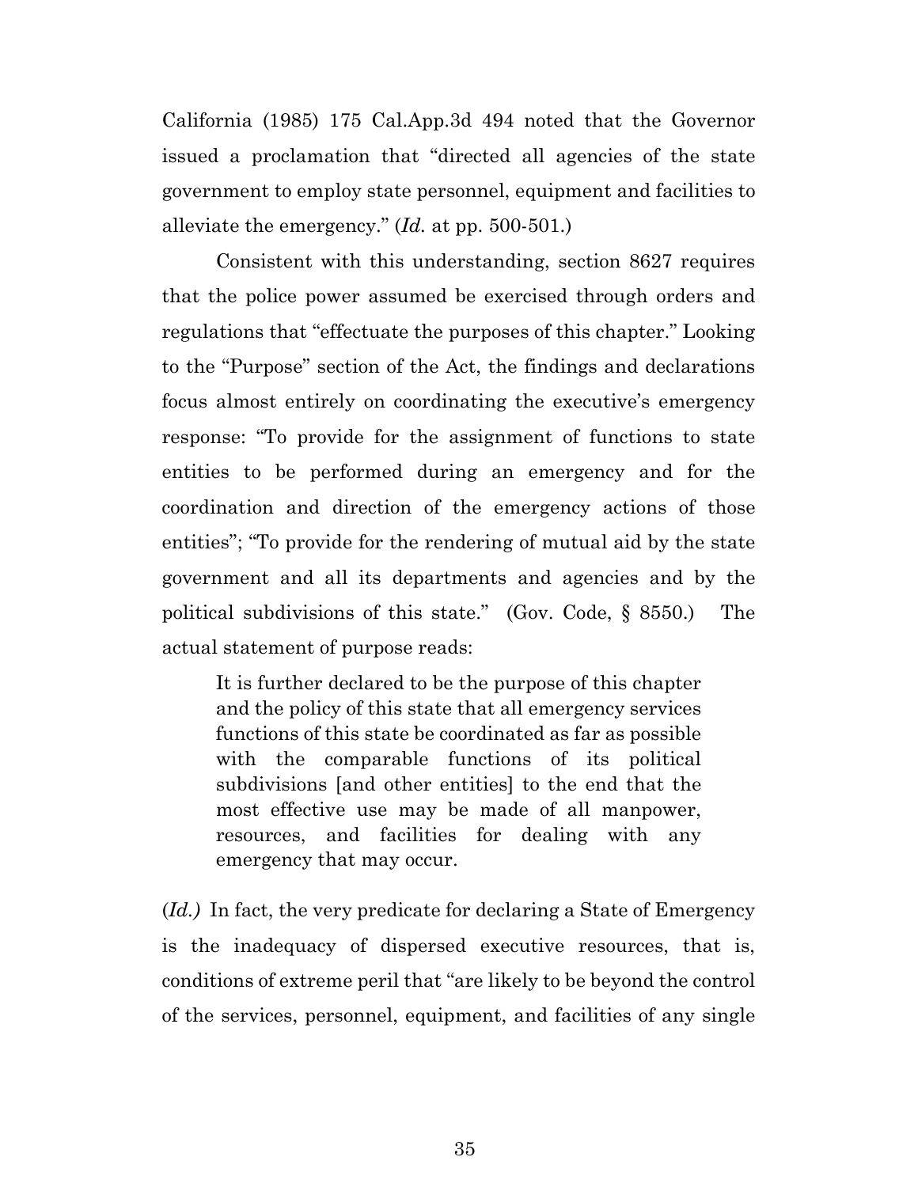California (1985) 175 Cal.App.3d 494 noted that the Governor issued a proclamation that "directed all agencies of the state government to employ state personnel, equipment and facilities to alleviate the emergency." (*Id.* at pp. 500-501.)

Consistent with this understanding, section 8627 requires that the police power assumed be exercised through orders and regulations that "effectuate the purposes of this chapter." Looking to the "Purpose" section of the Act, the findings and declarations focus almost entirely on coordinating the executive's emergency response: "To provide for the assignment of functions to state entities to be performed during an emergency and for the coordination and direction of the emergency actions of those entities"; "To provide for the rendering of mutual aid by the state government and all its departments and agencies and by the political subdivisions of this state." (Gov. Code, § 8550.) The actual statement of purpose reads:

> It is further declared to be the purpose of this chapter and the policy of this state that all emergency services functions of this state be coordinated as far as possible with the comparable functions of its political subdivisions [and other entities] to the end that the most effective use may be made of all manpower, resources, and facilities for dealing with any emergency that may occur.

(*Id.*) In fact, the very predicate for declaring a State of Emergency is the inadequacy of dispersed executive resources, that is, conditions of extreme peril that "are likely to be beyond the control of the services, personnel, equipment, and facilities of any single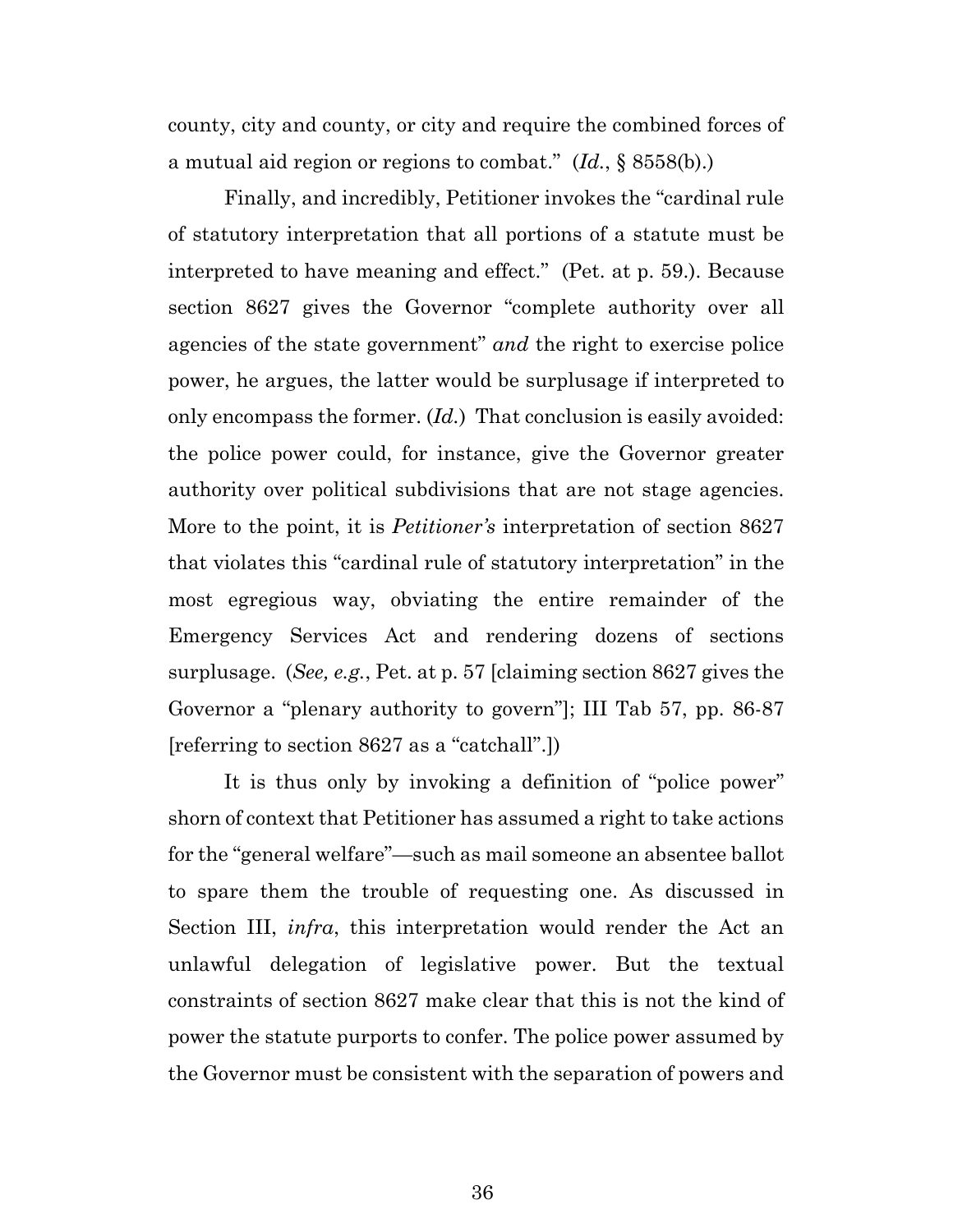county, city and county, or city and require the combined forces of a mutual aid region or regions to combat." (*Id.*, § 8558(b).)

Finally, and incredibly, Petitioner invokes the "cardinal rule of statutory interpretation that all portions of a statute must be interpreted to have meaning and effect." (Pet. at p. 59.). Because section 8627 gives the Governor "complete authority over all agencies of the state government" *and* the right to exercise police power, he argues, the latter would be surplusage if interpreted to only encompass the former. (*Id.*) That conclusion is easily avoided: the police power could, for instance, give the Governor greater authority over political subdivisions that are not stage agencies. More to the point, it is *Petitioner's* interpretation of section 8627 that violates this "cardinal rule of statutory interpretation" in the most egregious way, obviating the entire remainder of the Emergency Services Act and rendering dozens of sections surplusage. (*See, e.g.*, Pet. at p. 57 [claiming section 8627 gives the Governor a "plenary authority to govern"]; III Tab 57, pp. 86-87 [referring to section 8627 as a "catchall".])

It is thus only by invoking a definition of "police power" shorn of context that Petitioner has assumed a right to take actions for the "general welfare"—such as mail someone an absentee ballot to spare them the trouble of requesting one. As discussed in Section III, *infra*, this interpretation would render the Act an unlawful delegation of legislative power. But the textual constraints of section 8627 make clear that this is not the kind of power the statute purports to confer. The police power assumed by the Governor must be consistent with the separation of powers and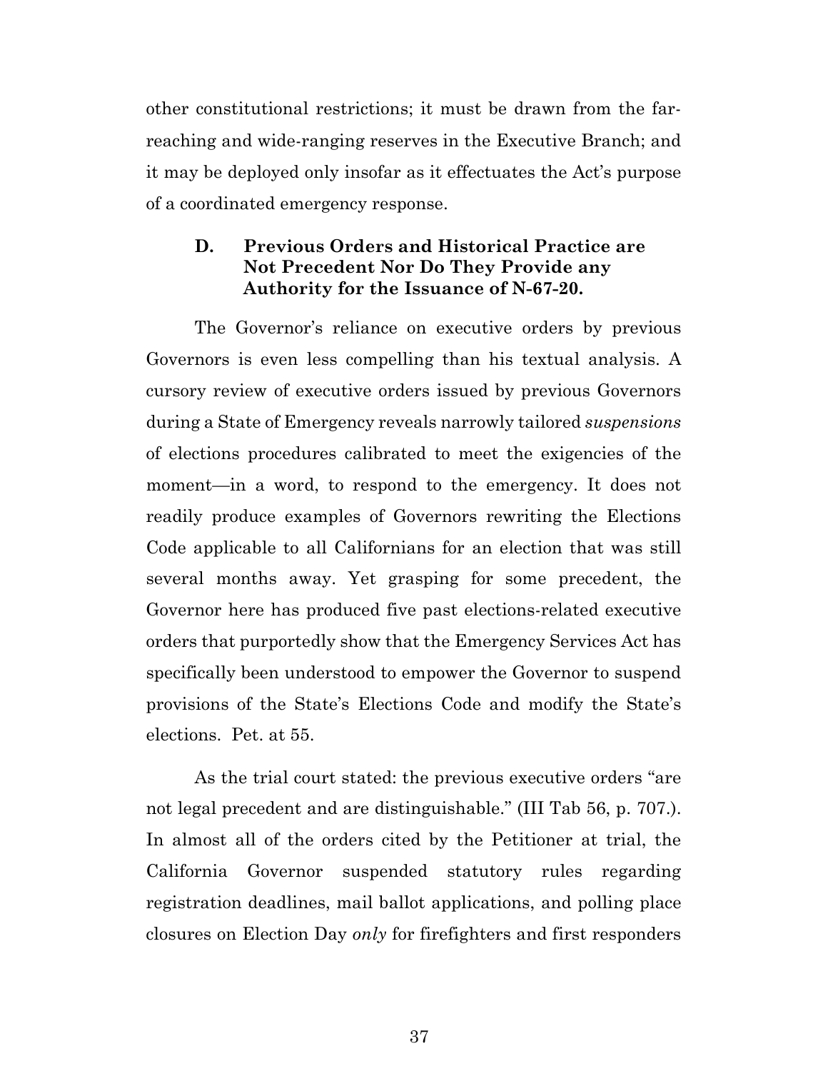other constitutional restrictions; it must be drawn from the far-reaching and wide-ranging reserves in the Executive Branch; and it may be deployed only insofar as it effectuates the Act's purpose of a coordinated emergency response.

### D. Previous Orders and Historical Practice are Not Precedent Nor Do They Provide any Authority for the Issuance of N-67-20.

The Governor's reliance on executive orders by previous Governors is even less compelling than his textual analysis. A cursory review of executive orders issued by previous Governors during a State of Emergency reveals narrowly tailored *suspensions* of elections procedures calibrated to meet the exigencies of the moment—in a word, to respond to the emergency. It does not readily produce examples of Governors rewriting the Elections Code applicable to all Californians for an election that was still several months away. Yet grasping for some precedent, the Governor here has produced five past elections-related executive orders that purportedly show that the Emergency Services Act has specifically been understood to empower the Governor to suspend provisions of the State's Elections Code and modify the State's elections. Pet. at 55.

As the trial court stated: the previous executive orders "are not legal precedent and are distinguishable." (III Tab 56, p. 707.). In almost all of the orders cited by the Petitioner at trial, the California Governor suspended statutory rules regarding registration deadlines, mail ballot applications, and polling place closures on Election Day *only* for firefighters and first responders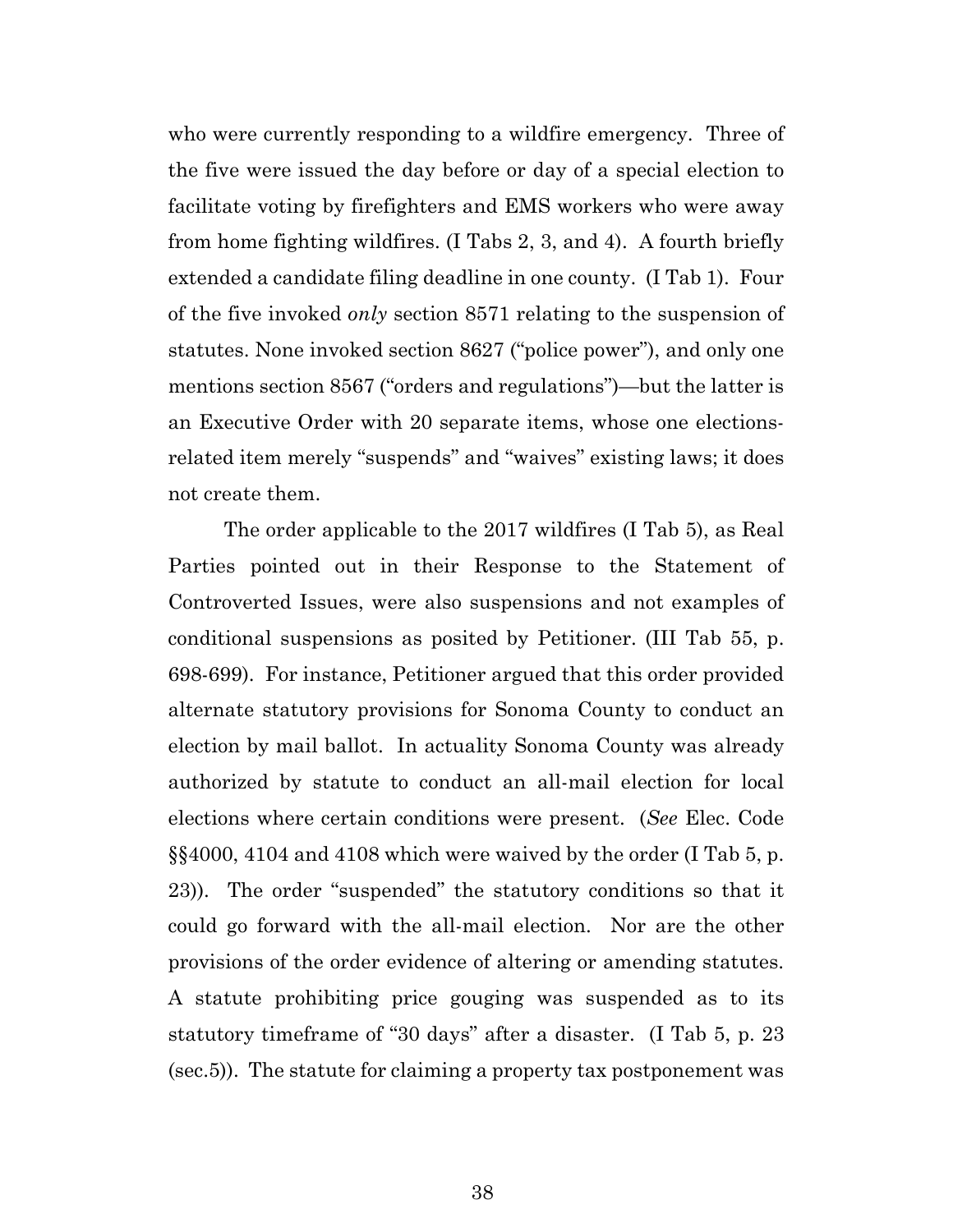who were currently responding to a wildfire emergency. Three of the five were issued the day before or day of a special election to facilitate voting by firefighters and EMS workers who were away from home fighting wildfires. (I Tabs 2, 3, and 4). A fourth briefly extended a candidate filing deadline in one county. (I Tab 1). Four of the five invoked *only* section 8571 relating to the suspension of statutes. None invoked section 8627 ("police power"), and only one mentions section 8567 ("orders and regulations")—but the latter is an Executive Order with 20 separate items, whose one elections-related item merely "suspends" and "waives" existing laws; it does not create them.

The order applicable to the 2017 wildfires (I Tab 5), as Real Parties pointed out in their Response to the Statement of Controverted Issues, were also suspensions and not examples of conditional suspensions as posited by Petitioner. (III Tab 55, p. 698-699). For instance, Petitioner argued that this order provided alternate statutory provisions for Sonoma County to conduct an election by mail ballot. In actuality Sonoma County was already authorized by statute to conduct an all-mail election for local elections where certain conditions were present. (*See* Elec. Code §§4000, 4104 and 4108 which were waived by the order (I Tab 5, p. 23)). The order "suspended" the statutory conditions so that it could go forward with the all-mail election. Nor are the other provisions of the order evidence of altering or amending statutes. A statute prohibiting price gouging was suspended as to its statutory timeframe of "30 days" after a disaster. (I Tab 5, p. 23 (sec.5)). The statute for claiming a property tax postponement was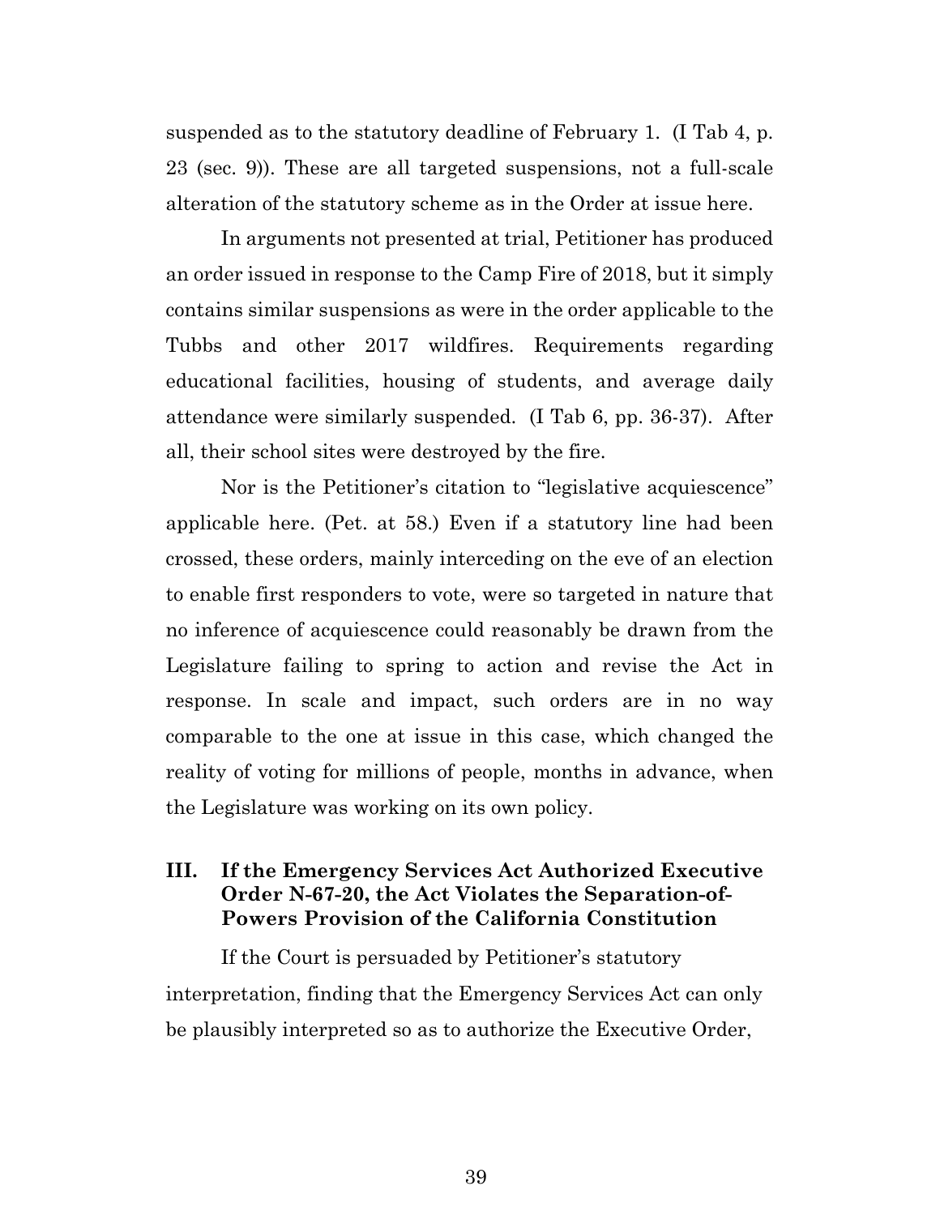suspended as to the statutory deadline of February 1. (I Tab 4, p. 23 (sec. 9)). These are all targeted suspensions, not a full-scale alteration of the statutory scheme as in the Order at issue here.

In arguments not presented at trial, Petitioner has produced an order issued in response to the Camp Fire of 2018, but it simply contains similar suspensions as were in the order applicable to the Tubbs and other 2017 wildfires. Requirements regarding educational facilities, housing of students, and average daily attendance were similarly suspended. (I Tab 6, pp. 36-37). After all, their school sites were destroyed by the fire.

Nor is the Petitioner's citation to "legislative acquiescence" applicable here. (Pet. at 58.) Even if a statutory line had been crossed, these orders, mainly interceding on the eve of an election to enable first responders to vote, were so targeted in nature that no inference of acquiescence could reasonably be drawn from the Legislature failing to spring to action and revise the Act in response. In scale and impact, such orders are in no way comparable to the one at issue in this case, which changed the reality of voting for millions of people, months in advance, when the Legislature was working on its own policy.

## III. If the Emergency Services Act Authorized Executive Order N-67-20, the Act Violates the Separation-of-Powers Provision of the California Constitution

If the Court is persuaded by Petitioner's statutory interpretation, finding that the Emergency Services Act can only be plausibly interpreted so as to authorize the Executive Order,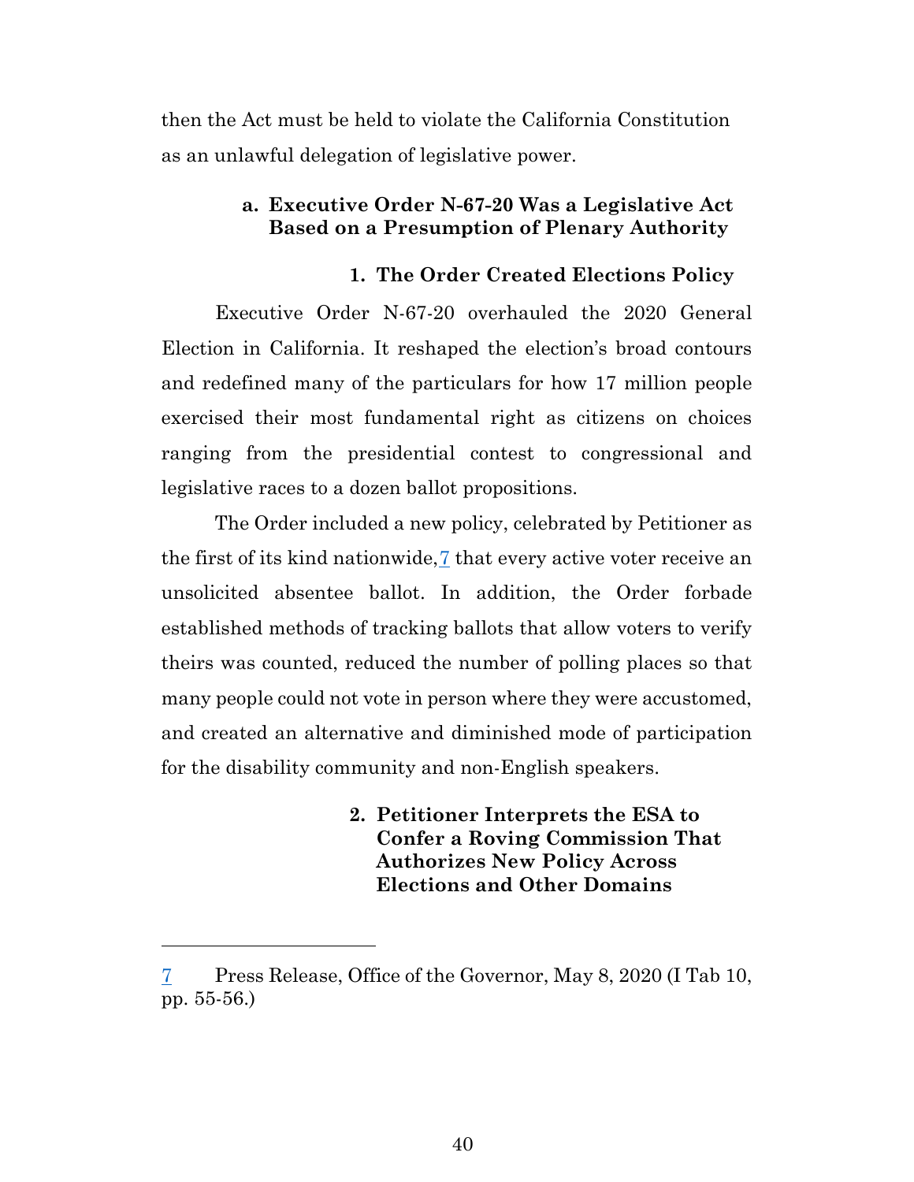then the Act must be held to violate the California Constitution as an unlawful delegation of legislative power.

### a. Executive Order N-67-20 Was a Legislative Act Based on a Presumption of Plenary Authority

#### 1. The Order Created Elections Policy

Executive Order N-67-20 overhauled the 2020 General Election in California. It reshaped the election's broad contours and redefined many of the particulars for how 17 million people exercised their most fundamental right as citizens on choices ranging from the presidential contest to congressional and legislative races to a dozen ballot propositions.

The Order included a new policy, celebrated by Petitioner as the first of its kind nationwide,[7] that every active voter receive an unsolicited absentee ballot. In addition, the Order forbade established methods of tracking ballots that allow voters to verify theirs was counted, reduced the number of polling places so that many people could not vote in person where they were accustomed, and created an alternative and diminished mode of participation for the disability community and non-English speakers.

#### 2. Petitioner Interprets the ESA to Confer a Roving Commission That Authorizes New Policy Across Elections and Other Domains

---

[7] Press Release, Office of the Governor, May 8, 2020 (I Tab 10, pp. 55-56.)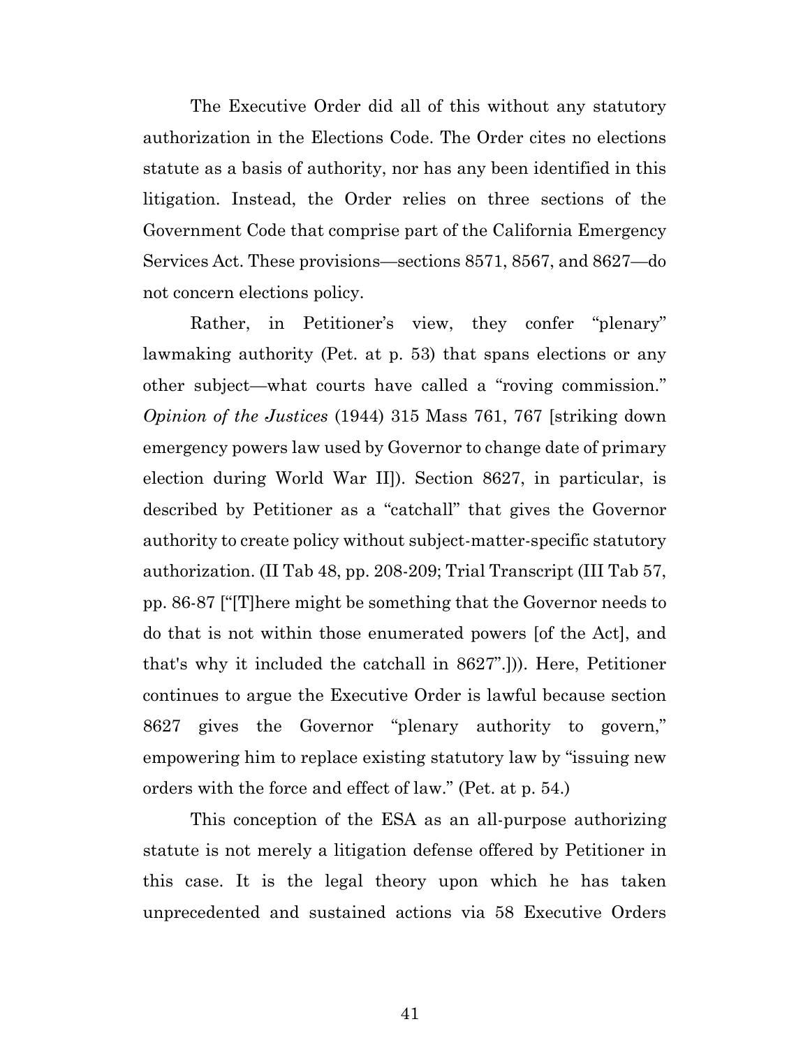The Executive Order did all of this without any statutory authorization in the Elections Code. The Order cites no elections statute as a basis of authority, nor has any been identified in this litigation. Instead, the Order relies on three sections of the Government Code that comprise part of the California Emergency Services Act. These provisions—sections 8571, 8567, and 8627—do not concern elections policy.

Rather, in Petitioner's view, they confer "plenary" lawmaking authority (Pet. at p. 53) that spans elections or any other subject—what courts have called a "roving commission." *Opinion of the Justices* (1944) 315 Mass 761, 767 [striking down emergency powers law used by Governor to change date of primary election during World War II]). Section 8627, in particular, is described by Petitioner as a "catchall" that gives the Governor authority to create policy without subject-matter-specific statutory authorization. (II Tab 48, pp. 208-209; Trial Transcript (III Tab 57, pp. 86-87 ["[T]here might be something that the Governor needs to do that is not within those enumerated powers [of the Act], and that's why it included the catchall in 8627".])). Here, Petitioner continues to argue the Executive Order is lawful because section 8627 gives the Governor "plenary authority to govern," empowering him to replace existing statutory law by "issuing new orders with the force and effect of law." (Pet. at p. 54.)

This conception of the ESA as an all-purpose authorizing statute is not merely a litigation defense offered by Petitioner in this case. It is the legal theory upon which he has taken unprecedented and sustained actions via 58 Executive Orders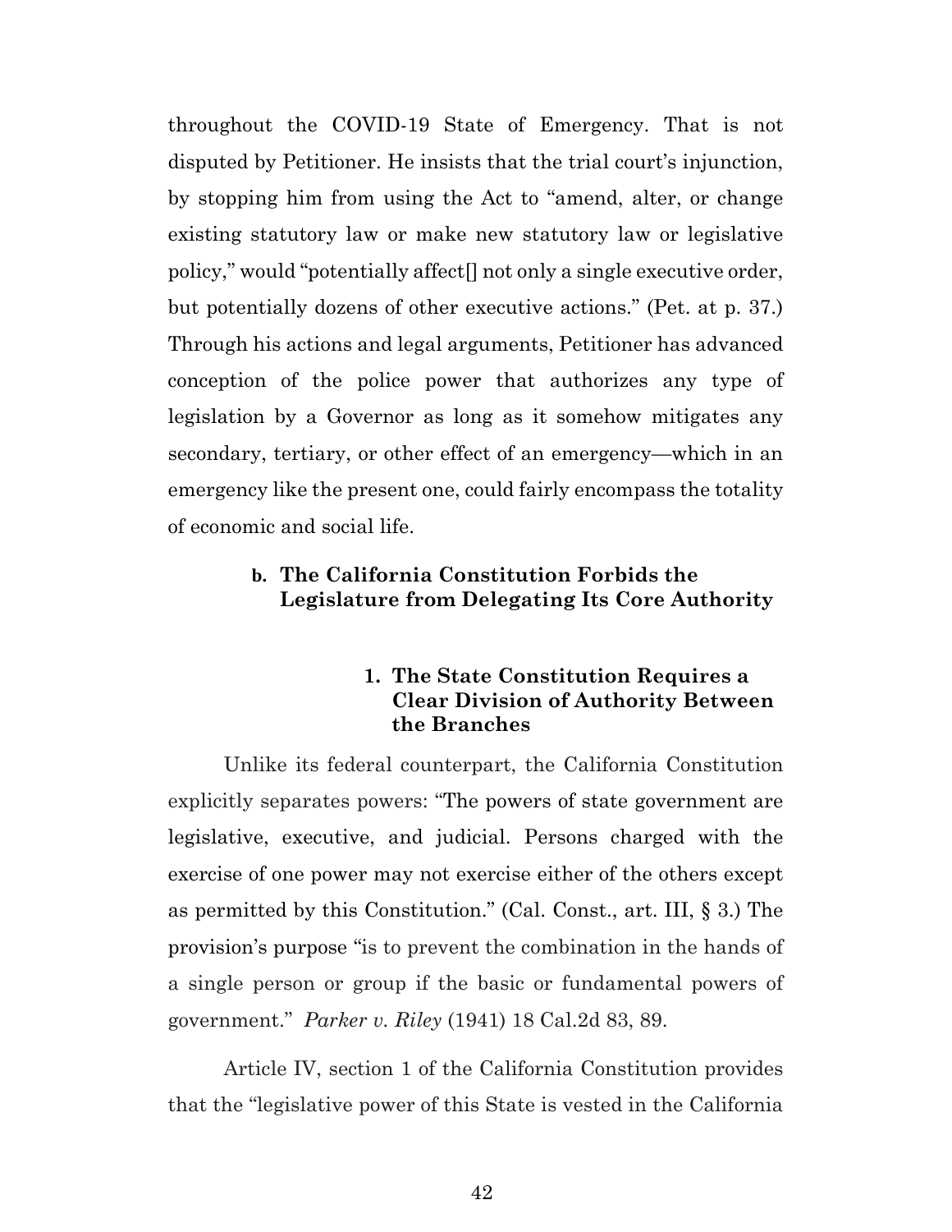throughout the COVID-19 State of Emergency. That is not disputed by Petitioner. He insists that the trial court's injunction, by stopping him from using the Act to "amend, alter, or change existing statutory law or make new statutory law or legislative policy," would "potentially affect[] not only a single executive order, but potentially dozens of other executive actions." (Pet. at p. 37.) Through his actions and legal arguments, Petitioner has advanced conception of the police power that authorizes any type of legislation by a Governor as long as it somehow mitigates any secondary, tertiary, or other effect of an emergency—which in an emergency like the present one, could fairly encompass the totality of economic and social life.

### b. The California Constitution Forbids the Legislature from Delegating Its Core Authority

#### 1. The State Constitution Requires a Clear Division of Authority Between the Branches

Unlike its federal counterpart, the California Constitution explicitly separates powers: "The powers of state government are legislative, executive, and judicial. Persons charged with the exercise of one power may not exercise either of the others except as permitted by this Constitution." (Cal. Const., art. III, § 3.) The provision's purpose "is to prevent the combination in the hands of a single person or group if the basic or fundamental powers of government." *Parker v. Riley* (1941) 18 Cal.2d 83, 89.

Article IV, section 1 of the California Constitution provides that the "legislative power of this State is vested in the California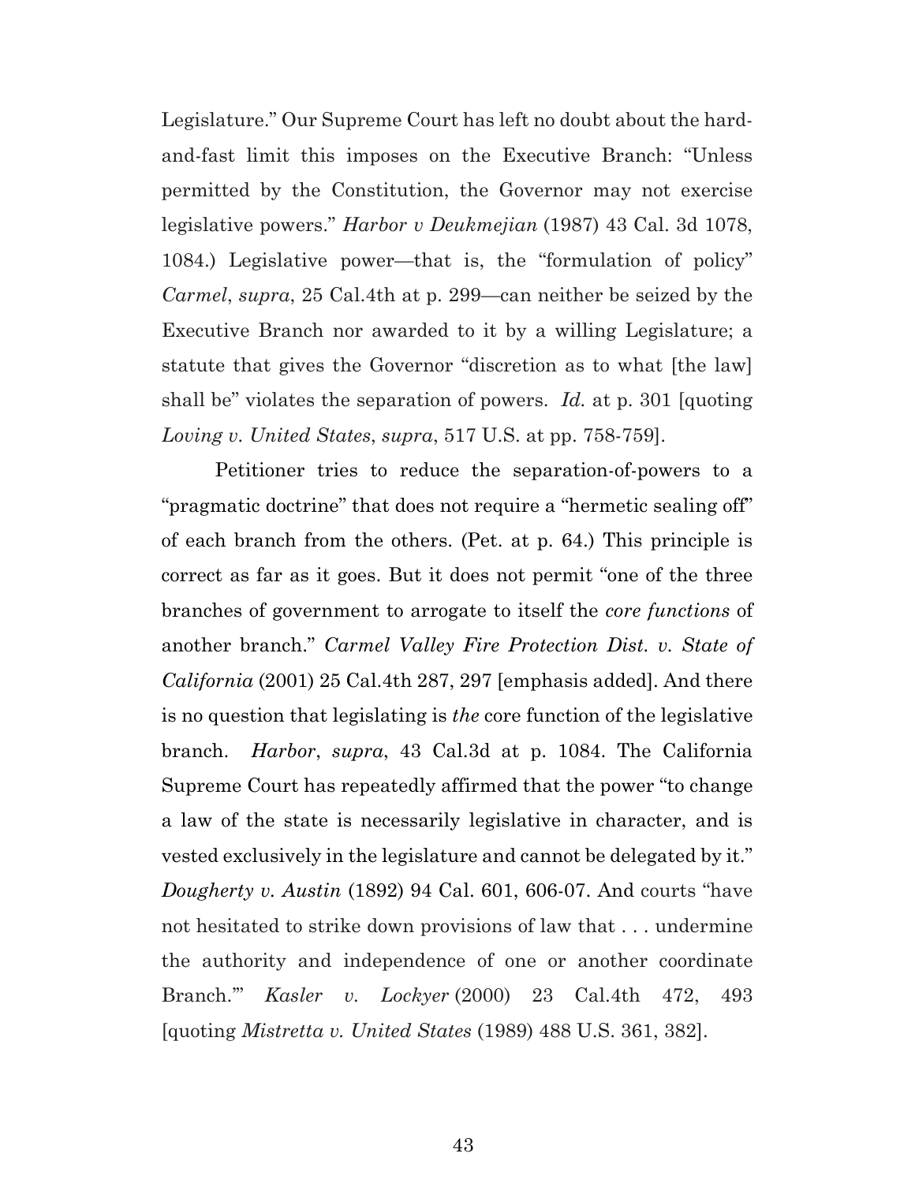Legislature." Our Supreme Court has left no doubt about the hard-and-fast limit this imposes on the Executive Branch: "Unless permitted by the Constitution, the Governor may not exercise legislative powers." *Harbor v Deukmejian* (1987) 43 Cal. 3d 1078, 1084.) Legislative power—that is, the "formulation of policy" *Carmel*, *supra*, 25 Cal.4th at p. 299—can neither be seized by the Executive Branch nor awarded to it by a willing Legislature; a statute that gives the Governor "discretion as to what [the law] shall be" violates the separation of powers. *Id.* at p. 301 [quoting *Loving v. United States*, *supra*, 517 U.S. at pp. 758-759].

Petitioner tries to reduce the separation-of-powers to a "pragmatic doctrine" that does not require a "hermetic sealing off" of each branch from the others. (Pet. at p. 64.) This principle is correct as far as it goes. But it does not permit "one of the three branches of government to arrogate to itself the *core functions* of another branch." *Carmel Valley Fire Protection Dist. v. State of California* (2001) 25 Cal.4th 287, 297 [emphasis added]. And there is no question that legislating is *the* core function of the legislative branch. *Harbor*, *supra*, 43 Cal.3d at p. 1084. The California Supreme Court has repeatedly affirmed that the power "to change a law of the state is necessarily legislative in character, and is vested exclusively in the legislature and cannot be delegated by it." *Dougherty v. Austin* (1892) 94 Cal. 601, 606-07. And courts "have not hesitated to strike down provisions of law that . . . undermine the authority and independence of one or another coordinate Branch.'" *Kasler v. Lockyer* (2000) 23 Cal.4th 472, 493 [quoting *Mistretta v. United States* (1989) 488 U.S. 361, 382].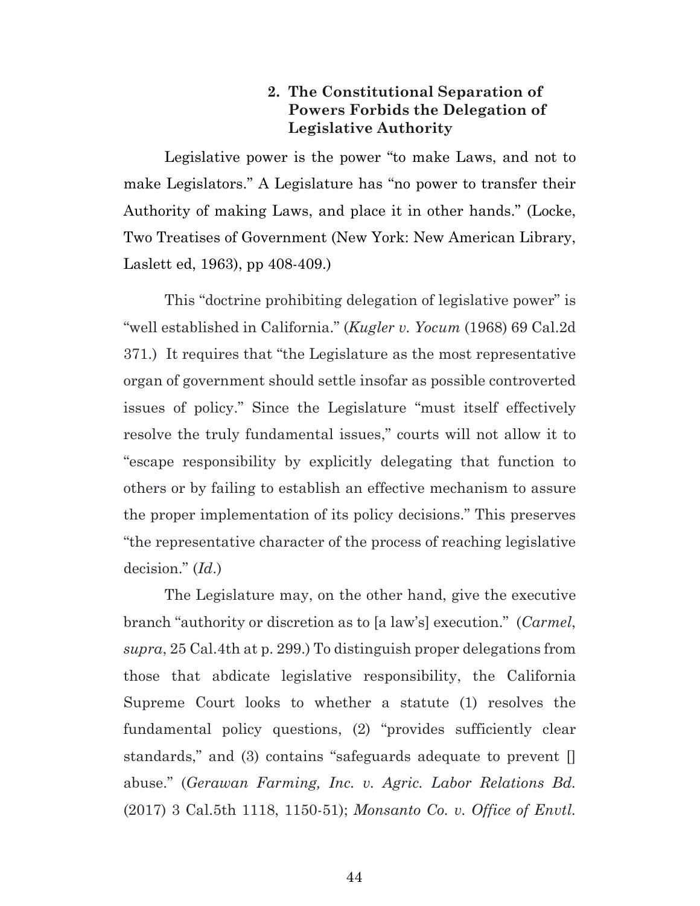### 2. The Constitutional Separation of Powers Forbids the Delegation of Legislative Authority

Legislative power is the power "to make Laws, and not to make Legislators." A Legislature has "no power to transfer their Authority of making Laws, and place it in other hands." (Locke, Two Treatises of Government (New York: New American Library, Laslett ed, 1963), pp 408-409.)

This "doctrine prohibiting delegation of legislative power" is "well established in California." (*Kugler v. Yocum* (1968) 69 Cal.2d 371.) It requires that "the Legislature as the most representative organ of government should settle insofar as possible controverted issues of policy." Since the Legislature "must itself effectively resolve the truly fundamental issues," courts will not allow it to "escape responsibility by explicitly delegating that function to others or by failing to establish an effective mechanism to assure the proper implementation of its policy decisions." This preserves "the representative character of the process of reaching legislative decision." (*Id.*)

The Legislature may, on the other hand, give the executive branch "authority or discretion as to [a law's] execution." (*Carmel*, *supra*, 25 Cal.4th at p. 299.) To distinguish proper delegations from those that abdicate legislative responsibility, the California Supreme Court looks to whether a statute (1) resolves the fundamental policy questions, (2) "provides sufficiently clear standards," and (3) contains "safeguards adequate to prevent [] abuse." (*Gerawan Farming, Inc. v. Agric. Labor Relations Bd.* (2017) 3 Cal.5th 1118, 1150-51); *Monsanto Co. v. Office of Envtl.*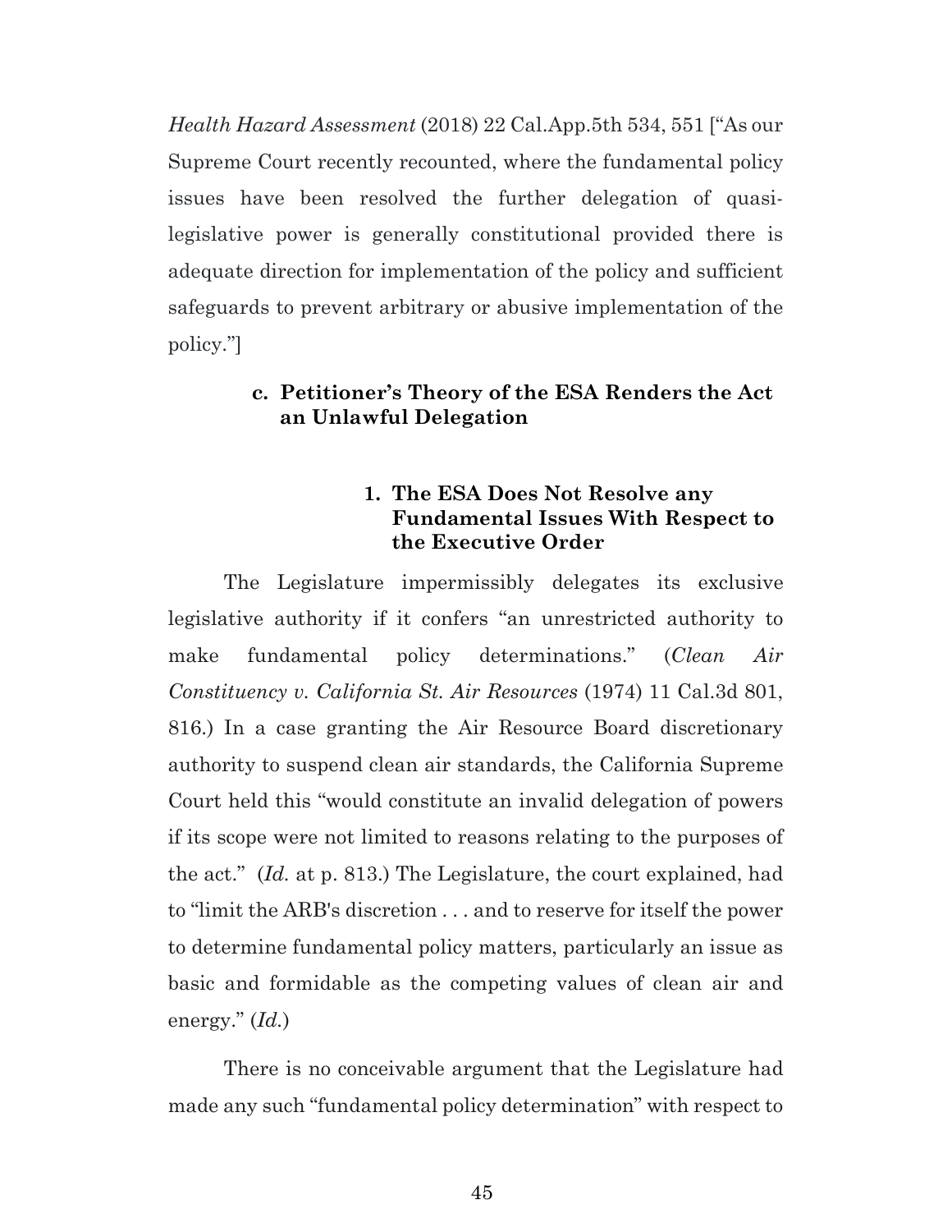*Health Hazard Assessment* (2018) 22 Cal.App.5th 534, 551 ["As our Supreme Court recently recounted, where the fundamental policy issues have been resolved the further delegation of quasi-legislative power is generally constitutional provided there is adequate direction for implementation of the policy and sufficient safeguards to prevent arbitrary or abusive implementation of the policy."]

### c. Petitioner's Theory of the ESA Renders the Act an Unlawful Delegation

#### 1. The ESA Does Not Resolve any Fundamental Issues With Respect to the Executive Order

The Legislature impermissibly delegates its exclusive legislative authority if it confers "an unrestricted authority to make fundamental policy determinations." (*Clean Air Constituency v. California St. Air Resources* (1974) 11 Cal.3d 801, 816.) In a case granting the Air Resource Board discretionary authority to suspend clean air standards, the California Supreme Court held this "would constitute an invalid delegation of powers if its scope were not limited to reasons relating to the purposes of the act." (*Id.* at p. 813.) The Legislature, the court explained, had to "limit the ARB's discretion . . . and to reserve for itself the power to determine fundamental policy matters, particularly an issue as basic and formidable as the competing values of clean air and energy." (*Id.*)

There is no conceivable argument that the Legislature had made any such "fundamental policy determination" with respect to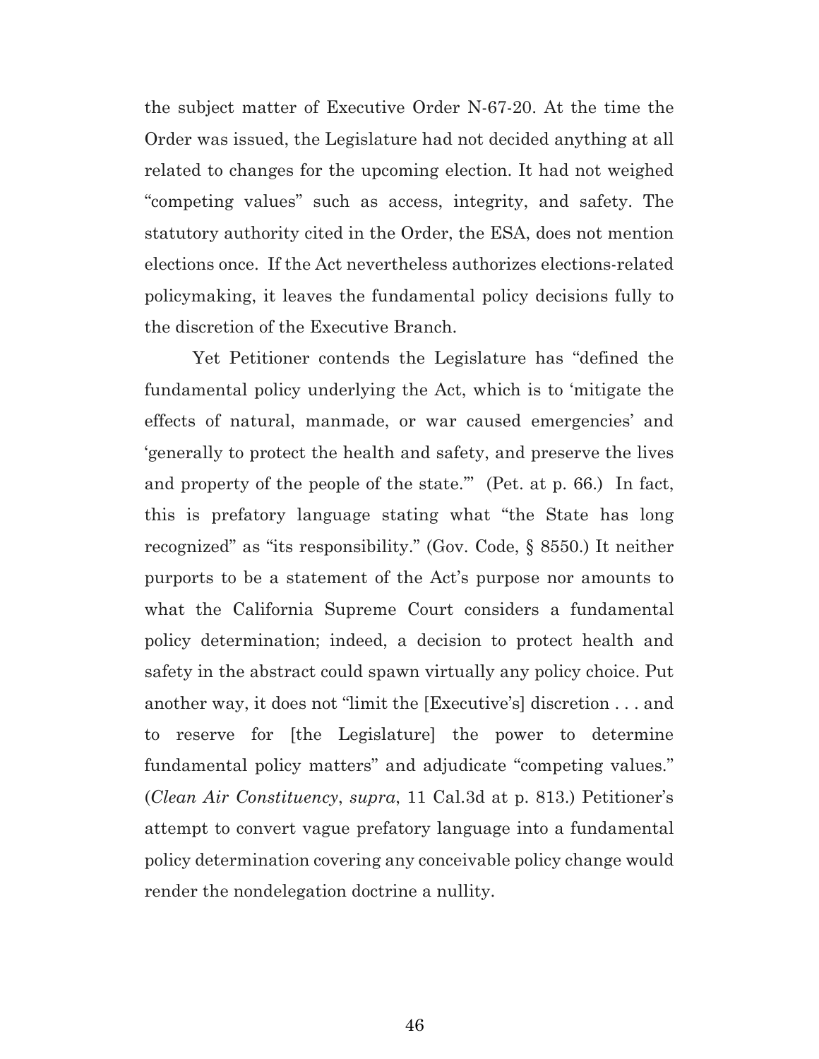the subject matter of Executive Order N-67-20. At the time the Order was issued, the Legislature had not decided anything at all related to changes for the upcoming election. It had not weighed "competing values" such as access, integrity, and safety. The statutory authority cited in the Order, the ESA, does not mention elections once. If the Act nevertheless authorizes elections-related policymaking, it leaves the fundamental policy decisions fully to the discretion of the Executive Branch.

Yet Petitioner contends the Legislature has "defined the fundamental policy underlying the Act, which is to 'mitigate the effects of natural, manmade, or war caused emergencies' and 'generally to protect the health and safety, and preserve the lives and property of the people of the state.'" (Pet. at p. 66.) In fact, this is prefatory language stating what "the State has long recognized" as "its responsibility." (Gov. Code, § 8550.) It neither purports to be a statement of the Act's purpose nor amounts to what the California Supreme Court considers a fundamental policy determination; indeed, a decision to protect health and safety in the abstract could spawn virtually any policy choice. Put another way, it does not "limit the [Executive's] discretion . . . and to reserve for [the Legislature] the power to determine fundamental policy matters" and adjudicate "competing values." (*Clean Air Constituency*, *supra*, 11 Cal.3d at p. 813.) Petitioner's attempt to convert vague prefatory language into a fundamental policy determination covering any conceivable policy change would render the nondelegation doctrine a nullity.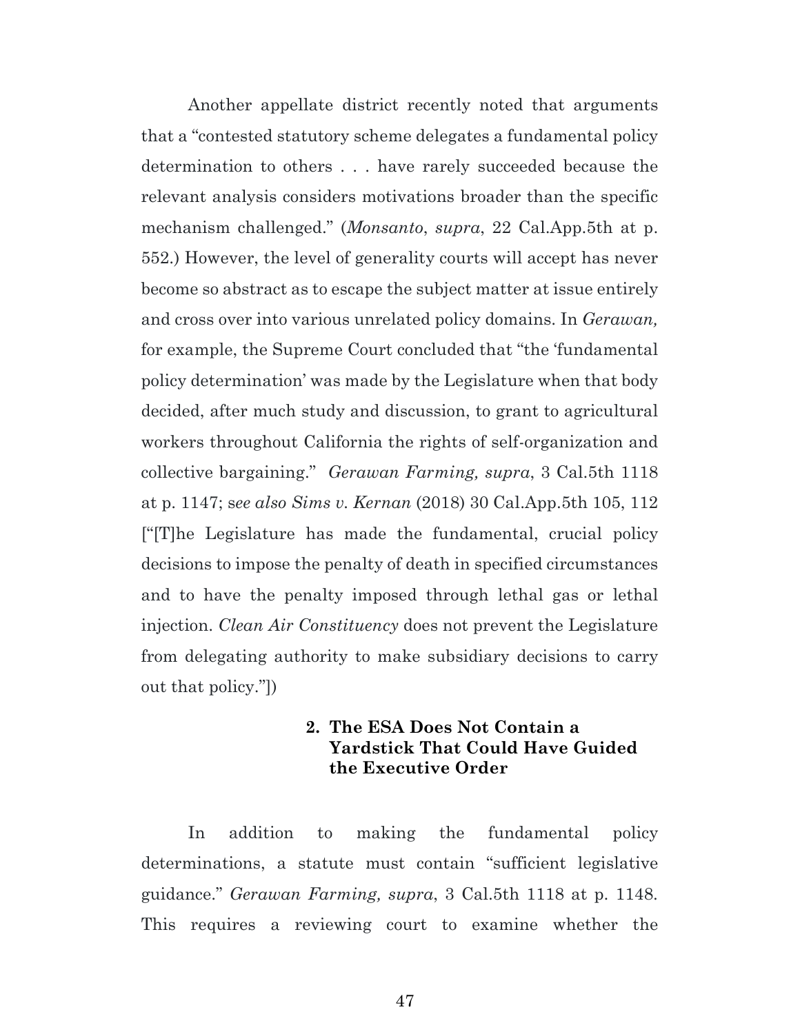Another appellate district recently noted that arguments that a "contested statutory scheme delegates a fundamental policy determination to others . . . have rarely succeeded because the relevant analysis considers motivations broader than the specific mechanism challenged." (*Monsanto*, *supra*, 22 Cal.App.5th at p. 552.) However, the level of generality courts will accept has never become so abstract as to escape the subject matter at issue entirely and cross over into various unrelated policy domains. In *Gerawan,* for example, the Supreme Court concluded that "the 'fundamental policy determination' was made by the Legislature when that body decided, after much study and discussion, to grant to agricultural workers throughout California the rights of self-organization and collective bargaining." *Gerawan Farming, supra*, 3 Cal.5th 1118 at p. 1147; s*ee also Sims v. Kernan* (2018) 30 Cal.App.5th 105, 112 ["[T]he Legislature has made the fundamental, crucial policy decisions to impose the penalty of death in specified circumstances and to have the penalty imposed through lethal gas or lethal injection. *Clean Air Constituency* does not prevent the Legislature from delegating authority to make subsidiary decisions to carry out that policy."])

### 2. The ESA Does Not Contain a Yardstick That Could Have Guided the Executive Order

In addition to making the fundamental policy determinations, a statute must contain "sufficient legislative guidance." *Gerawan Farming, supra*, 3 Cal.5th 1118 at p. 1148. This requires a reviewing court to examine whether the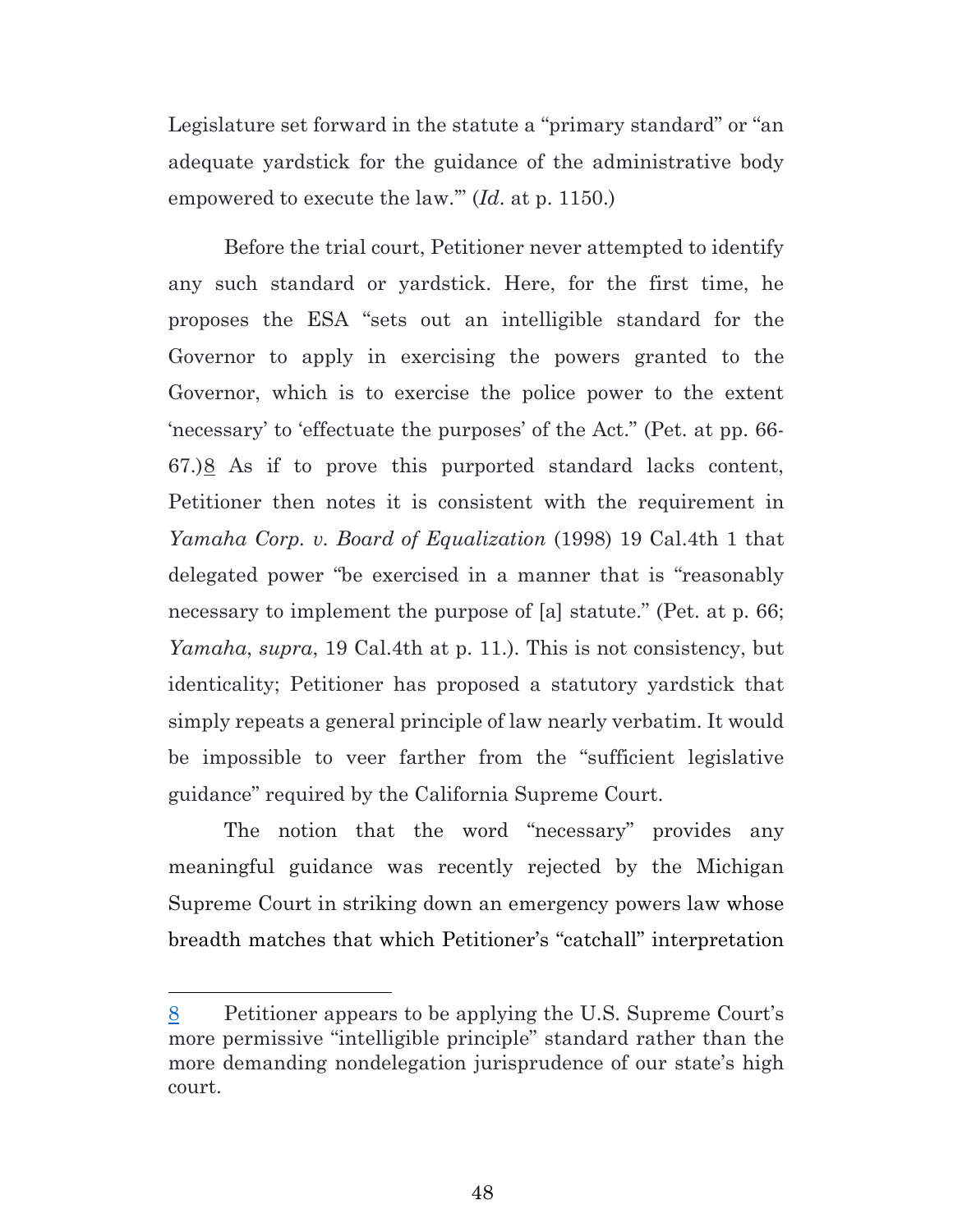Legislature set forward in the statute a "primary standard" or "an adequate yardstick for the guidance of the administrative body empowered to execute the law."' (*Id.* at p. 1150.)

Before the trial court, Petitioner never attempted to identify any such standard or yardstick. Here, for the first time, he proposes the ESA "sets out an intelligible standard for the Governor to apply in exercising the powers granted to the Governor, which is to exercise the police power to the extent 'necessary' to 'effectuate the purposes' of the Act." (Pet. at pp. 66-67.)[8] As if to prove this purported standard lacks content, Petitioner then notes it is consistent with the requirement in *Yamaha Corp. v. Board of Equalization* (1998) 19 Cal.4th 1 that delegated power "be exercised in a manner that is "reasonably necessary to implement the purpose of [a] statute." (Pet. at p. 66; *Yamaha*, *supra*, 19 Cal.4th at p. 11.). This is not consistency, but identicality; Petitioner has proposed a statutory yardstick that simply repeats a general principle of law nearly verbatim. It would be impossible to veer farther from the "sufficient legislative guidance" required by the California Supreme Court.

The notion that the word "necessary" provides any meaningful guidance was recently rejected by the Michigan Supreme Court in striking down an emergency powers law whose breadth matches that which Petitioner's "catchall" interpretation

---

[8] Petitioner appears to be applying the U.S. Supreme Court's more permissive "intelligible principle" standard rather than the more demanding nondelegation jurisprudence of our state's high court.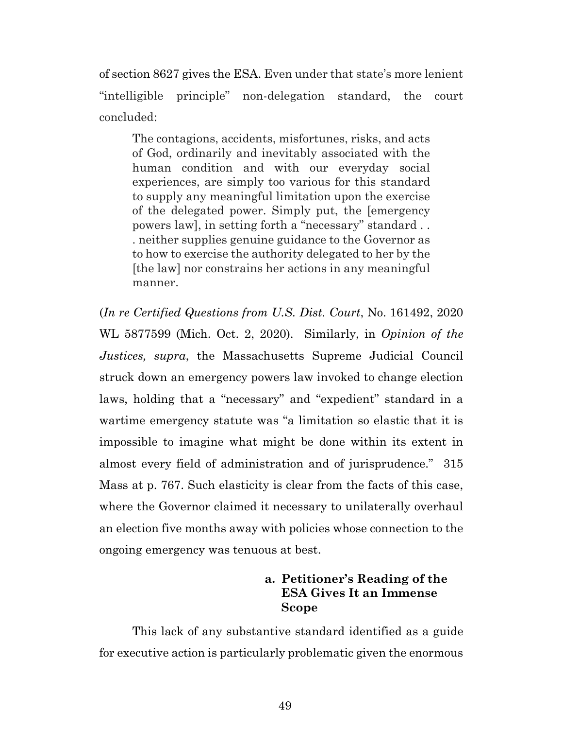of section 8627 gives the ESA. Even under that state's more lenient "intelligible principle" non-delegation standard, the court concluded:

> The contagions, accidents, misfortunes, risks, and acts of God, ordinarily and inevitably associated with the human condition and with our everyday social experiences, are simply too various for this standard to supply any meaningful limitation upon the exercise of the delegated power. Simply put, the [emergency powers law], in setting forth a "necessary" standard . . . neither supplies genuine guidance to the Governor as to how to exercise the authority delegated to her by the [the law] nor constrains her actions in any meaningful manner.

(*In re Certified Questions from U.S. Dist. Court*, No. 161492, 2020 WL 5877599 (Mich. Oct. 2, 2020). Similarly, in *Opinion of the Justices, supra*, the Massachusetts Supreme Judicial Council struck down an emergency powers law invoked to change election laws, holding that a "necessary" and "expedient" standard in a wartime emergency statute was "a limitation so elastic that it is impossible to imagine what might be done within its extent in almost every field of administration and of jurisprudence." 315 Mass at p. 767. Such elasticity is clear from the facts of this case, where the Governor claimed it necessary to unilaterally overhaul an election five months away with policies whose connection to the ongoing emergency was tenuous at best.

**a. Petitioner's Reading of the ESA Gives It an Immense Scope**

This lack of any substantive standard identified as a guide for executive action is particularly problematic given the enormous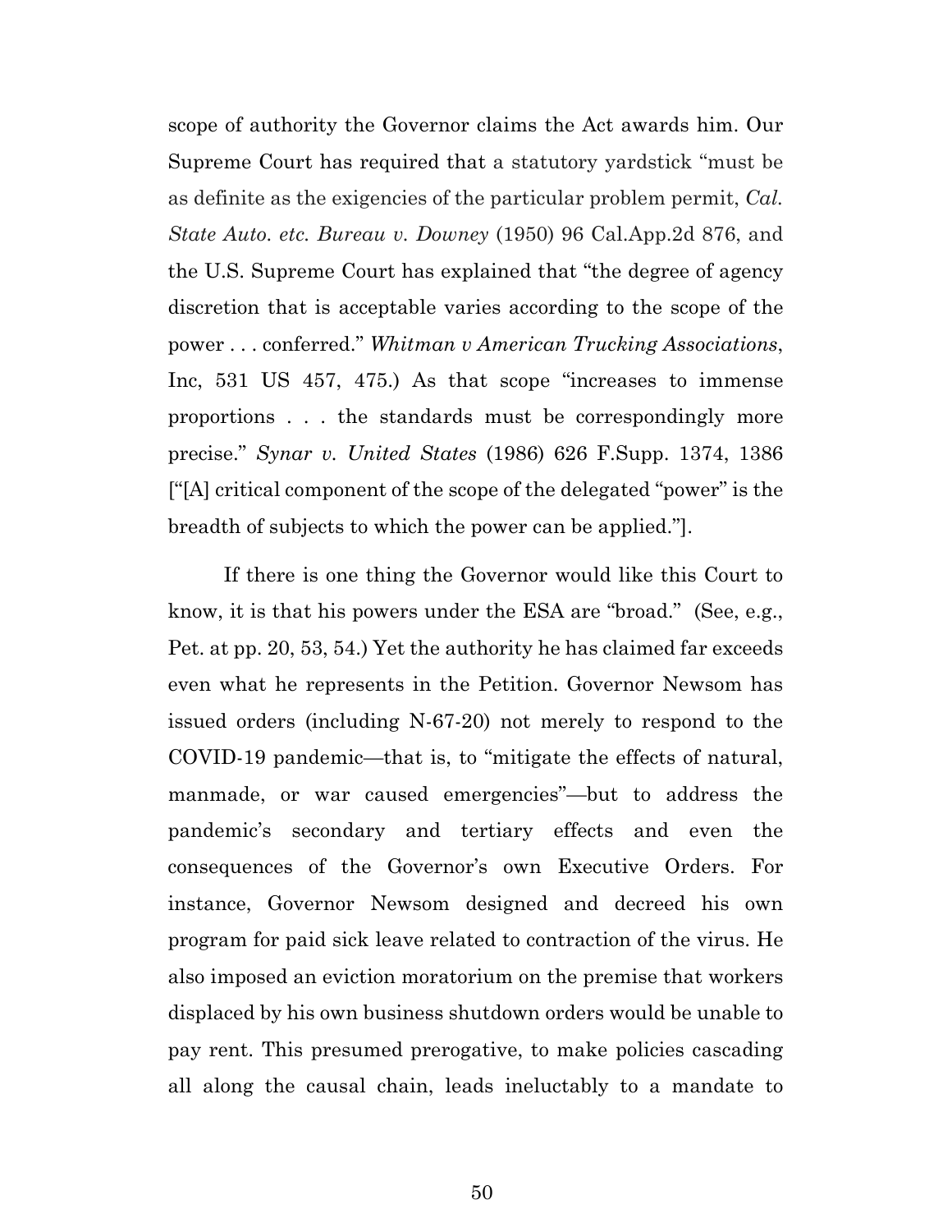scope of authority the Governor claims the Act awards him. Our Supreme Court has required that a statutory yardstick "must be as definite as the exigencies of the particular problem permit, *Cal. State Auto. etc. Bureau v. Downey* (1950) 96 Cal.App.2d 876, and the U.S. Supreme Court has explained that "the degree of agency discretion that is acceptable varies according to the scope of the power . . . conferred." *Whitman v American Trucking Associations*, Inc, 531 US 457, 475.) As that scope "increases to immense proportions . . . the standards must be correspondingly more precise." *Synar v. United States* (1986) 626 F.Supp. 1374, 1386 ["[A] critical component of the scope of the delegated "power" is the breadth of subjects to which the power can be applied."].

If there is one thing the Governor would like this Court to know, it is that his powers under the ESA are "broad." (See, e.g., Pet. at pp. 20, 53, 54.) Yet the authority he has claimed far exceeds even what he represents in the Petition. Governor Newsom has issued orders (including N-67-20) not merely to respond to the COVID-19 pandemic—that is, to "mitigate the effects of natural, manmade, or war caused emergencies"—but to address the pandemic's secondary and tertiary effects and even the consequences of the Governor's own Executive Orders. For instance, Governor Newsom designed and decreed his own program for paid sick leave related to contraction of the virus. He also imposed an eviction moratorium on the premise that workers displaced by his own business shutdown orders would be unable to pay rent. This presumed prerogative, to make policies cascading all along the causal chain, leads ineluctably to a mandate to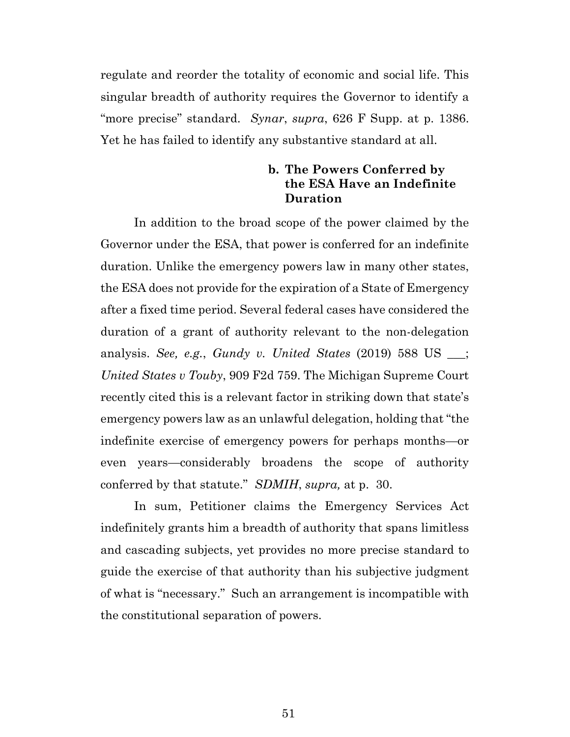regulate and reorder the totality of economic and social life. This singular breadth of authority requires the Governor to identify a "more precise" standard. *Synar*, *supra*, 626 F Supp. at p. 1386. Yet he has failed to identify any substantive standard at all.

#### b. The Powers Conferred by the ESA Have an Indefinite Duration

In addition to the broad scope of the power claimed by the Governor under the ESA, that power is conferred for an indefinite duration. Unlike the emergency powers law in many other states, the ESA does not provide for the expiration of a State of Emergency after a fixed time period. Several federal cases have considered the duration of a grant of authority relevant to the non-delegation analysis. *See, e.g.*, *Gundy v. United States* (2019) 588 US ___; *United States v Touby*, 909 F2d 759. The Michigan Supreme Court recently cited this is a relevant factor in striking down that state's emergency powers law as an unlawful delegation, holding that "the indefinite exercise of emergency powers for perhaps months—or even years—considerably broadens the scope of authority conferred by that statute." *SDMIH*, *supra,* at p. 30.

In sum, Petitioner claims the Emergency Services Act indefinitely grants him a breadth of authority that spans limitless and cascading subjects, yet provides no more precise standard to guide the exercise of that authority than his subjective judgment of what is "necessary." Such an arrangement is incompatible with the constitutional separation of powers.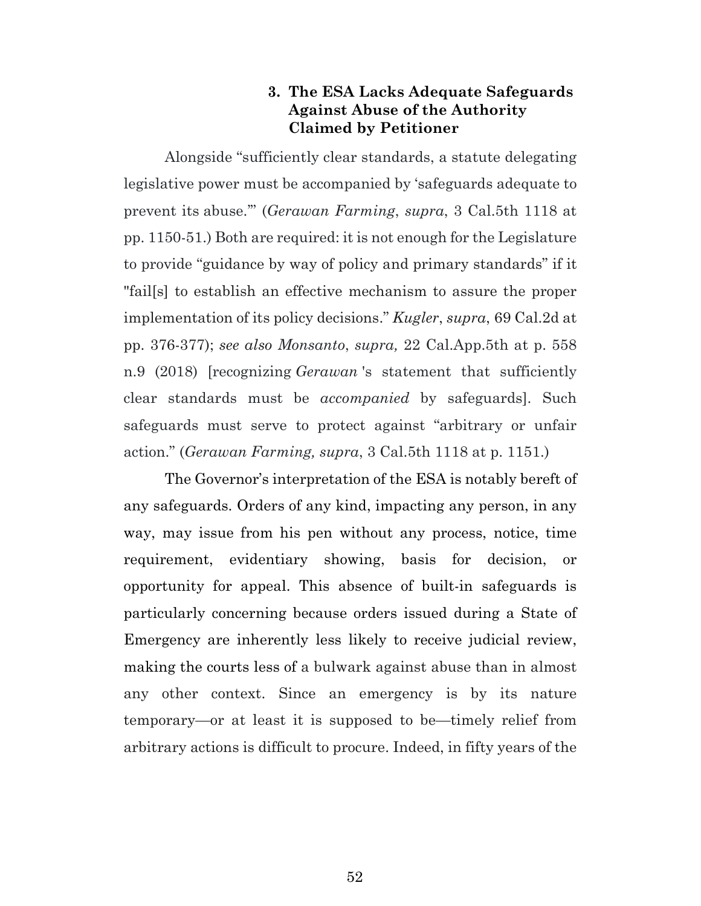### 3. The ESA Lacks Adequate Safeguards Against Abuse of the Authority Claimed by Petitioner

Alongside "sufficiently clear standards, a statute delegating legislative power must be accompanied by 'safeguards adequate to prevent its abuse.'" (*Gerawan Farming*, *supra*, 3 Cal.5th 1118 at pp. 1150-51.) Both are required: it is not enough for the Legislature to provide "guidance by way of policy and primary standards" if it "fail[s] to establish an effective mechanism to assure the proper implementation of its policy decisions." *Kugler*, *supra*, 69 Cal.2d at pp. 376-377); *see also Monsanto*, *supra,* 22 Cal.App.5th at p. 558 n.9 (2018) [recognizing *Gerawan* 's statement that sufficiently clear standards must be *accompanied* by safeguards]. Such safeguards must serve to protect against "arbitrary or unfair action." (*Gerawan Farming, supra*, 3 Cal.5th 1118 at p. 1151.)

The Governor's interpretation of the ESA is notably bereft of any safeguards. Orders of any kind, impacting any person, in any way, may issue from his pen without any process, notice, time requirement, evidentiary showing, basis for decision, or opportunity for appeal. This absence of built-in safeguards is particularly concerning because orders issued during a State of Emergency are inherently less likely to receive judicial review, making the courts less of a bulwark against abuse than in almost any other context. Since an emergency is by its nature temporary—or at least it is supposed to be—timely relief from arbitrary actions is difficult to procure. Indeed, in fifty years of the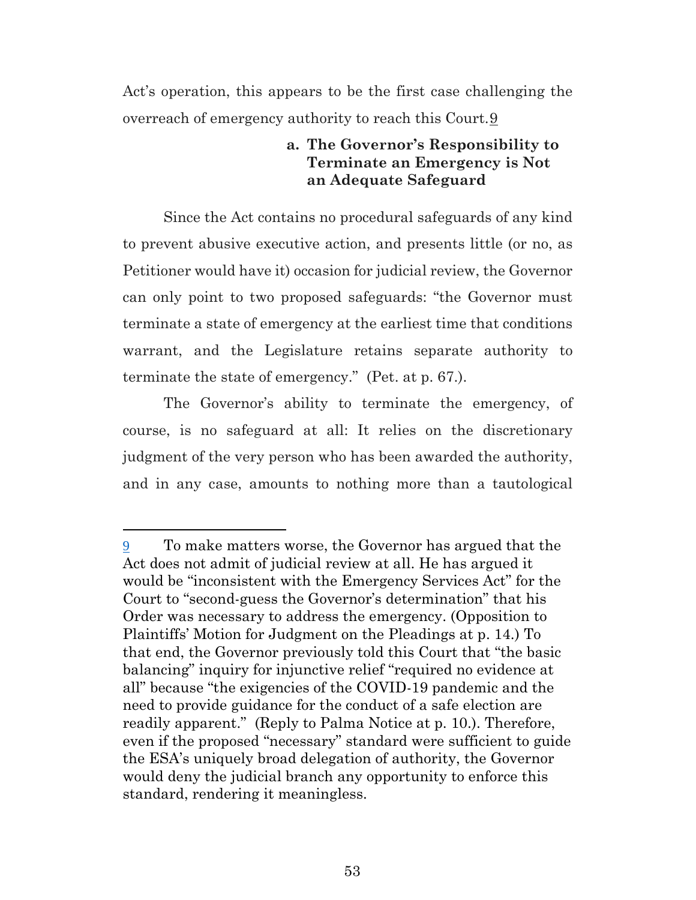Act's operation, this appears to be the first case challenging the overreach of emergency authority to reach this Court.[9]

### a. The Governor's Responsibility to Terminate an Emergency is Not an Adequate Safeguard

Since the Act contains no procedural safeguards of any kind to prevent abusive executive action, and presents little (or no, as Petitioner would have it) occasion for judicial review, the Governor can only point to two proposed safeguards: "the Governor must terminate a state of emergency at the earliest time that conditions warrant, and the Legislature retains separate authority to terminate the state of emergency." (Pet. at p. 67.).

The Governor's ability to terminate the emergency, of course, is no safeguard at all: It relies on the discretionary judgment of the very person who has been awarded the authority, and in any case, amounts to nothing more than a tautological

---

[9] To make matters worse, the Governor has argued that the Act does not admit of judicial review at all. He has argued it would be "inconsistent with the Emergency Services Act" for the Court to "second-guess the Governor's determination" that his Order was necessary to address the emergency. (Opposition to Plaintiffs' Motion for Judgment on the Pleadings at p. 14.) To that end, the Governor previously told this Court that "the basic balancing" inquiry for injunctive relief "required no evidence at all" because "the exigencies of the COVID-19 pandemic and the need to provide guidance for the conduct of a safe election are readily apparent." (Reply to Palma Notice at p. 10.). Therefore, even if the proposed "necessary" standard were sufficient to guide the ESA's uniquely broad delegation of authority, the Governor would deny the judicial branch any opportunity to enforce this standard, rendering it meaningless.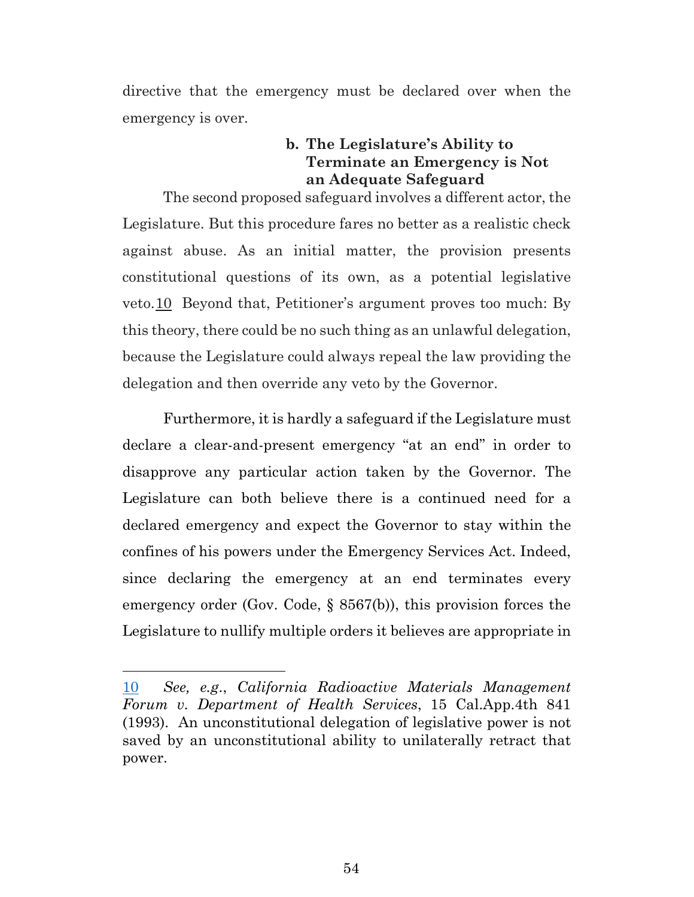directive that the emergency must be declared over when the emergency is over.

#### b. The Legislature's Ability to Terminate an Emergency is Not an Adequate Safeguard

The second proposed safeguard involves a different actor, the Legislature. But this procedure fares no better as a realistic check against abuse. As an initial matter, the provision presents constitutional questions of its own, as a potential legislative veto.[10] Beyond that, Petitioner's argument proves too much: By this theory, there could be no such thing as an unlawful delegation, because the Legislature could always repeal the law providing the delegation and then override any veto by the Governor.

Furthermore, it is hardly a safeguard if the Legislature must declare a clear-and-present emergency "at an end" in order to disapprove any particular action taken by the Governor. The Legislature can both believe there is a continued need for a declared emergency and expect the Governor to stay within the confines of his powers under the Emergency Services Act. Indeed, since declaring the emergency at an end terminates every emergency order (Gov. Code, § 8567(b)), this provision forces the Legislature to nullify multiple orders it believes are appropriate in

---

[10] *See, e.g.*, *California Radioactive Materials Management Forum v. Department of Health Services*, 15 Cal.App.4th 841 (1993). An unconstitutional delegation of legislative power is not saved by an unconstitutional ability to unilaterally retract that power.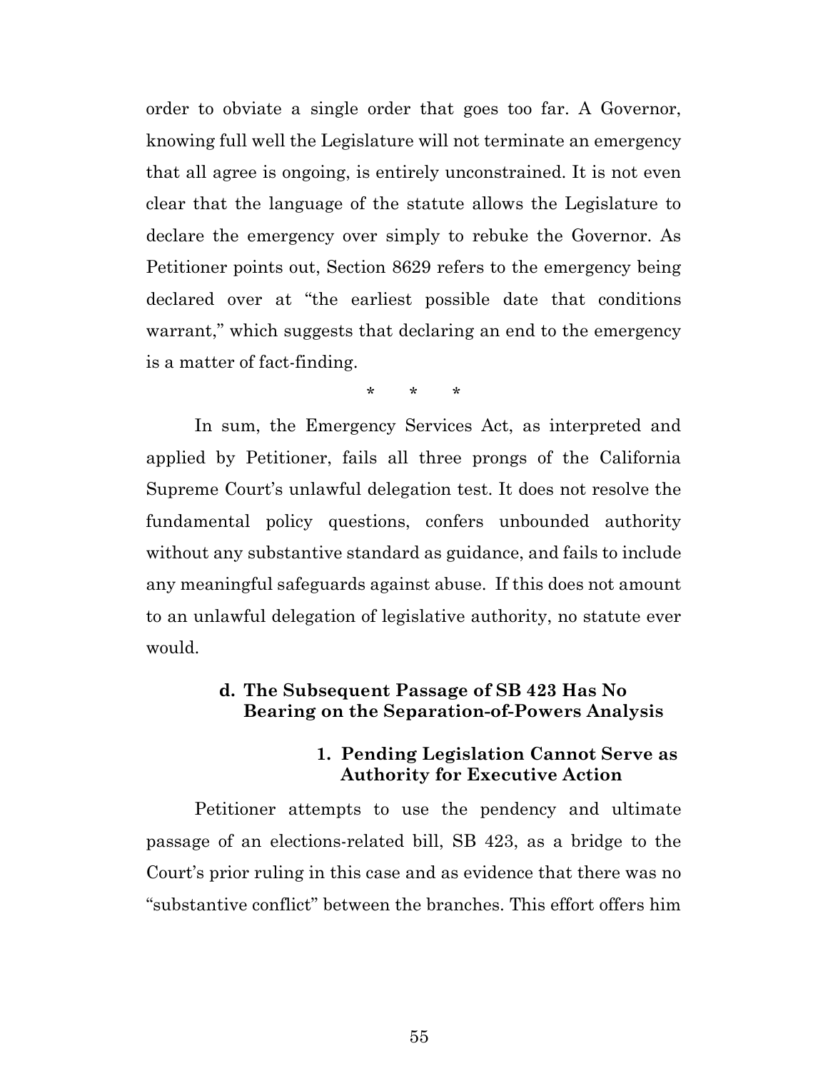order to obviate a single order that goes too far. A Governor, knowing full well the Legislature will not terminate an emergency that all agree is ongoing, is entirely unconstrained. It is not even clear that the language of the statute allows the Legislature to declare the emergency over simply to rebuke the Governor. As Petitioner points out, Section 8629 refers to the emergency being declared over at "the earliest possible date that conditions warrant," which suggests that declaring an end to the emergency is a matter of fact-finding.

\* \* \*

In sum, the Emergency Services Act, as interpreted and applied by Petitioner, fails all three prongs of the California Supreme Court's unlawful delegation test. It does not resolve the fundamental policy questions, confers unbounded authority without any substantive standard as guidance, and fails to include any meaningful safeguards against abuse. If this does not amount to an unlawful delegation of legislative authority, no statute ever would.

#### d. The Subsequent Passage of SB 423 Has No Bearing on the Separation-of-Powers Analysis

##### 1. Pending Legislation Cannot Serve as Authority for Executive Action

Petitioner attempts to use the pendency and ultimate passage of an elections-related bill, SB 423, as a bridge to the Court's prior ruling in this case and as evidence that there was no "substantive conflict" between the branches. This effort offers him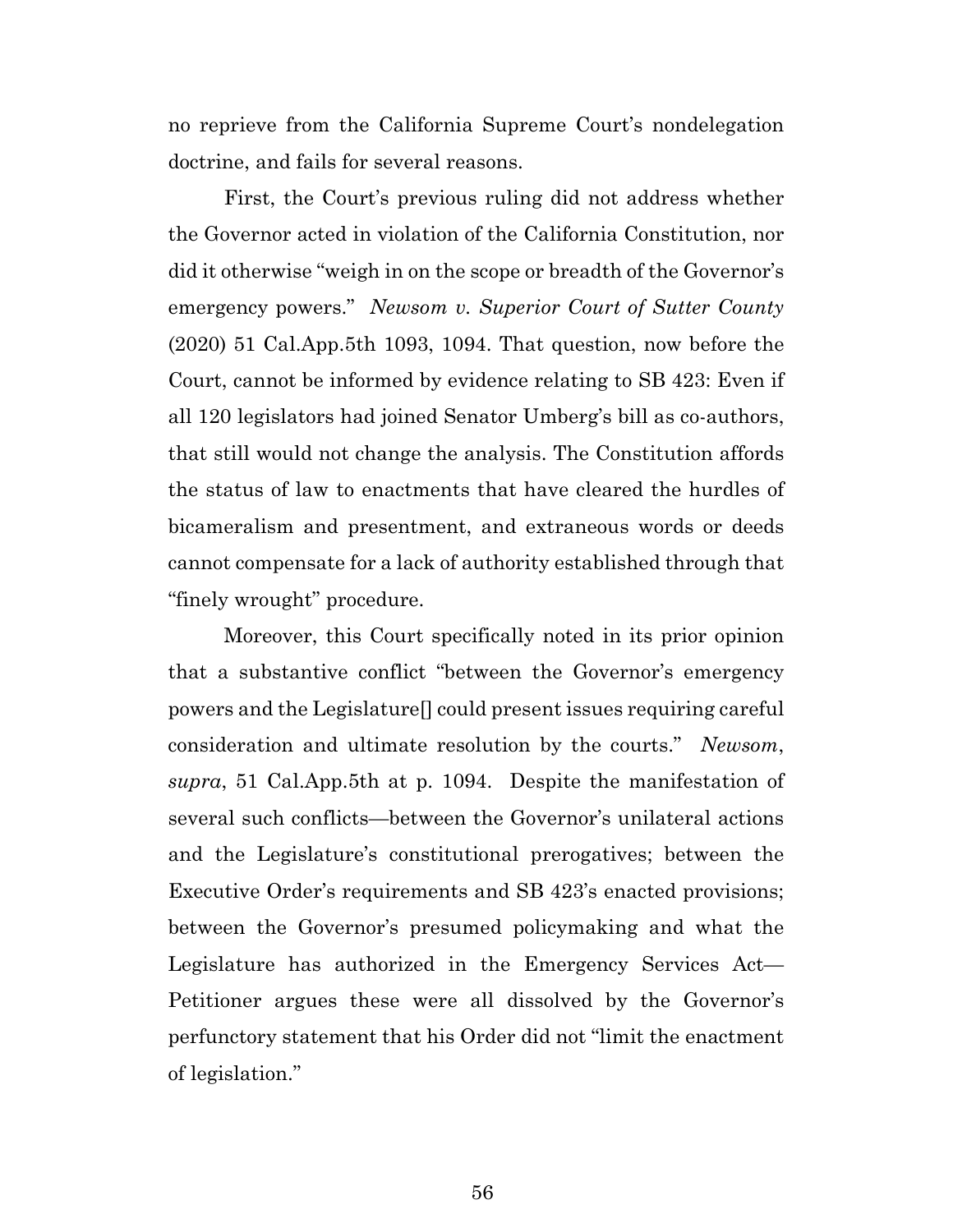no reprieve from the California Supreme Court's nondelegation doctrine, and fails for several reasons.

First, the Court's previous ruling did not address whether the Governor acted in violation of the California Constitution, nor did it otherwise "weigh in on the scope or breadth of the Governor's emergency powers." *Newsom v. Superior Court of Sutter County* (2020) 51 Cal.App.5th 1093, 1094. That question, now before the Court, cannot be informed by evidence relating to SB 423: Even if all 120 legislators had joined Senator Umberg's bill as co-authors, that still would not change the analysis. The Constitution affords the status of law to enactments that have cleared the hurdles of bicameralism and presentment, and extraneous words or deeds cannot compensate for a lack of authority established through that "finely wrought" procedure.

Moreover, this Court specifically noted in its prior opinion that a substantive conflict "between the Governor's emergency powers and the Legislature[] could present issues requiring careful consideration and ultimate resolution by the courts." *Newsom*, *supra*, 51 Cal.App.5th at p. 1094. Despite the manifestation of several such conflicts—between the Governor's unilateral actions and the Legislature's constitutional prerogatives; between the Executive Order's requirements and SB 423's enacted provisions; between the Governor's presumed policymaking and what the Legislature has authorized in the Emergency Services Act—Petitioner argues these were all dissolved by the Governor's perfunctory statement that his Order did not "limit the enactment of legislation."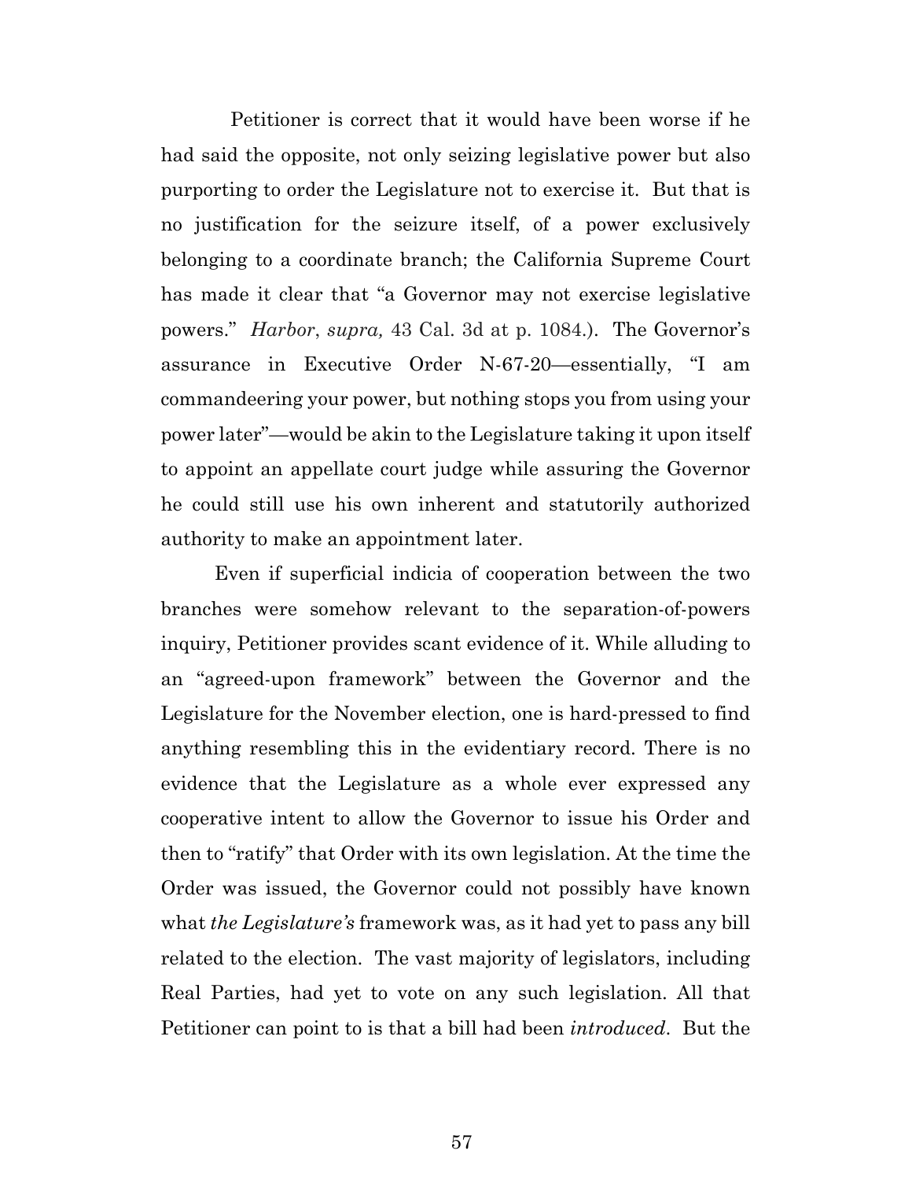Petitioner is correct that it would have been worse if he had said the opposite, not only seizing legislative power but also purporting to order the Legislature not to exercise it. But that is no justification for the seizure itself, of a power exclusively belonging to a coordinate branch; the California Supreme Court has made it clear that "a Governor may not exercise legislative powers." *Harbor*, *supra,* 43 Cal. 3d at p. 1084.). The Governor's assurance in Executive Order N-67-20—essentially, "I am commandeering your power, but nothing stops you from using your power later"—would be akin to the Legislature taking it upon itself to appoint an appellate court judge while assuring the Governor he could still use his own inherent and statutorily authorized authority to make an appointment later.

Even if superficial indicia of cooperation between the two branches were somehow relevant to the separation-of-powers inquiry, Petitioner provides scant evidence of it. While alluding to an "agreed-upon framework" between the Governor and the Legislature for the November election, one is hard-pressed to find anything resembling this in the evidentiary record. There is no evidence that the Legislature as a whole ever expressed any cooperative intent to allow the Governor to issue his Order and then to "ratify" that Order with its own legislation. At the time the Order was issued, the Governor could not possibly have known what *the Legislature's* framework was, as it had yet to pass any bill related to the election. The vast majority of legislators, including Real Parties, had yet to vote on any such legislation. All that Petitioner can point to is that a bill had been *introduced*. But the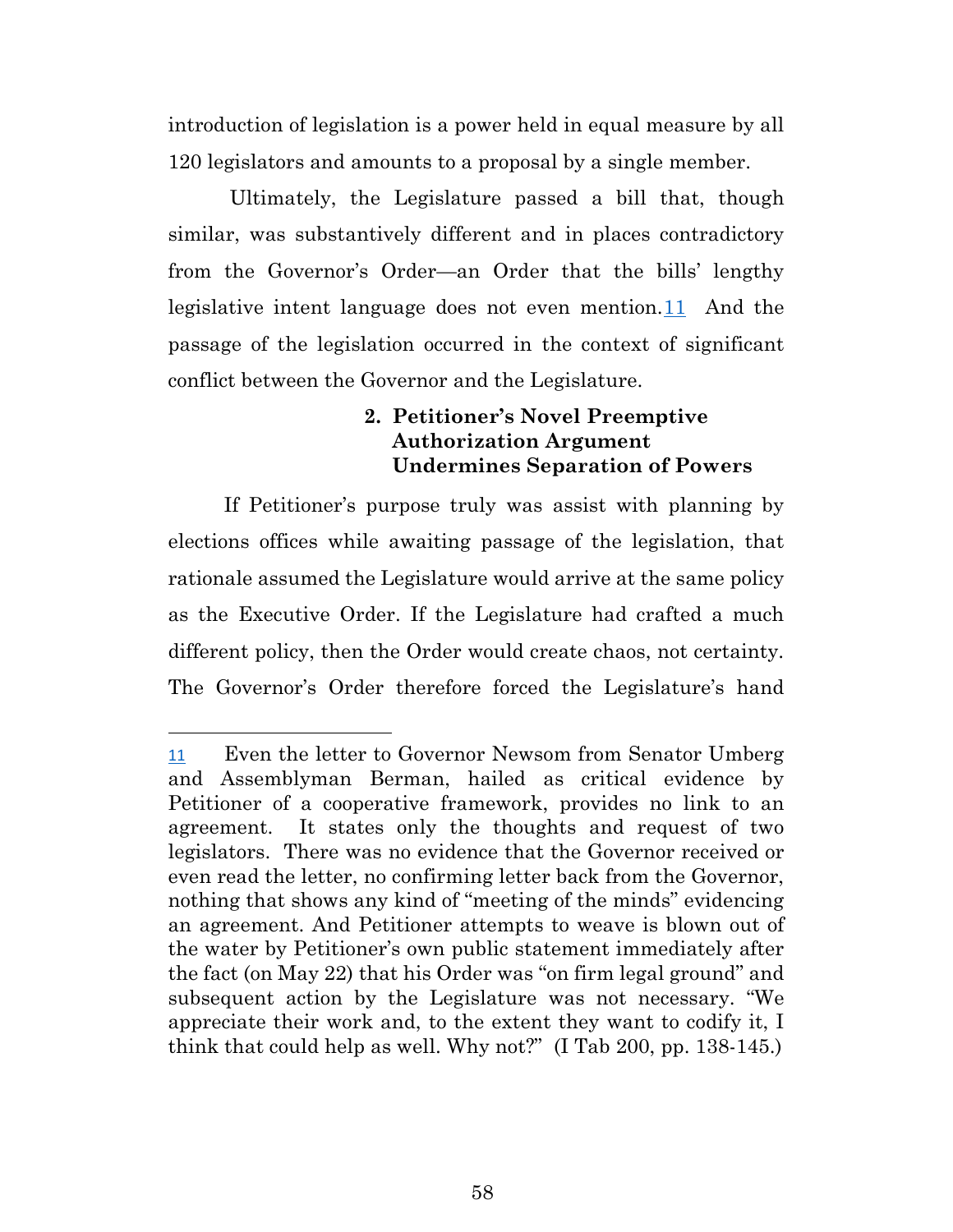introduction of legislation is a power held in equal measure by all 120 legislators and amounts to a proposal by a single member.

Ultimately, the Legislature passed a bill that, though similar, was substantively different and in places contradictory from the Governor's Order—an Order that the bills' lengthy legislative intent language does not even mention.[11] And the passage of the legislation occurred in the context of significant conflict between the Governor and the Legislature.

### 2. Petitioner's Novel Preemptive Authorization Argument Undermines Separation of Powers

If Petitioner's purpose truly was assist with planning by elections offices while awaiting passage of the legislation, that rationale assumed the Legislature would arrive at the same policy as the Executive Order. If the Legislature had crafted a much different policy, then the Order would create chaos, not certainty. The Governor's Order therefore forced the Legislature's hand

---

[11] Even the letter to Governor Newsom from Senator Umberg and Assemblyman Berman, hailed as critical evidence by Petitioner of a cooperative framework, provides no link to an agreement. It states only the thoughts and request of two legislators. There was no evidence that the Governor received or even read the letter, no confirming letter back from the Governor, nothing that shows any kind of "meeting of the minds" evidencing an agreement. And Petitioner attempts to weave is blown out of the water by Petitioner's own public statement immediately after the fact (on May 22) that his Order was "on firm legal ground" and subsequent action by the Legislature was not necessary. "We appreciate their work and, to the extent they want to codify it, I think that could help as well. Why not?" (I Tab 200, pp. 138-145.)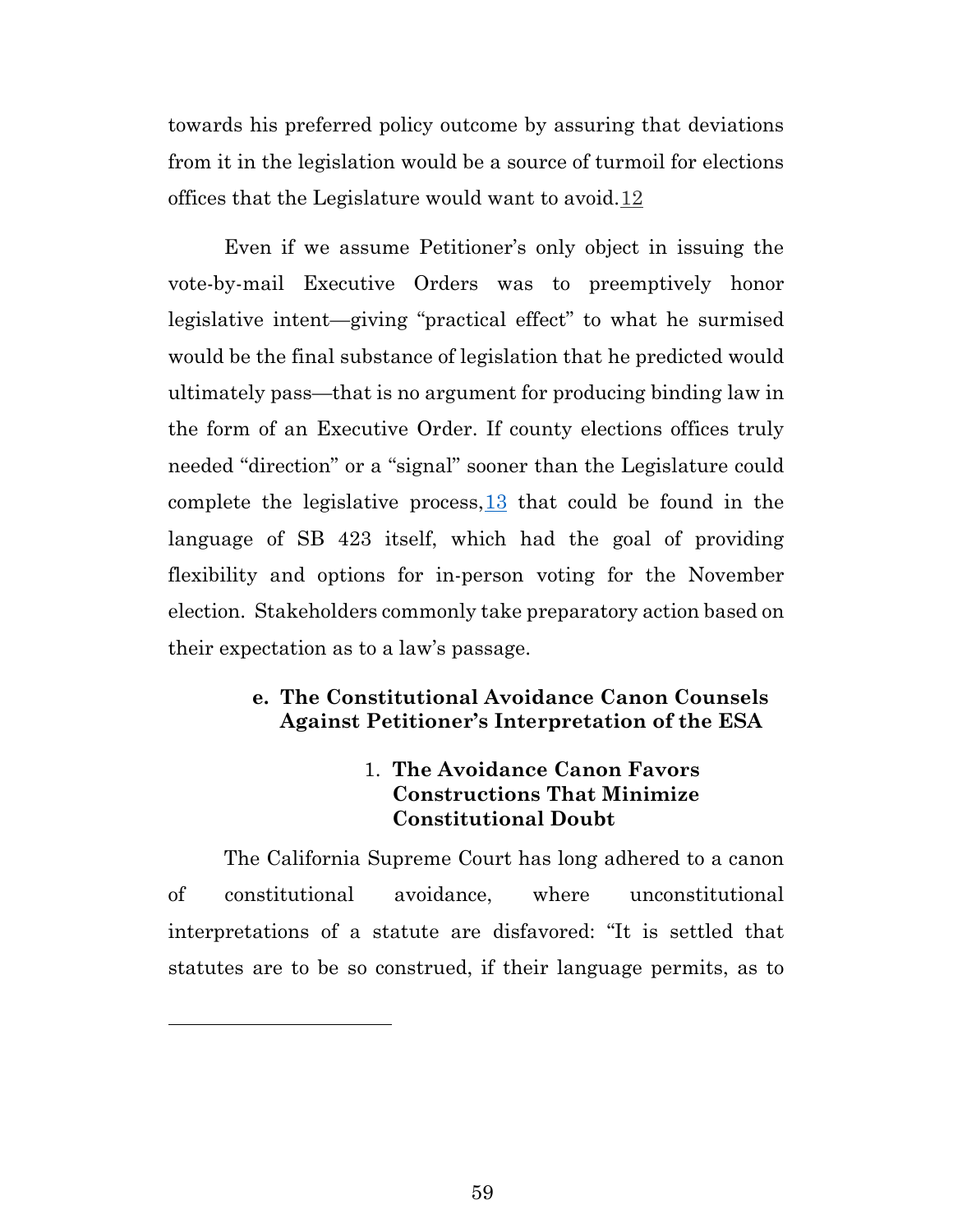towards his preferred policy outcome by assuring that deviations from it in the legislation would be a source of turmoil for elections offices that the Legislature would want to avoid.[12]

Even if we assume Petitioner's only object in issuing the vote-by-mail Executive Orders was to preemptively honor legislative intent—giving "practical effect" to what he surmised would be the final substance of legislation that he predicted would ultimately pass—that is no argument for producing binding law in the form of an Executive Order. If county elections offices truly needed "direction" or a "signal" sooner than the Legislature could complete the legislative process,[13] that could be found in the language of SB 423 itself, which had the goal of providing flexibility and options for in-person voting for the November election. Stakeholders commonly take preparatory action based on their expectation as to a law's passage.

### e. The Constitutional Avoidance Canon Counsels Against Petitioner's Interpretation of the ESA

#### 1. The Avoidance Canon Favors Constructions That Minimize Constitutional Doubt

The California Supreme Court has long adhered to a canon of constitutional avoidance, where unconstitutional interpretations of a statute are disfavored: "It is settled that statutes are to be so construed, if their language permits, as to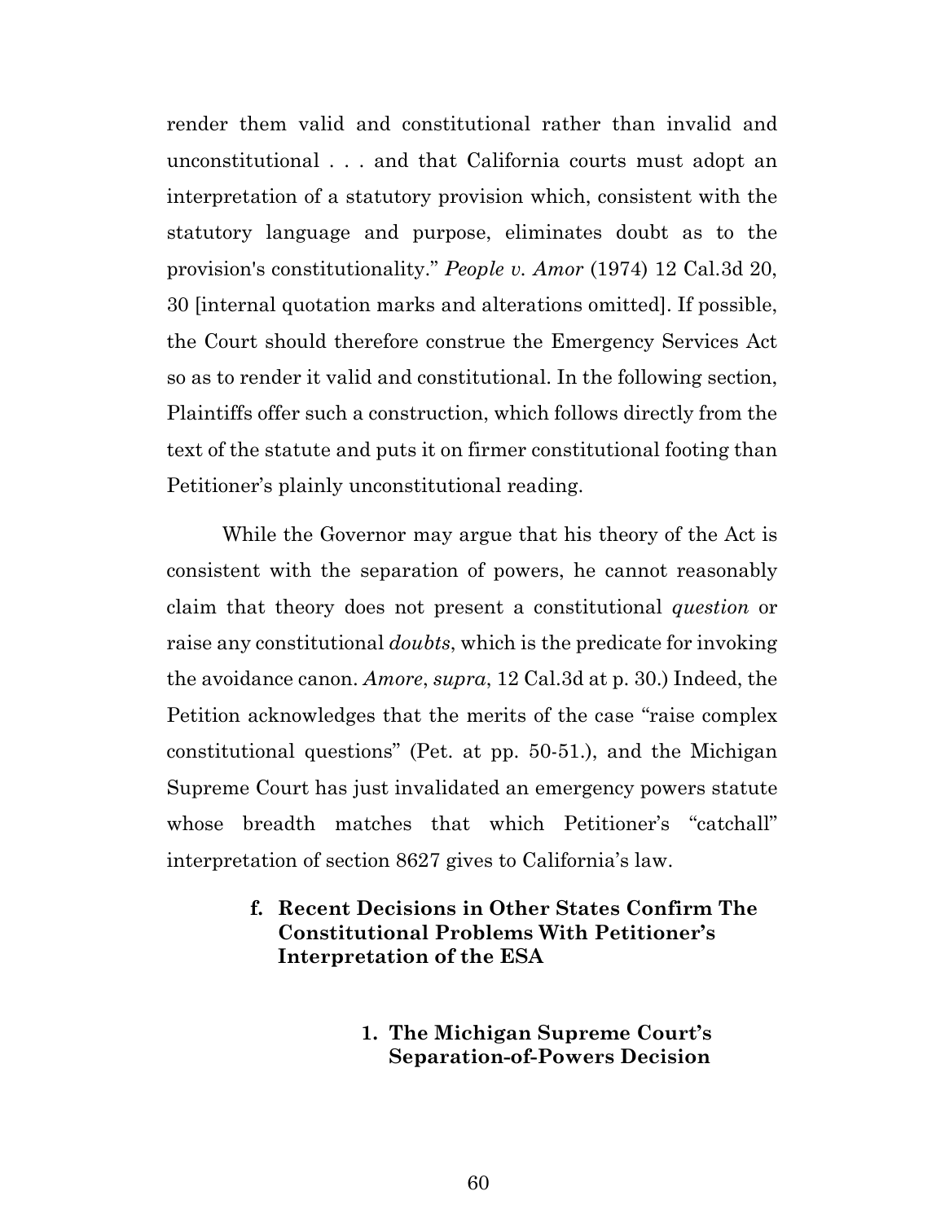render them valid and constitutional rather than invalid and unconstitutional . . . and that California courts must adopt an interpretation of a statutory provision which, consistent with the statutory language and purpose, eliminates doubt as to the provision's constitutionality." *People v. Amor* (1974) 12 Cal.3d 20, 30 [internal quotation marks and alterations omitted]. If possible, the Court should therefore construe the Emergency Services Act so as to render it valid and constitutional. In the following section, Plaintiffs offer such a construction, which follows directly from the text of the statute and puts it on firmer constitutional footing than Petitioner's plainly unconstitutional reading.

While the Governor may argue that his theory of the Act is consistent with the separation of powers, he cannot reasonably claim that theory does not present a constitutional *question* or raise any constitutional *doubts*, which is the predicate for invoking the avoidance canon. *Amore*, *supra*, 12 Cal.3d at p. 30.) Indeed, the Petition acknowledges that the merits of the case "raise complex constitutional questions" (Pet. at pp. 50-51.), and the Michigan Supreme Court has just invalidated an emergency powers statute whose breadth matches that which Petitioner's "catchall" interpretation of section 8627 gives to California's law.

### f. Recent Decisions in Other States Confirm The Constitutional Problems With Petitioner's Interpretation of the ESA

#### 1. The Michigan Supreme Court's Separation-of-Powers Decision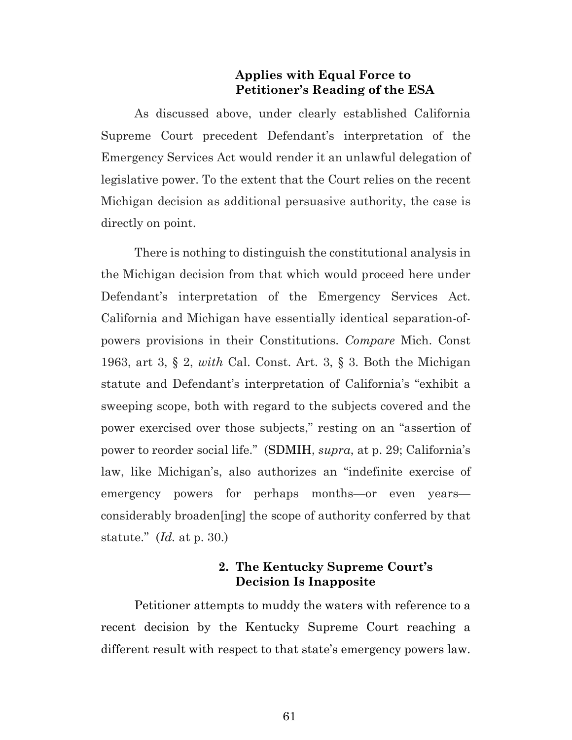### Applies with Equal Force to Petitioner's Reading of the ESA

As discussed above, under clearly established California Supreme Court precedent Defendant's interpretation of the Emergency Services Act would render it an unlawful delegation of legislative power. To the extent that the Court relies on the recent Michigan decision as additional persuasive authority, the case is directly on point.

There is nothing to distinguish the constitutional analysis in the Michigan decision from that which would proceed here under Defendant's interpretation of the Emergency Services Act. California and Michigan have essentially identical separation-of-powers provisions in their Constitutions. *Compare* Mich. Const 1963, art 3, § 2, *with* Cal. Const. Art. 3, § 3. Both the Michigan statute and Defendant's interpretation of California's "exhibit a sweeping scope, both with regard to the subjects covered and the power exercised over those subjects," resting on an "assertion of power to reorder social life." (SDMIH, *supra*, at p. 29; California's law, like Michigan's, also authorizes an "indefinite exercise of emergency powers for perhaps months—or even years—considerably broaden[ing] the scope of authority conferred by that statute." (*Id.* at p. 30.)

### 2. The Kentucky Supreme Court's Decision Is Inapposite

Petitioner attempts to muddy the waters with reference to a recent decision by the Kentucky Supreme Court reaching a different result with respect to that state's emergency powers law.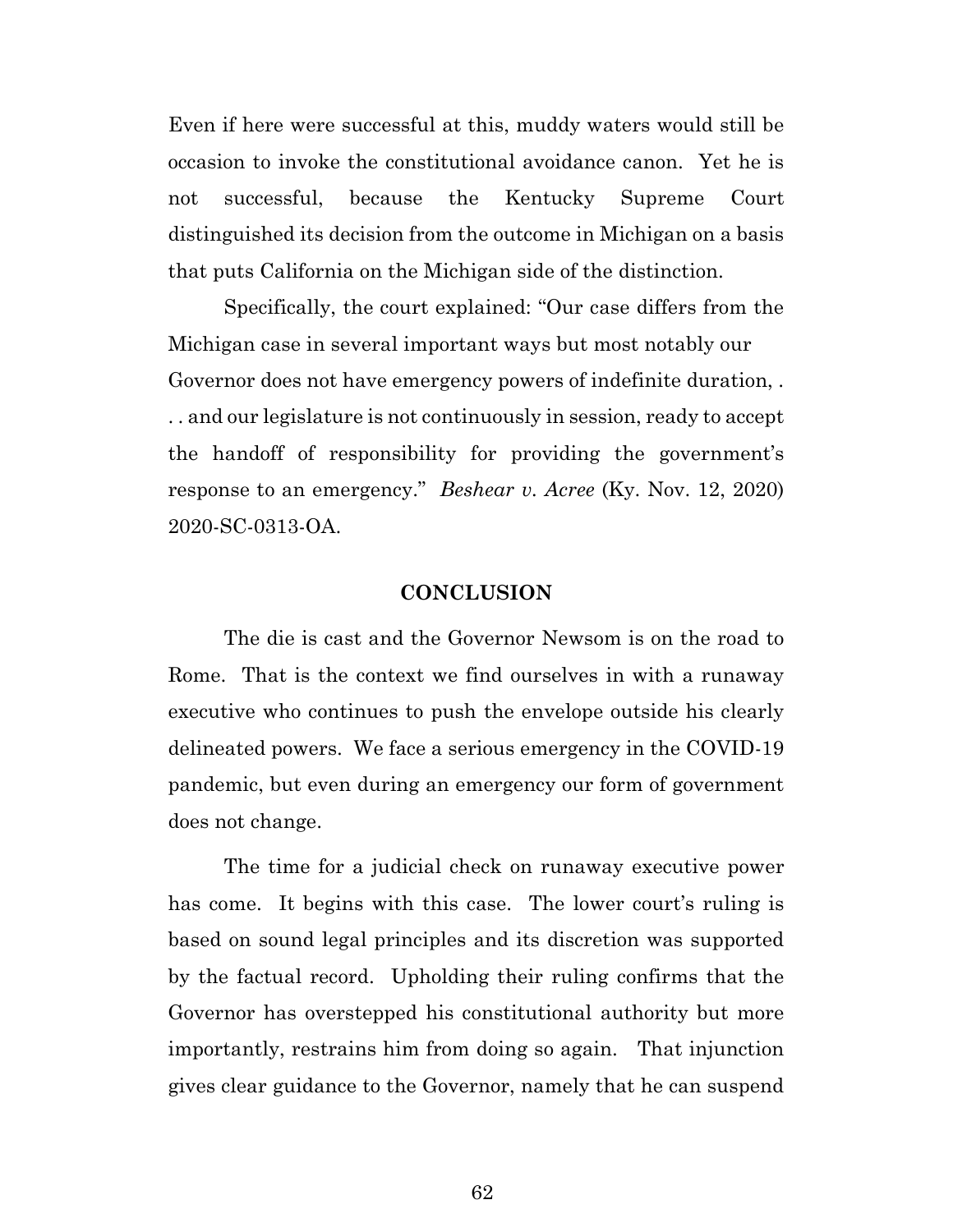Even if here were successful at this, muddy waters would still be occasion to invoke the constitutional avoidance canon. Yet he is not successful, because the Kentucky Supreme Court distinguished its decision from the outcome in Michigan on a basis that puts California on the Michigan side of the distinction.

Specifically, the court explained: "Our case differs from the Michigan case in several important ways but most notably our Governor does not have emergency powers of indefinite duration, . . . and our legislature is not continuously in session, ready to accept the handoff of responsibility for providing the government's response to an emergency." *Beshear v. Acree* (Ky. Nov. 12, 2020) 2020-SC-0313-OA.

## CONCLUSION

The die is cast and the Governor Newsom is on the road to Rome. That is the context we find ourselves in with a runaway executive who continues to push the envelope outside his clearly delineated powers. We face a serious emergency in the COVID-19 pandemic, but even during an emergency our form of government does not change.

The time for a judicial check on runaway executive power has come. It begins with this case. The lower court's ruling is based on sound legal principles and its discretion was supported by the factual record. Upholding their ruling confirms that the Governor has overstepped his constitutional authority but more importantly, restrains him from doing so again. That injunction gives clear guidance to the Governor, namely that he can suspend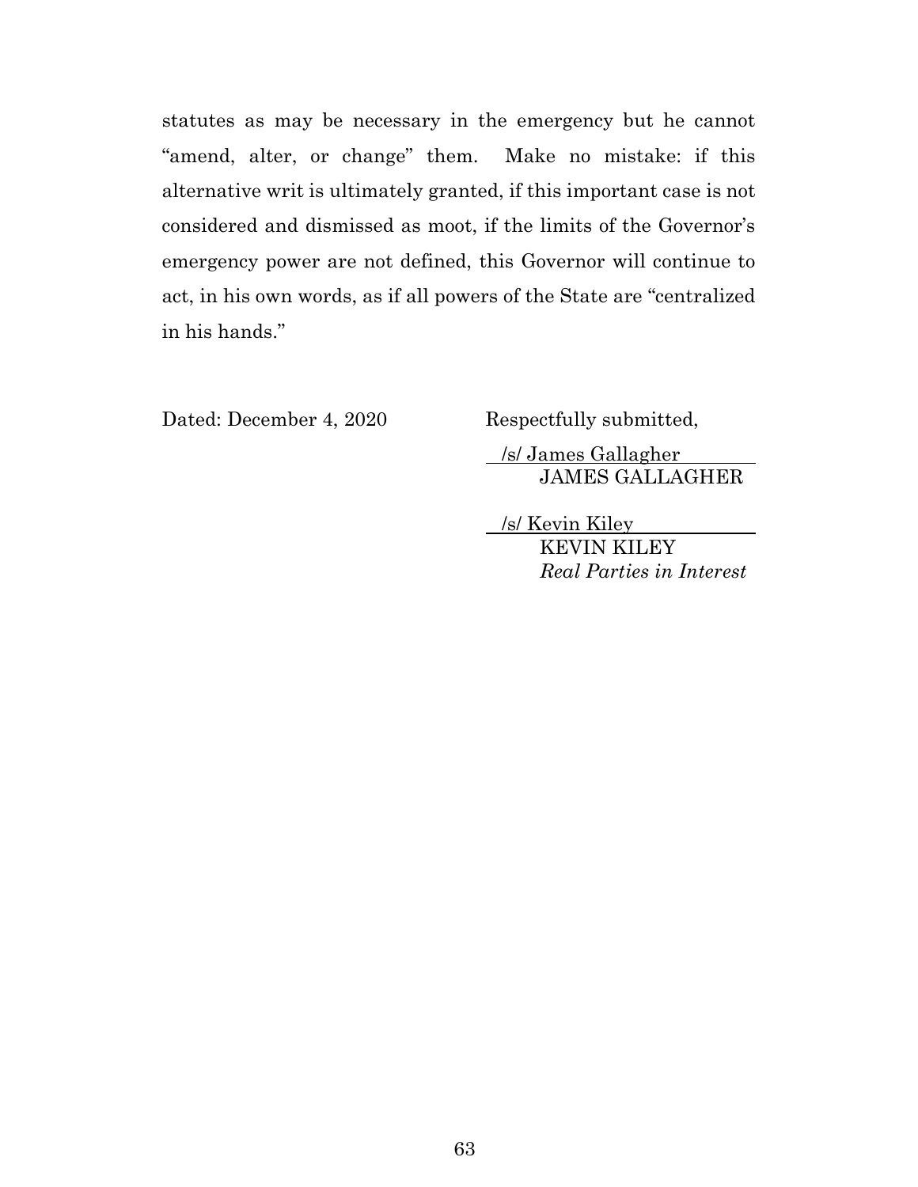statutes as may be necessary in the emergency but he cannot "amend, alter, or change" them. Make no mistake: if this alternative writ is ultimately granted, if this important case is not considered and dismissed as moot, if the limits of the Governor's emergency power are not defined, this Governor will continue to act, in his own words, as if all powers of the State are "centralized in his hands."

Dated: December 4, 2020

Respectfully submitted,

/s/ James Gallagher
JAMES GALLAGHER

/s/ Kevin Kiley
KEVIN KILEY
*Real Parties in Interest*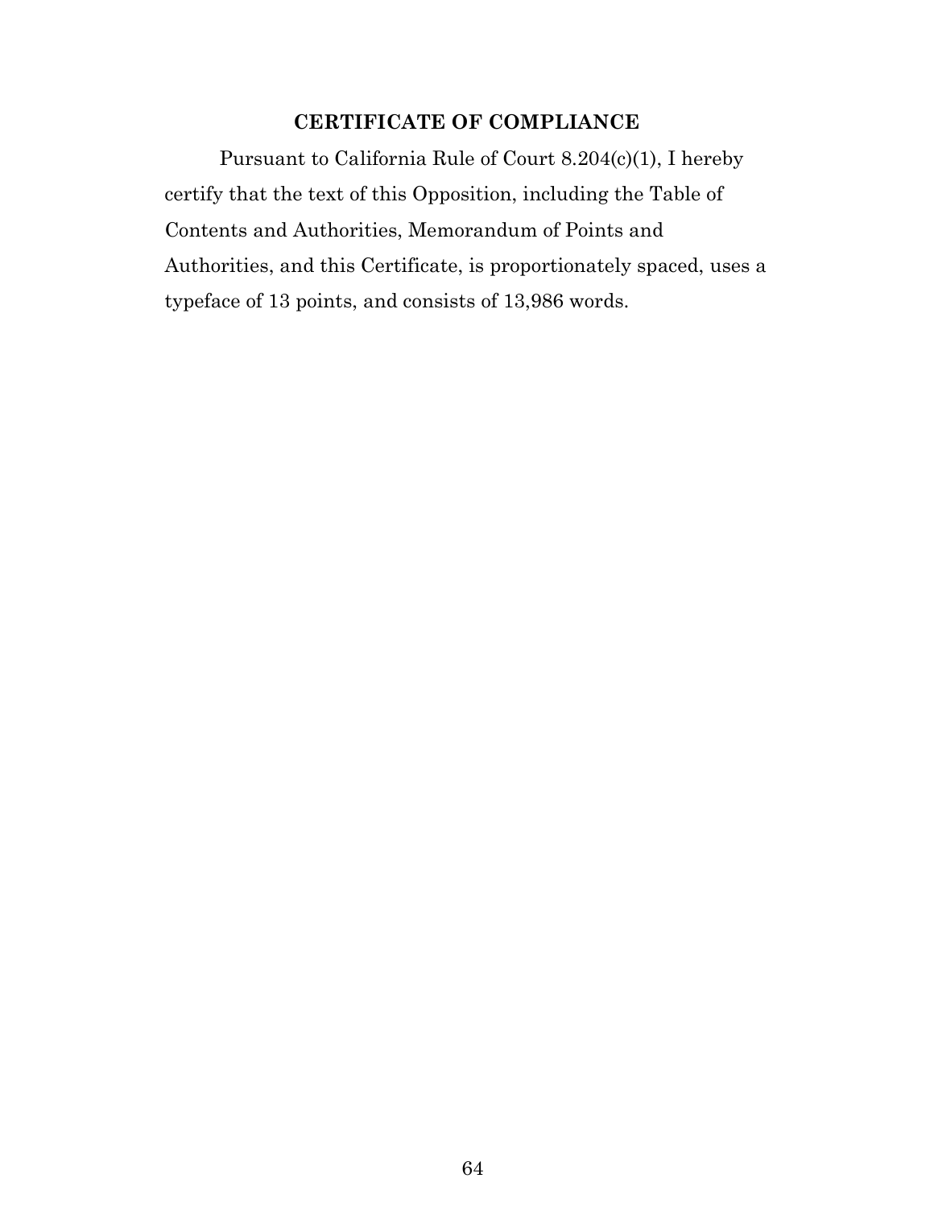## CERTIFICATE OF COMPLIANCE

Pursuant to California Rule of Court 8.204(c)(1), I hereby certify that the text of this Opposition, including the Table of Contents and Authorities, Memorandum of Points and Authorities, and this Certificate, is proportionately spaced, uses a typeface of 13 points, and consists of 13,986 words.